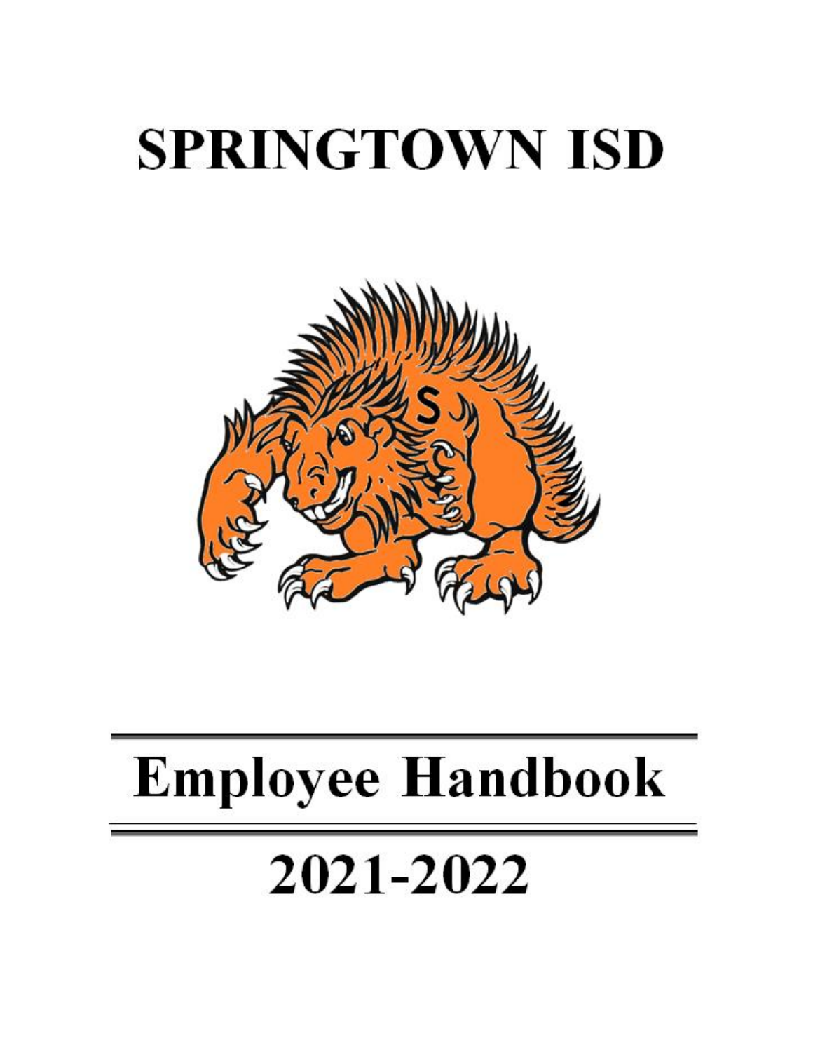# SPRINGTOWN ISD

# Employee Handbook

## 2021-2022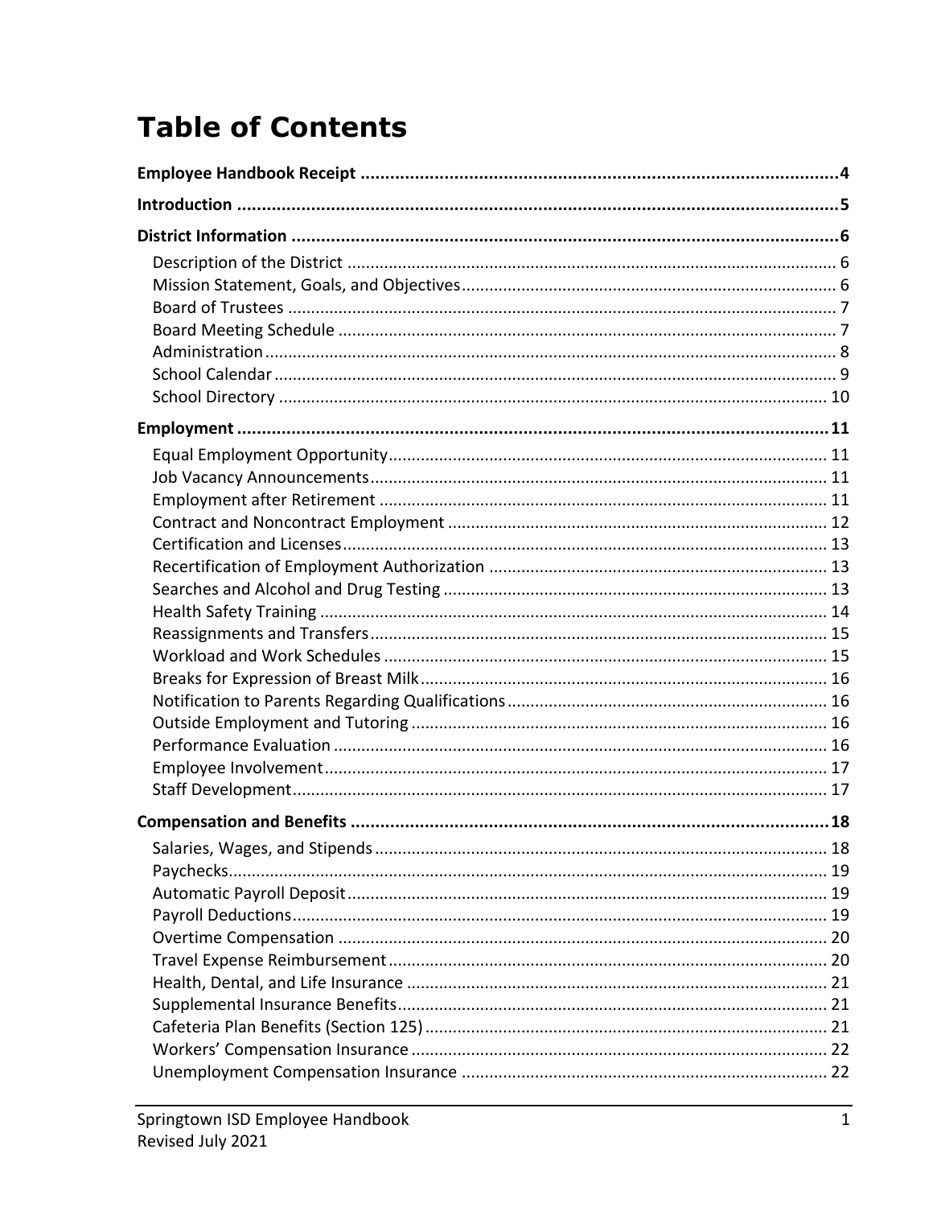# Table of Contents

**Employee Handbook Receipt** .......... **4**

**Introduction** .......... **5**

**District Information** .......... **6**

- Description of the District .......... 6
- Mission Statement, Goals, and Objectives .......... 6
- Board of Trustees .......... 7
- Board Meeting Schedule .......... 7
- Administration .......... 8
- School Calendar .......... 9
- School Directory .......... 10

**Employment** .......... **11**

- Equal Employment Opportunity .......... 11
- Job Vacancy Announcements .......... 11
- Employment after Retirement .......... 11
- Contract and Noncontract Employment .......... 12
- Certification and Licenses .......... 13
- Recertification of Employment Authorization .......... 13
- Searches and Alcohol and Drug Testing .......... 13
- Health Safety Training .......... 14
- Reassignments and Transfers .......... 15
- Workload and Work Schedules .......... 15
- Breaks for Expression of Breast Milk .......... 16
- Notification to Parents Regarding Qualifications .......... 16
- Outside Employment and Tutoring .......... 16
- Performance Evaluation .......... 16
- Employee Involvement .......... 17
- Staff Development .......... 17

**Compensation and Benefits** .......... **18**

- Salaries, Wages, and Stipends .......... 18
- Paychecks .......... 19
- Automatic Payroll Deposit .......... 19
- Payroll Deductions .......... 19
- Overtime Compensation .......... 20
- Travel Expense Reimbursement .......... 20
- Health, Dental, and Life Insurance .......... 21
- Supplemental Insurance Benefits .......... 21
- Cafeteria Plan Benefits (Section 125) .......... 21
- Workers' Compensation Insurance .......... 22
- Unemployment Compensation Insurance .......... 22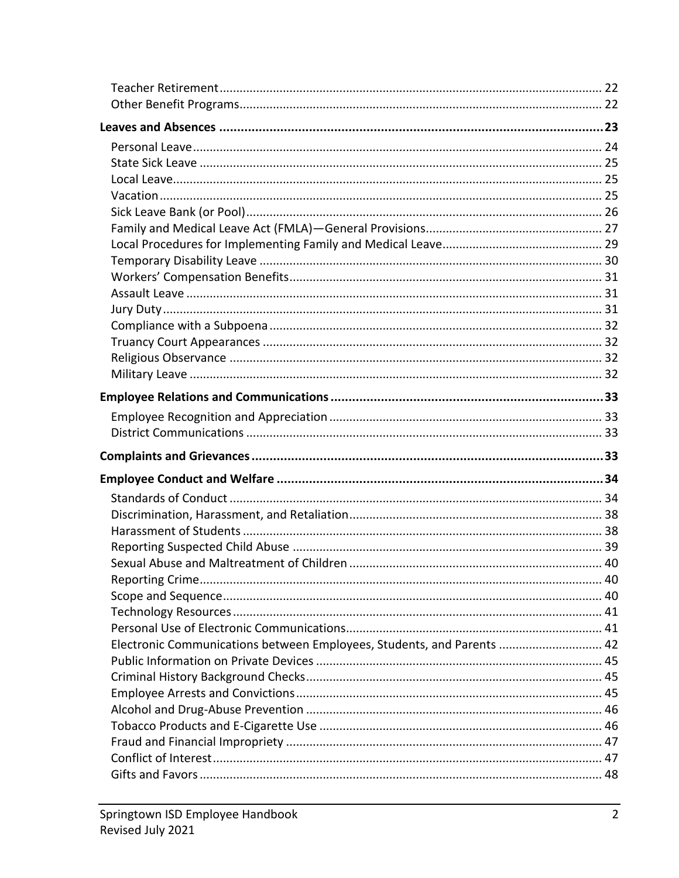Teacher Retirement ............................................................................................................ 22
Other Benefit Programs ..................................................................................................... 22

**Leaves and Absences ........................................................................................................ 23**

Personal Leave .................................................................................................................. 24
State Sick Leave ................................................................................................................ 25
Local Leave ........................................................................................................................ 25
Vacation ............................................................................................................................ 25
Sick Leave Bank (or Pool) .................................................................................................. 26
Family and Medical Leave Act (FMLA)—General Provisions .............................................. 27
Local Procedures for Implementing Family and Medical Leave ......................................... 29
Temporary Disability Leave ............................................................................................... 30
Workers' Compensation Benefits ...................................................................................... 31
Assault Leave .................................................................................................................... 31
Jury Duty ........................................................................................................................... 31
Compliance with a Subpoena ............................................................................................ 32
Truancy Court Appearances .............................................................................................. 32
Religious Observance ........................................................................................................ 32
Military Leave .................................................................................................................... 32

**Employee Relations and Communications ....................................................................... 33**

Employee Recognition and Appreciation .......................................................................... 33
District Communications ................................................................................................... 33

**Complaints and Grievances ............................................................................................... 33**

**Employee Conduct and Welfare ........................................................................................ 34**

Standards of Conduct ........................................................................................................ 34
Discrimination, Harassment, and Retaliation .................................................................... 38
Harassment of Students .................................................................................................... 38
Reporting Suspected Child Abuse ..................................................................................... 39
Sexual Abuse and Maltreatment of Children ..................................................................... 40
Reporting Crime ................................................................................................................ 40
Scope and Sequence .......................................................................................................... 40
Technology Resources ....................................................................................................... 41
Personal Use of Electronic Communications ..................................................................... 41
Electronic Communications between Employees, Students, and Parents ......................... 42
Public Information on Private Devices ............................................................................... 45
Criminal History Background Checks ................................................................................. 45
Employee Arrests and Convictions .................................................................................... 45
Alcohol and Drug-Abuse Prevention ................................................................................. 46
Tobacco Products and E-Cigarette Use .............................................................................. 46
Fraud and Financial Impropriety ....................................................................................... 47
Conflict of Interest ............................................................................................................. 47
Gifts and Favors ................................................................................................................. 48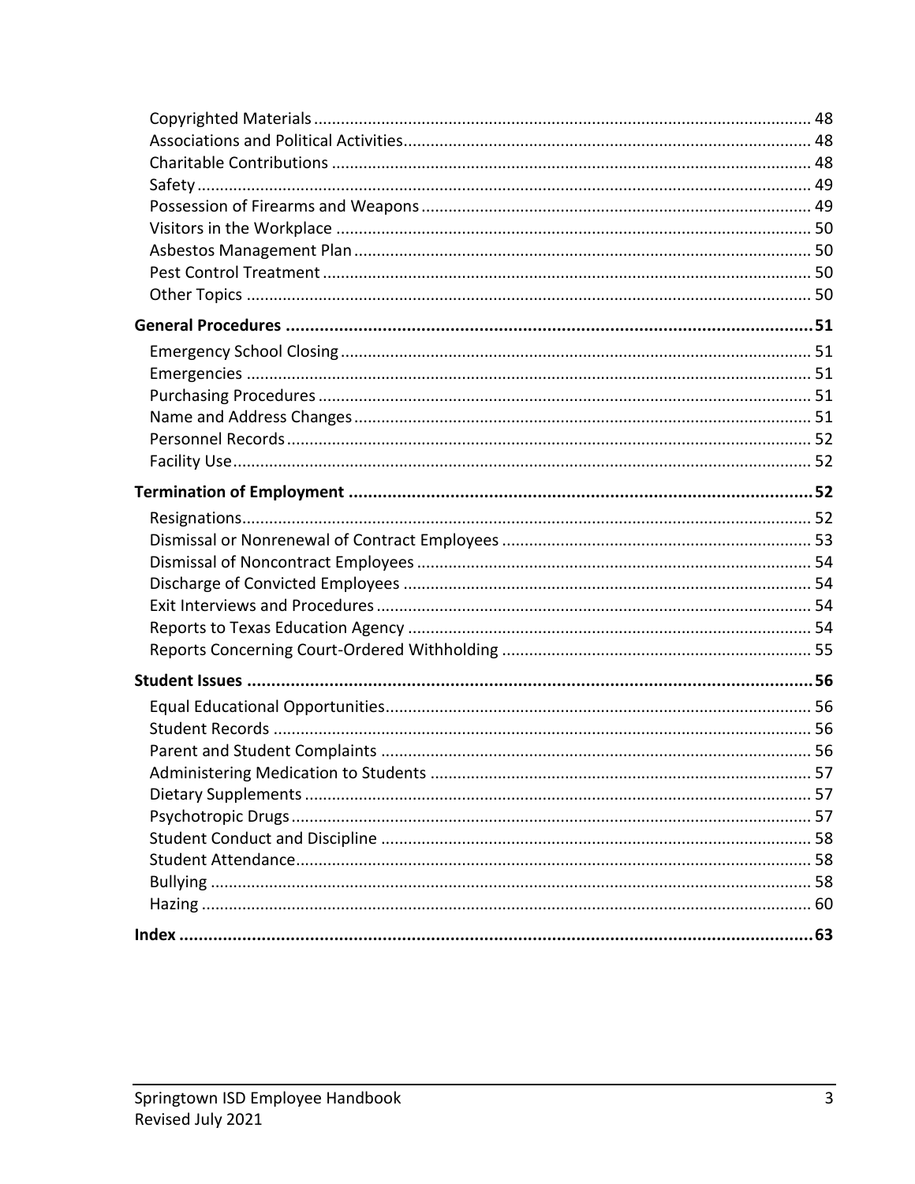Copyrighted Materials .......... 48
Associations and Political Activities .......... 48
Charitable Contributions .......... 48
Safety .......... 49
Possession of Firearms and Weapons .......... 49
Visitors in the Workplace .......... 50
Asbestos Management Plan .......... 50
Pest Control Treatment .......... 50
Other Topics .......... 50

**General Procedures .......... 51**

Emergency School Closing .......... 51
Emergencies .......... 51
Purchasing Procedures .......... 51
Name and Address Changes .......... 51
Personnel Records .......... 52
Facility Use .......... 52

**Termination of Employment .......... 52**

Resignations .......... 52
Dismissal or Nonrenewal of Contract Employees .......... 53
Dismissal of Noncontract Employees .......... 54
Discharge of Convicted Employees .......... 54
Exit Interviews and Procedures .......... 54
Reports to Texas Education Agency .......... 54
Reports Concerning Court-Ordered Withholding .......... 55

**Student Issues .......... 56**

Equal Educational Opportunities .......... 56
Student Records .......... 56
Parent and Student Complaints .......... 56
Administering Medication to Students .......... 57
Dietary Supplements .......... 57
Psychotropic Drugs .......... 57
Student Conduct and Discipline .......... 58
Student Attendance .......... 58
Bullying .......... 58
Hazing .......... 60

**Index .......... 63**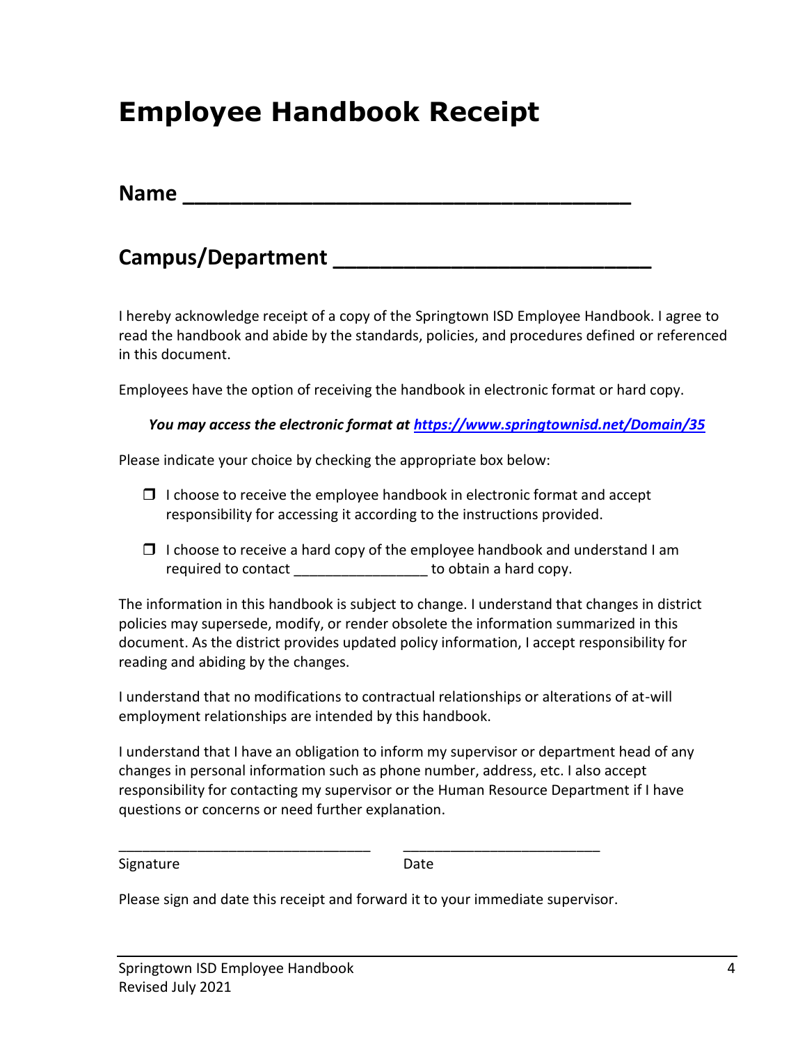# Employee Handbook Receipt

## Name ______________________________________

## Campus/Department ___________________________

I hereby acknowledge receipt of a copy of the Springtown ISD Employee Handbook. I agree to read the handbook and abide by the standards, policies, and procedures defined or referenced in this document.

Employees have the option of receiving the handbook in electronic format or hard copy.

***You may access the electronic format at [https://www.springtownisd.net/Domain/35](https://www.springtownisd.net/Domain/35)***

Please indicate your choice by checking the appropriate box below:

- ☐ I choose to receive the employee handbook in electronic format and accept responsibility for accessing it according to the instructions provided.
- ☐ I choose to receive a hard copy of the employee handbook and understand I am required to contact ________________ to obtain a hard copy.

The information in this handbook is subject to change. I understand that changes in district policies may supersede, modify, or render obsolete the information summarized in this document. As the district provides updated policy information, I accept responsibility for reading and abiding by the changes.

I understand that no modifications to contractual relationships or alterations of at-will employment relationships are intended by this handbook.

I understand that I have an obligation to inform my supervisor or department head of any changes in personal information such as phone number, address, etc. I also accept responsibility for contacting my supervisor or the Human Resource Department if I have questions or concerns or need further explanation.

________________________________ ________________________

Signature Date

Please sign and date this receipt and forward it to your immediate supervisor.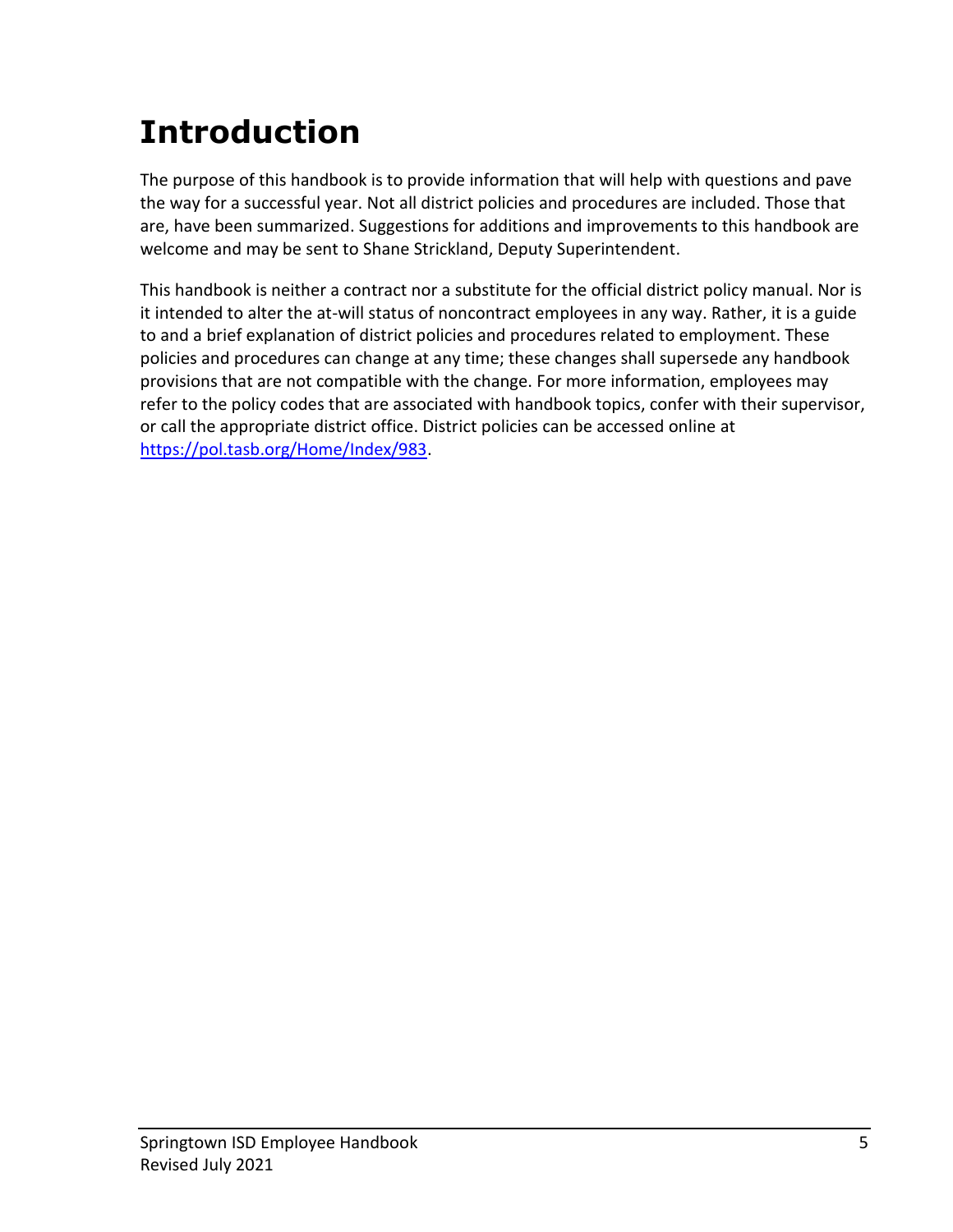# Introduction

The purpose of this handbook is to provide information that will help with questions and pave the way for a successful year. Not all district policies and procedures are included. Those that are, have been summarized. Suggestions for additions and improvements to this handbook are welcome and may be sent to Shane Strickland, Deputy Superintendent.

This handbook is neither a contract nor a substitute for the official district policy manual. Nor is it intended to alter the at-will status of noncontract employees in any way. Rather, it is a guide to and a brief explanation of district policies and procedures related to employment. These policies and procedures can change at any time; these changes shall supersede any handbook provisions that are not compatible with the change. For more information, employees may refer to the policy codes that are associated with handbook topics, confer with their supervisor, or call the appropriate district office. District policies can be accessed online at [https://pol.tasb.org/Home/Index/983](https://pol.tasb.org/Home/Index/983).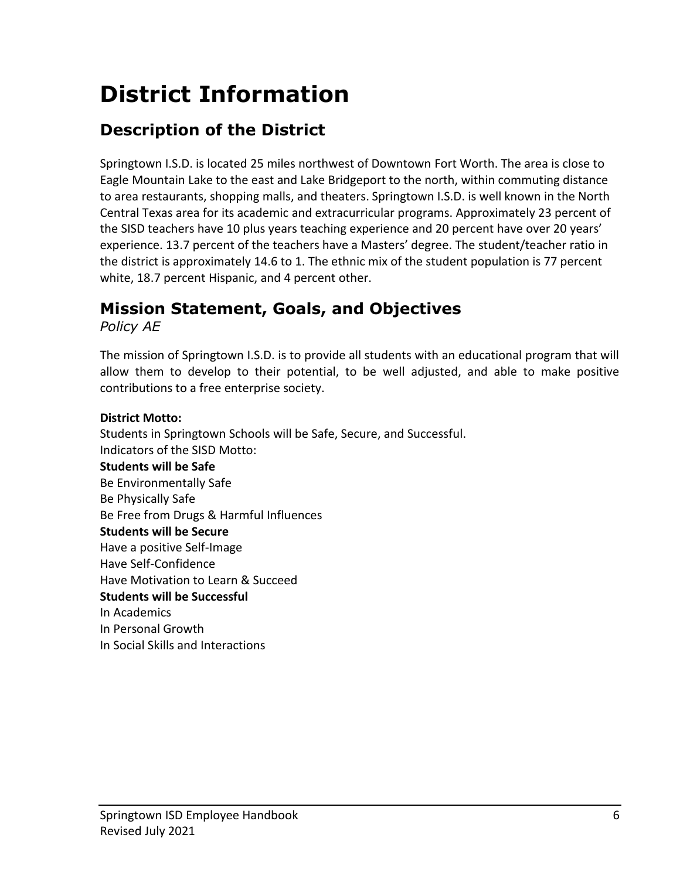# District Information

## Description of the District

Springtown I.S.D. is located 25 miles northwest of Downtown Fort Worth. The area is close to Eagle Mountain Lake to the east and Lake Bridgeport to the north, within commuting distance to area restaurants, shopping malls, and theaters. Springtown I.S.D. is well known in the North Central Texas area for its academic and extracurricular programs. Approximately 23 percent of the SISD teachers have 10 plus years teaching experience and 20 percent have over 20 years' experience. 13.7 percent of the teachers have a Masters' degree. The student/teacher ratio in the district is approximately 14.6 to 1. The ethnic mix of the student population is 77 percent white, 18.7 percent Hispanic, and 4 percent other.

## Mission Statement, Goals, and Objectives

*Policy AE*

The mission of Springtown I.S.D. is to provide all students with an educational program that will allow them to develop to their potential, to be well adjusted, and able to make positive contributions to a free enterprise society.

**District Motto:**

Students in Springtown Schools will be Safe, Secure, and Successful.
Indicators of the SISD Motto:

**Students will be Safe**

Be Environmentally Safe
Be Physically Safe
Be Free from Drugs & Harmful Influences

**Students will be Secure**

Have a positive Self-Image
Have Self-Confidence
Have Motivation to Learn & Succeed

**Students will be Successful**

In Academics
In Personal Growth
In Social Skills and Interactions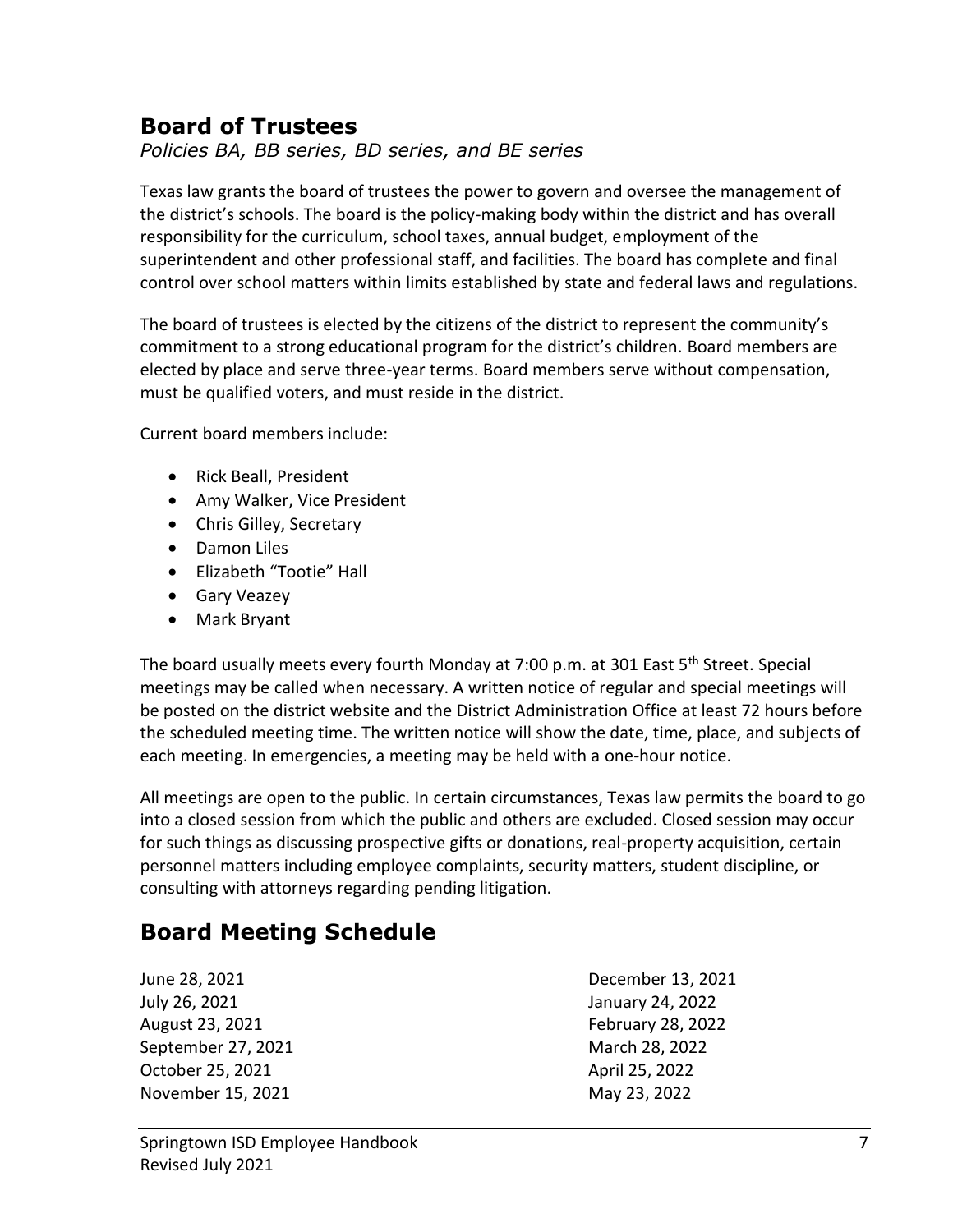## Board of Trustees

*Policies BA, BB series, BD series, and BE series*

Texas law grants the board of trustees the power to govern and oversee the management of the district's schools. The board is the policy-making body within the district and has overall responsibility for the curriculum, school taxes, annual budget, employment of the superintendent and other professional staff, and facilities. The board has complete and final control over school matters within limits established by state and federal laws and regulations.

The board of trustees is elected by the citizens of the district to represent the community's commitment to a strong educational program for the district's children. Board members are elected by place and serve three-year terms. Board members serve without compensation, must be qualified voters, and must reside in the district.

Current board members include:

- Rick Beall, President
- Amy Walker, Vice President
- Chris Gilley, Secretary
- Damon Liles
- Elizabeth "Tootie" Hall
- Gary Veazey
- Mark Bryant

The board usually meets every fourth Monday at 7:00 p.m. at 301 East 5th Street. Special meetings may be called when necessary. A written notice of regular and special meetings will be posted on the district website and the District Administration Office at least 72 hours before the scheduled meeting time. The written notice will show the date, time, place, and subjects of each meeting. In emergencies, a meeting may be held with a one-hour notice.

All meetings are open to the public. In certain circumstances, Texas law permits the board to go into a closed session from which the public and others are excluded. Closed session may occur for such things as discussing prospective gifts or donations, real-property acquisition, certain personnel matters including employee complaints, security matters, student discipline, or consulting with attorneys regarding pending litigation.

## Board Meeting Schedule

June 28, 2021
July 26, 2021
August 23, 2021
September 27, 2021
October 25, 2021
November 15, 2021
December 13, 2021
January 24, 2022
February 28, 2022
March 28, 2022
April 25, 2022
May 23, 2022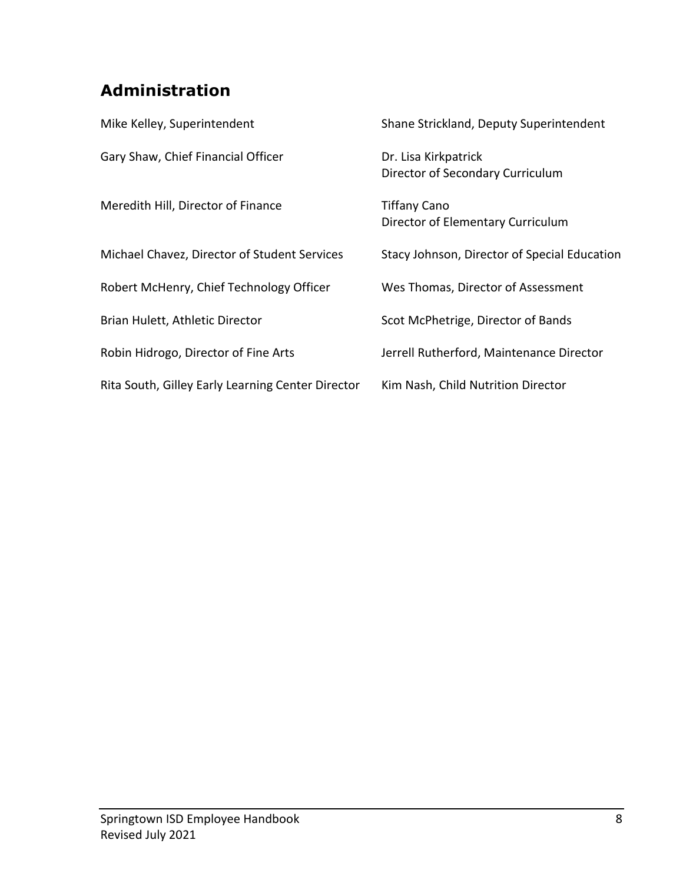## Administration

Mike Kelley, Superintendent

Shane Strickland, Deputy Superintendent

Gary Shaw, Chief Financial Officer

Dr. Lisa Kirkpatrick
Director of Secondary Curriculum

Meredith Hill, Director of Finance

Tiffany Cano
Director of Elementary Curriculum

Michael Chavez, Director of Student Services

Stacy Johnson, Director of Special Education

Robert McHenry, Chief Technology Officer

Wes Thomas, Director of Assessment

Brian Hulett, Athletic Director

Scot McPhetrige, Director of Bands

Robin Hidrogo, Director of Fine Arts

Jerrell Rutherford, Maintenance Director

Rita South, Gilley Early Learning Center Director

Kim Nash, Child Nutrition Director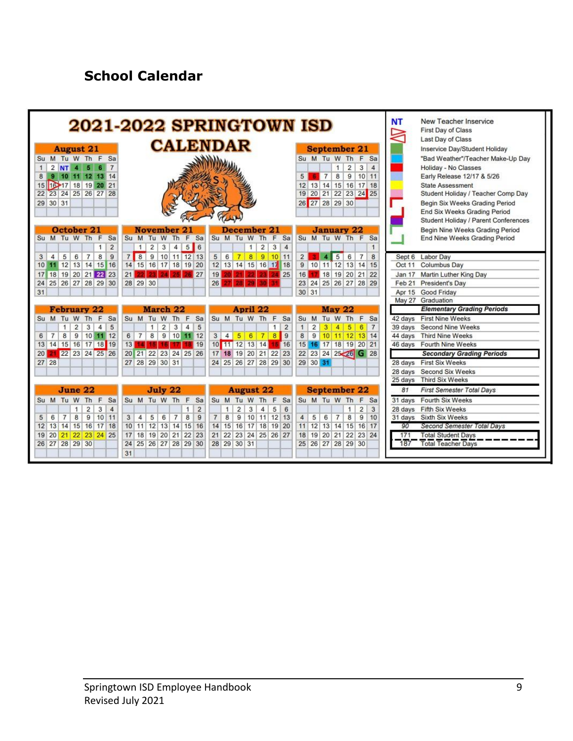## School Calendar

# 2021-2022 SPRINGTOWN ISD CALENDAR

**August 21**

| Su | M | Tu | W | Th | F | Sa |
|---|---|---|---|---|---|---|
| 1 | 2 | NT | 4 | 5 | 6 | 7 |
| 8 | 9 | 10 | 11 | 12 | 13 | 14 |
| 15 | 16 | 17 | 18 | 19 | 20 | 21 |
| 22 | 23 | 24 | 25 | 26 | 27 | 28 |
| 29 | 30 | 31 | | | | |

**September 21**

| Su | M | Tu | W | Th | F | Sa |
|---|---|---|---|---|---|---|
| | | | 1 | 2 | 3 | 4 |
| 5 | 6 | 7 | 8 | 9 | 10 | 11 |
| 12 | 13 | 14 | 15 | 16 | 17 | 18 |
| 19 | 20 | 21 | 22 | 23 | 24 | 25 |
| 26 | 27 | 28 | 29 | 30 | | |

**October 21**

| Su | M | Tu | W | Th | F | Sa |
|---|---|---|---|---|---|---|
| | | | | | 1 | 2 |
| 3 | 4 | 5 | 6 | 7 | 8 | 9 |
| 10 | 11 | 12 | 13 | 14 | 15 | 16 |
| 17 | 18 | 19 | 20 | 21 | 22 | 23 |
| 24 | 25 | 26 | 27 | 28 | 29 | 30 |
| 31 | | | | | | |

**November 21**

| Su | M | Tu | W | Th | F | Sa |
|---|---|---|---|---|---|---|
| | 1 | 2 | 3 | 4 | 5 | 6 |
| 7 | 8 | 9 | 10 | 11 | 12 | 13 |
| 14 | 15 | 16 | 17 | 18 | 19 | 20 |
| 21 | 22 | 23 | 24 | 25 | 26 | 27 |
| 28 | 29 | 30 | | | | |

**December 21**

| Su | M | Tu | W | Th | F | Sa |
|---|---|---|---|---|---|---|
| | | | 1 | 2 | 3 | 4 |
| 5 | 6 | 7 | 8 | 9 | 10 | 11 |
| 12 | 13 | 14 | 15 | 16 | 17 | 18 |
| 19 | 20 | 21 | 22 | 23 | 24 | 25 |
| 26 | 27 | 28 | 29 | 30 | 31 | |

**January 22**

| Su | M | Tu | W | Th | F | Sa |
|---|---|---|---|---|---|---|
| | | | | | | 1 |
| 2 | 3 | 4 | 5 | 6 | 7 | 8 |
| 9 | 10 | 11 | 12 | 13 | 14 | 15 |
| 16 | 17 | 18 | 19 | 20 | 21 | 22 |
| 23 | 24 | 25 | 26 | 27 | 28 | 29 |
| 30 | 31 | | | | | |

**February 22**

| Su | M | Tu | W | Th | F | Sa |
|---|---|---|---|---|---|---|
| | | 1 | 2 | 3 | 4 | 5 |
| 6 | 7 | 8 | 9 | 10 | 11 | 12 |
| 13 | 14 | 15 | 16 | 17 | 18 | 19 |
| 20 | 21 | 22 | 23 | 24 | 25 | 26 |
| 27 | 28 | | | | | |

**March 22**

| Su | M | Tu | W | Th | F | Sa |
|---|---|---|---|---|---|---|
| | | 1 | 2 | 3 | 4 | 5 |
| 6 | 7 | 8 | 9 | 10 | 11 | 12 |
| 13 | 14 | 15 | 16 | 17 | 18 | 19 |
| 20 | 21 | 22 | 23 | 24 | 25 | 26 |
| 27 | 28 | 29 | 30 | 31 | | |

**April 22**

| Su | M | Tu | W | Th | F | Sa |
|---|---|---|---|---|---|---|
| | | | | | 1 | 2 |
| 3 | 4 | 5 | 6 | 7 | 8 | 9 |
| 10 | 11 | 12 | 13 | 14 | 15 | 16 |
| 17 | 18 | 19 | 20 | 21 | 22 | 23 |
| 24 | 25 | 26 | 27 | 28 | 29 | 30 |

**May 22**

| Su | M | Tu | W | Th | F | Sa |
|---|---|---|---|---|---|---|
| 1 | 2 | 3 | 4 | 5 | 6 | 7 |
| 8 | 9 | 10 | 11 | 12 | 13 | 14 |
| 15 | 16 | 17 | 18 | 19 | 20 | 21 |
| 22 | 23 | 24 | 25 | 26 | G | 28 |
| 29 | 30 | 31 | | | | |

**June 22**

| Su | M | Tu | W | Th | F | Sa |
|---|---|---|---|---|---|---|
| | | | 1 | 2 | 3 | 4 |
| 5 | 6 | 7 | 8 | 9 | 10 | 11 |
| 12 | 13 | 14 | 15 | 16 | 17 | 18 |
| 19 | 20 | 21 | 22 | 23 | 24 | 25 |
| 26 | 27 | 28 | 29 | 30 | | |

**July 22**

| Su | M | Tu | W | Th | F | Sa |
|---|---|---|---|---|---|---|
| | | | | | 1 | 2 |
| 3 | 4 | 5 | 6 | 7 | 8 | 9 |
| 10 | 11 | 12 | 13 | 14 | 15 | 16 |
| 17 | 18 | 19 | 20 | 21 | 22 | 23 |
| 24 | 25 | 26 | 27 | 28 | 29 | 30 |
| 31 | | | | | | |

**August 22**

| Su | M | Tu | W | Th | F | Sa |
|---|---|---|---|---|---|---|
| | 1 | 2 | 3 | 4 | 5 | 6 |
| 7 | 8 | 9 | 10 | 11 | 12 | 13 |
| 14 | 15 | 16 | 17 | 18 | 19 | 20 |
| 21 | 22 | 23 | 24 | 25 | 26 | 27 |
| 28 | 29 | 30 | 31 | | | |

**September 22**

| Su | M | Tu | W | Th | F | Sa |
|---|---|---|---|---|---|---|
| | | | | 1 | 2 | 3 |
| 4 | 5 | 6 | 7 | 8 | 9 | 10 |
| 11 | 12 | 13 | 14 | 15 | 16 | 17 |
| 18 | 19 | 20 | 21 | 22 | 23 | 24 |
| 25 | 26 | 27 | 28 | 29 | 30 | |

**Legend**

- NT – New Teacher Inservice
- First Day of Class
- Last Day of Class
- Inservice Day/Student Holiday
- "Bad Weather"/Teacher Make-Up Day
- Holiday - No Classes
- Early Release 12/17 & 5/26
- State Assessment
- Student Holiday / Teacher Comp Day
- Begin Six Weeks Grading Period
- End Six Weeks Grading Period
- Student Holiday / Parent Conferences
- Begin Nine Weeks Grading Period
- End Nine Weeks Grading Period

| Date | Holiday |
|---|---|
| Sept 6 | Labor Day |
| Oct 11 | Columbus Day |
| Jan 17 | Martin Luther King Day |
| Feb 21 | President's Day |
| Apr 15 | Good Friday |
| May 27 | Graduation |

***Elementary Grading Periods***

| Days | Period |
|---|---|
| 42 days | First Nine Weeks |
| 39 days | Second Nine Weeks |
| 44 days | Third Nine Weeks |
| 46 days | Fourth Nine Weeks |

***Secondary Grading Periods***

| Days | Period |
|---|---|
| 28 days | First Six Weeks |
| 28 days | Second Six Weeks |
| 25 days | Third Six Weeks |
| *81* | *First Semester Total Days* |
| 31 days | Fourth Six Weeks |
| 28 days | Fifth Six Weeks |
| 31 days | Sixth Six Weeks |
| *90* | *Second Semester Total Days* |
| 171 | Total Student Days |
| 187 | Total Teacher Days |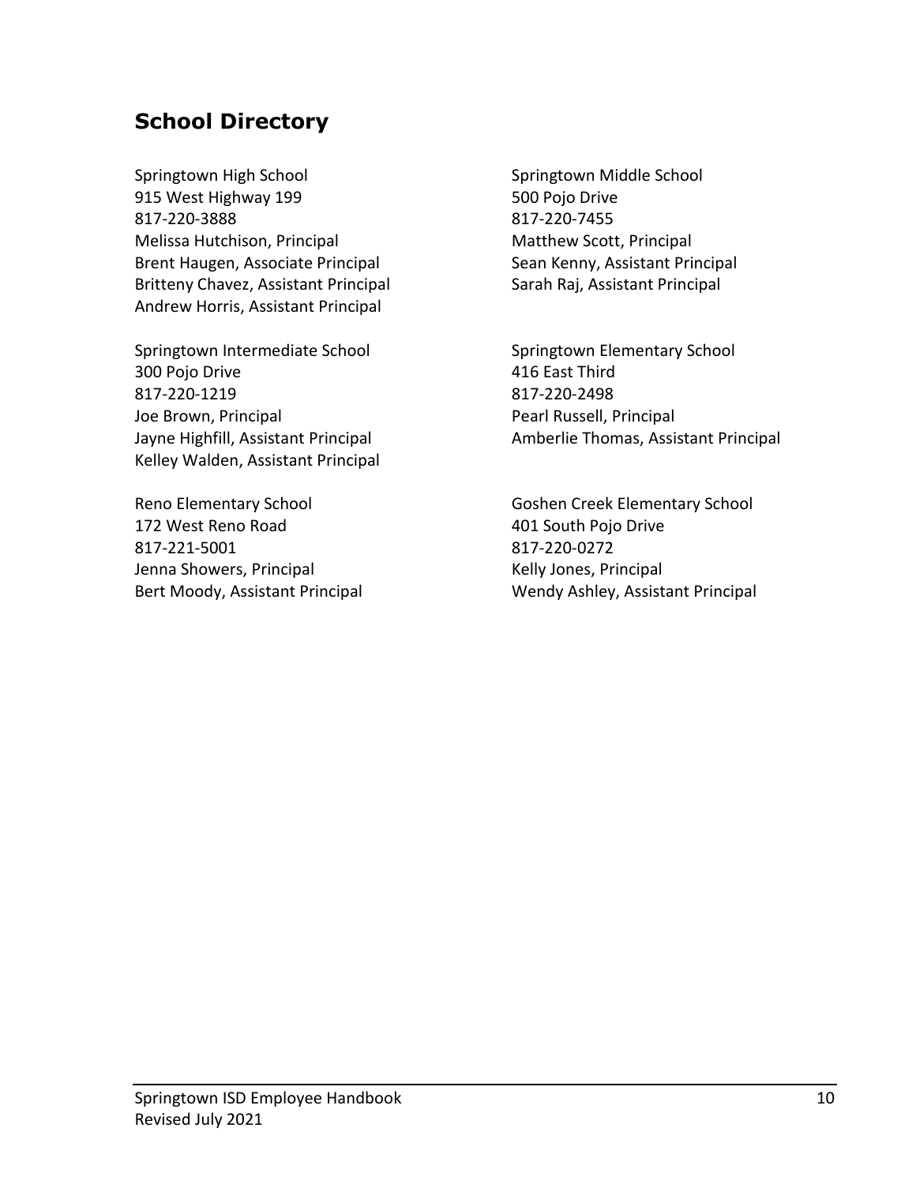## School Directory

Springtown High School
915 West Highway 199
817-220-3888
Melissa Hutchison, Principal
Brent Haugen, Associate Principal
Britteny Chavez, Assistant Principal
Andrew Horris, Assistant Principal

Springtown Middle School
500 Pojo Drive
817-220-7455
Matthew Scott, Principal
Sean Kenny, Assistant Principal
Sarah Raj, Assistant Principal

Springtown Intermediate School
300 Pojo Drive
817-220-1219
Joe Brown, Principal
Jayne Highfill, Assistant Principal
Kelley Walden, Assistant Principal

Springtown Elementary School
416 East Third
817-220-2498
Pearl Russell, Principal
Amberlie Thomas, Assistant Principal

Reno Elementary School
172 West Reno Road
817-221-5001
Jenna Showers, Principal
Bert Moody, Assistant Principal

Goshen Creek Elementary School
401 South Pojo Drive
817-220-0272
Kelly Jones, Principal
Wendy Ashley, Assistant Principal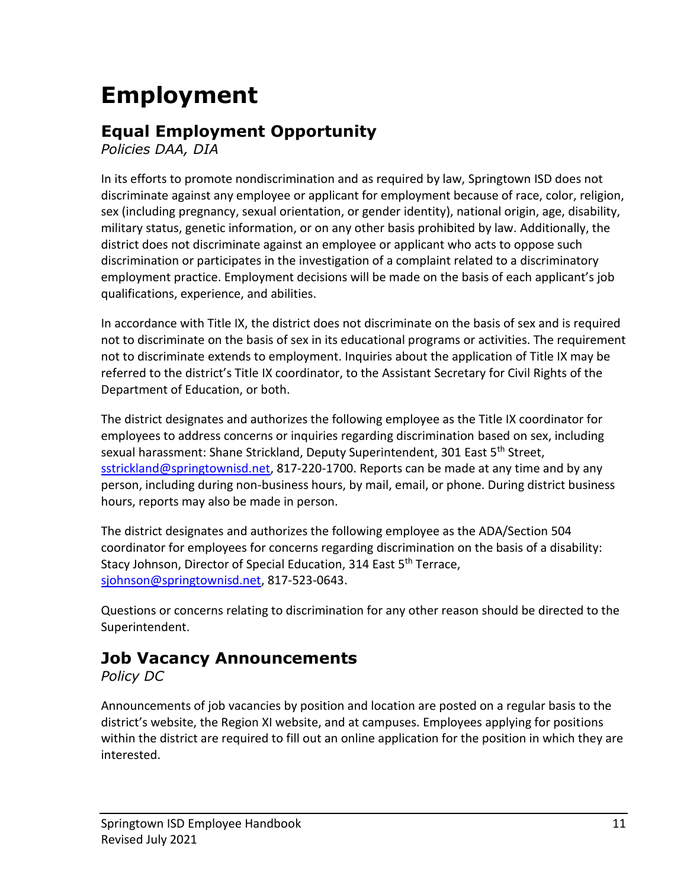# Employment

## Equal Employment Opportunity

*Policies DAA, DIA*

In its efforts to promote nondiscrimination and as required by law, Springtown ISD does not discriminate against any employee or applicant for employment because of race, color, religion, sex (including pregnancy, sexual orientation, or gender identity), national origin, age, disability, military status, genetic information, or on any other basis prohibited by law. Additionally, the district does not discriminate against an employee or applicant who acts to oppose such discrimination or participates in the investigation of a complaint related to a discriminatory employment practice. Employment decisions will be made on the basis of each applicant's job qualifications, experience, and abilities.

In accordance with Title IX, the district does not discriminate on the basis of sex and is required not to discriminate on the basis of sex in its educational programs or activities. The requirement not to discriminate extends to employment. Inquiries about the application of Title IX may be referred to the district's Title IX coordinator, to the Assistant Secretary for Civil Rights of the Department of Education, or both.

The district designates and authorizes the following employee as the Title IX coordinator for employees to address concerns or inquiries regarding discrimination based on sex, including sexual harassment: Shane Strickland, Deputy Superintendent, 301 East 5th Street, sstrickland@springtownisd.net, 817-220-1700. Reports can be made at any time and by any person, including during non-business hours, by mail, email, or phone. During district business hours, reports may also be made in person.

The district designates and authorizes the following employee as the ADA/Section 504 coordinator for employees for concerns regarding discrimination on the basis of a disability: Stacy Johnson, Director of Special Education, 314 East 5th Terrace, sjohnson@springtownisd.net, 817-523-0643.

Questions or concerns relating to discrimination for any other reason should be directed to the Superintendent.

## Job Vacancy Announcements

*Policy DC*

Announcements of job vacancies by position and location are posted on a regular basis to the district's website, the Region XI website, and at campuses. Employees applying for positions within the district are required to fill out an online application for the position in which they are interested.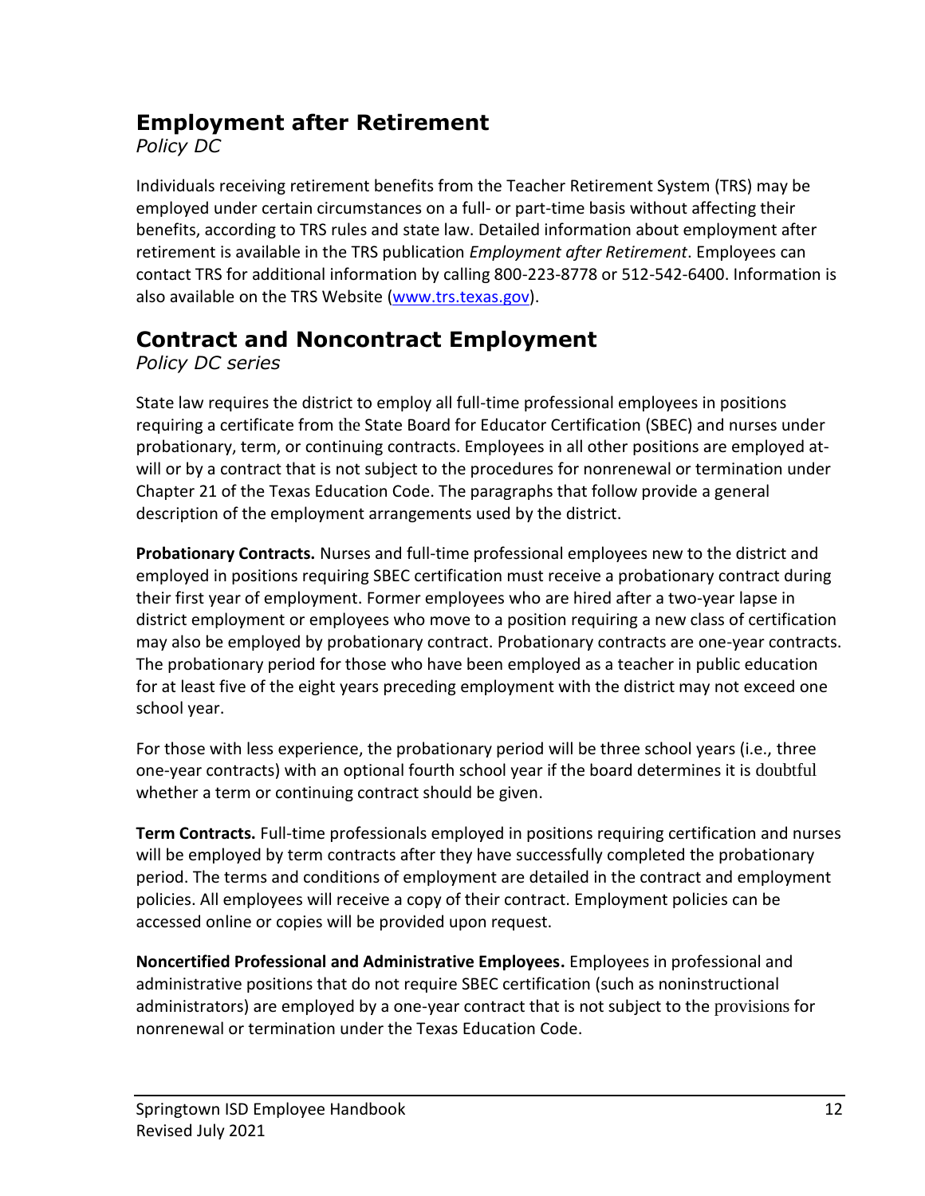## Employment after Retirement

*Policy DC*

Individuals receiving retirement benefits from the Teacher Retirement System (TRS) may be employed under certain circumstances on a full- or part-time basis without affecting their benefits, according to TRS rules and state law. Detailed information about employment after retirement is available in the TRS publication *Employment after Retirement*. Employees can contact TRS for additional information by calling 800-223-8778 or 512-542-6400. Information is also available on the TRS Website ([www.trs.texas.gov](www.trs.texas.gov)).

## Contract and Noncontract Employment

*Policy DC series*

State law requires the district to employ all full-time professional employees in positions requiring a certificate from the State Board for Educator Certification (SBEC) and nurses under probationary, term, or continuing contracts. Employees in all other positions are employed at-will or by a contract that is not subject to the procedures for nonrenewal or termination under Chapter 21 of the Texas Education Code. The paragraphs that follow provide a general description of the employment arrangements used by the district.

**Probationary Contracts.** Nurses and full-time professional employees new to the district and employed in positions requiring SBEC certification must receive a probationary contract during their first year of employment. Former employees who are hired after a two-year lapse in district employment or employees who move to a position requiring a new class of certification may also be employed by probationary contract. Probationary contracts are one-year contracts. The probationary period for those who have been employed as a teacher in public education for at least five of the eight years preceding employment with the district may not exceed one school year.

For those with less experience, the probationary period will be three school years (i.e., three one-year contracts) with an optional fourth school year if the board determines it is doubtful whether a term or continuing contract should be given.

**Term Contracts.** Full-time professionals employed in positions requiring certification and nurses will be employed by term contracts after they have successfully completed the probationary period. The terms and conditions of employment are detailed in the contract and employment policies. All employees will receive a copy of their contract. Employment policies can be accessed online or copies will be provided upon request.

**Noncertified Professional and Administrative Employees.** Employees in professional and administrative positions that do not require SBEC certification (such as noninstructional administrators) are employed by a one-year contract that is not subject to the provisions for nonrenewal or termination under the Texas Education Code.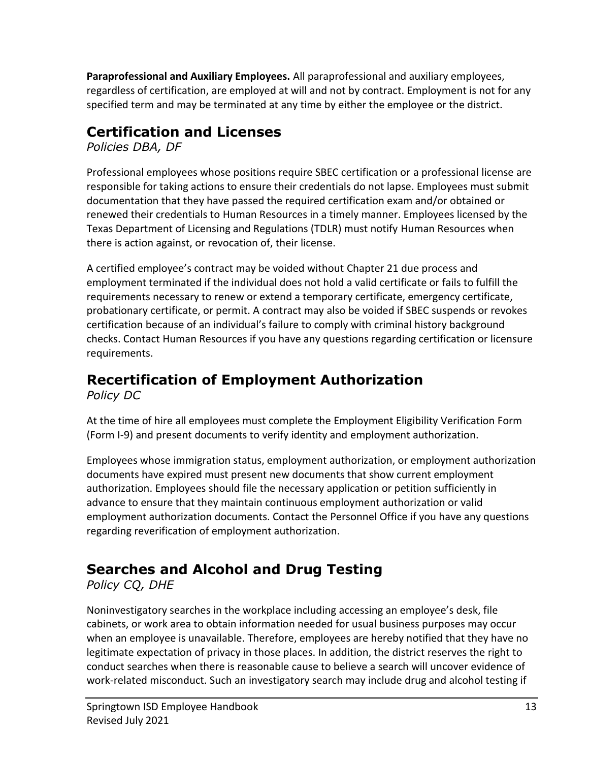**Paraprofessional and Auxiliary Employees.** All paraprofessional and auxiliary employees, regardless of certification, are employed at will and not by contract. Employment is not for any specified term and may be terminated at any time by either the employee or the district.

## Certification and Licenses

*Policies DBA, DF*

Professional employees whose positions require SBEC certification or a professional license are responsible for taking actions to ensure their credentials do not lapse. Employees must submit documentation that they have passed the required certification exam and/or obtained or renewed their credentials to Human Resources in a timely manner. Employees licensed by the Texas Department of Licensing and Regulations (TDLR) must notify Human Resources when there is action against, or revocation of, their license.

A certified employee's contract may be voided without Chapter 21 due process and employment terminated if the individual does not hold a valid certificate or fails to fulfill the requirements necessary to renew or extend a temporary certificate, emergency certificate, probationary certificate, or permit. A contract may also be voided if SBEC suspends or revokes certification because of an individual's failure to comply with criminal history background checks. Contact Human Resources if you have any questions regarding certification or licensure requirements.

## Recertification of Employment Authorization

*Policy DC*

At the time of hire all employees must complete the Employment Eligibility Verification Form (Form I-9) and present documents to verify identity and employment authorization.

Employees whose immigration status, employment authorization, or employment authorization documents have expired must present new documents that show current employment authorization. Employees should file the necessary application or petition sufficiently in advance to ensure that they maintain continuous employment authorization or valid employment authorization documents. Contact the Personnel Office if you have any questions regarding reverification of employment authorization.

## Searches and Alcohol and Drug Testing

*Policy CQ, DHE*

Noninvestigatory searches in the workplace including accessing an employee's desk, file cabinets, or work area to obtain information needed for usual business purposes may occur when an employee is unavailable. Therefore, employees are hereby notified that they have no legitimate expectation of privacy in those places. In addition, the district reserves the right to conduct searches when there is reasonable cause to believe a search will uncover evidence of work-related misconduct. Such an investigatory search may include drug and alcohol testing if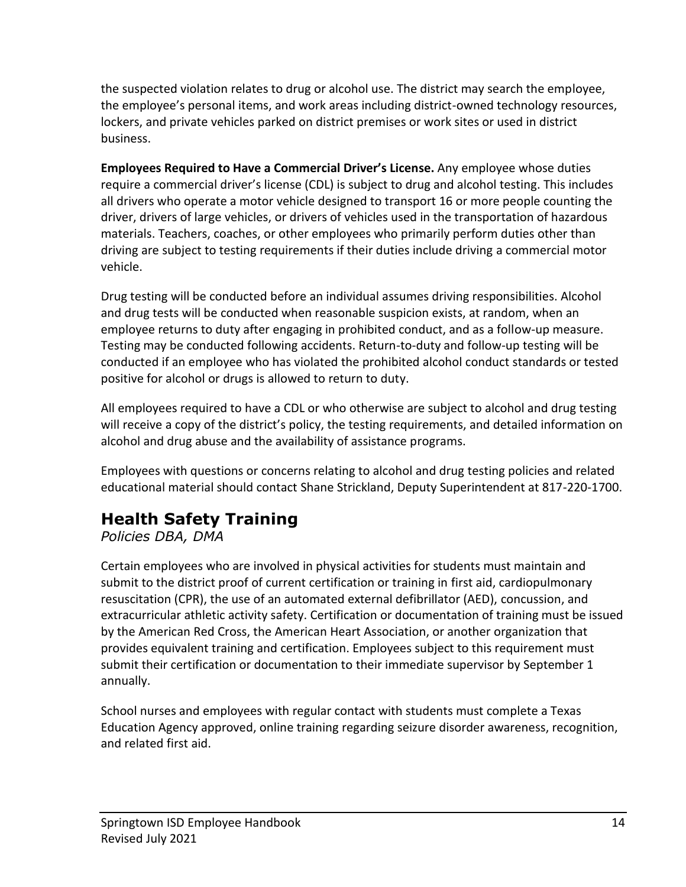the suspected violation relates to drug or alcohol use. The district may search the employee, the employee's personal items, and work areas including district-owned technology resources, lockers, and private vehicles parked on district premises or work sites or used in district business.

**Employees Required to Have a Commercial Driver's License.** Any employee whose duties require a commercial driver's license (CDL) is subject to drug and alcohol testing. This includes all drivers who operate a motor vehicle designed to transport 16 or more people counting the driver, drivers of large vehicles, or drivers of vehicles used in the transportation of hazardous materials. Teachers, coaches, or other employees who primarily perform duties other than driving are subject to testing requirements if their duties include driving a commercial motor vehicle.

Drug testing will be conducted before an individual assumes driving responsibilities. Alcohol and drug tests will be conducted when reasonable suspicion exists, at random, when an employee returns to duty after engaging in prohibited conduct, and as a follow-up measure. Testing may be conducted following accidents. Return-to-duty and follow-up testing will be conducted if an employee who has violated the prohibited alcohol conduct standards or tested positive for alcohol or drugs is allowed to return to duty.

All employees required to have a CDL or who otherwise are subject to alcohol and drug testing will receive a copy of the district's policy, the testing requirements, and detailed information on alcohol and drug abuse and the availability of assistance programs.

Employees with questions or concerns relating to alcohol and drug testing policies and related educational material should contact Shane Strickland, Deputy Superintendent at 817-220-1700.

## Health Safety Training

*Policies DBA, DMA*

Certain employees who are involved in physical activities for students must maintain and submit to the district proof of current certification or training in first aid, cardiopulmonary resuscitation (CPR), the use of an automated external defibrillator (AED), concussion, and extracurricular athletic activity safety. Certification or documentation of training must be issued by the American Red Cross, the American Heart Association, or another organization that provides equivalent training and certification. Employees subject to this requirement must submit their certification or documentation to their immediate supervisor by September 1 annually.

School nurses and employees with regular contact with students must complete a Texas Education Agency approved, online training regarding seizure disorder awareness, recognition, and related first aid.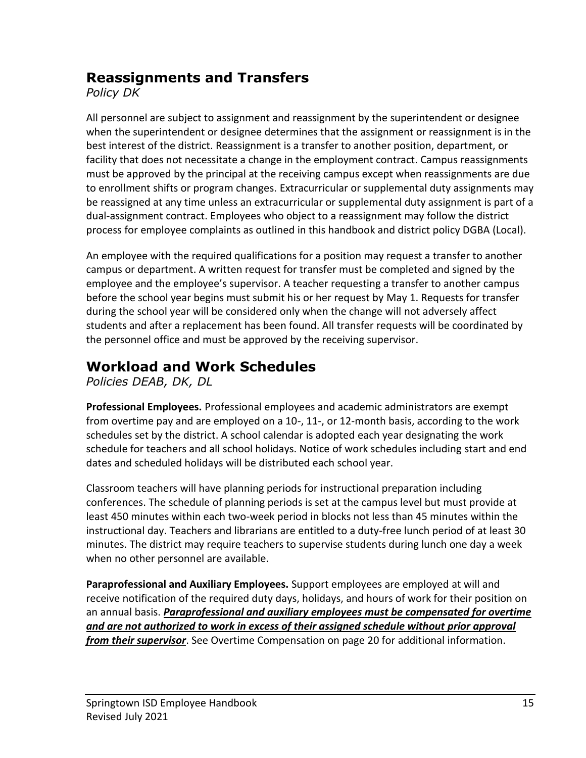## Reassignments and Transfers

*Policy DK*

All personnel are subject to assignment and reassignment by the superintendent or designee when the superintendent or designee determines that the assignment or reassignment is in the best interest of the district. Reassignment is a transfer to another position, department, or facility that does not necessitate a change in the employment contract. Campus reassignments must be approved by the principal at the receiving campus except when reassignments are due to enrollment shifts or program changes. Extracurricular or supplemental duty assignments may be reassigned at any time unless an extracurricular or supplemental duty assignment is part of a dual-assignment contract. Employees who object to a reassignment may follow the district process for employee complaints as outlined in this handbook and district policy DGBA (Local).

An employee with the required qualifications for a position may request a transfer to another campus or department. A written request for transfer must be completed and signed by the employee and the employee's supervisor. A teacher requesting a transfer to another campus before the school year begins must submit his or her request by May 1. Requests for transfer during the school year will be considered only when the change will not adversely affect students and after a replacement has been found. All transfer requests will be coordinated by the personnel office and must be approved by the receiving supervisor.

## Workload and Work Schedules

*Policies DEAB, DK, DL*

**Professional Employees.** Professional employees and academic administrators are exempt from overtime pay and are employed on a 10-, 11-, or 12-month basis, according to the work schedules set by the district. A school calendar is adopted each year designating the work schedule for teachers and all school holidays. Notice of work schedules including start and end dates and scheduled holidays will be distributed each school year.

Classroom teachers will have planning periods for instructional preparation including conferences. The schedule of planning periods is set at the campus level but must provide at least 450 minutes within each two-week period in blocks not less than 45 minutes within the instructional day. Teachers and librarians are entitled to a duty-free lunch period of at least 30 minutes. The district may require teachers to supervise students during lunch one day a week when no other personnel are available.

**Paraprofessional and Auxiliary Employees.** Support employees are employed at will and receive notification of the required duty days, holidays, and hours of work for their position on an annual basis. ***<u>Paraprofessional and auxiliary employees must be compensated for overtime and are not authorized to work in excess of their assigned schedule without prior approval from their supervisor</u>***. See Overtime Compensation on page 20 for additional information.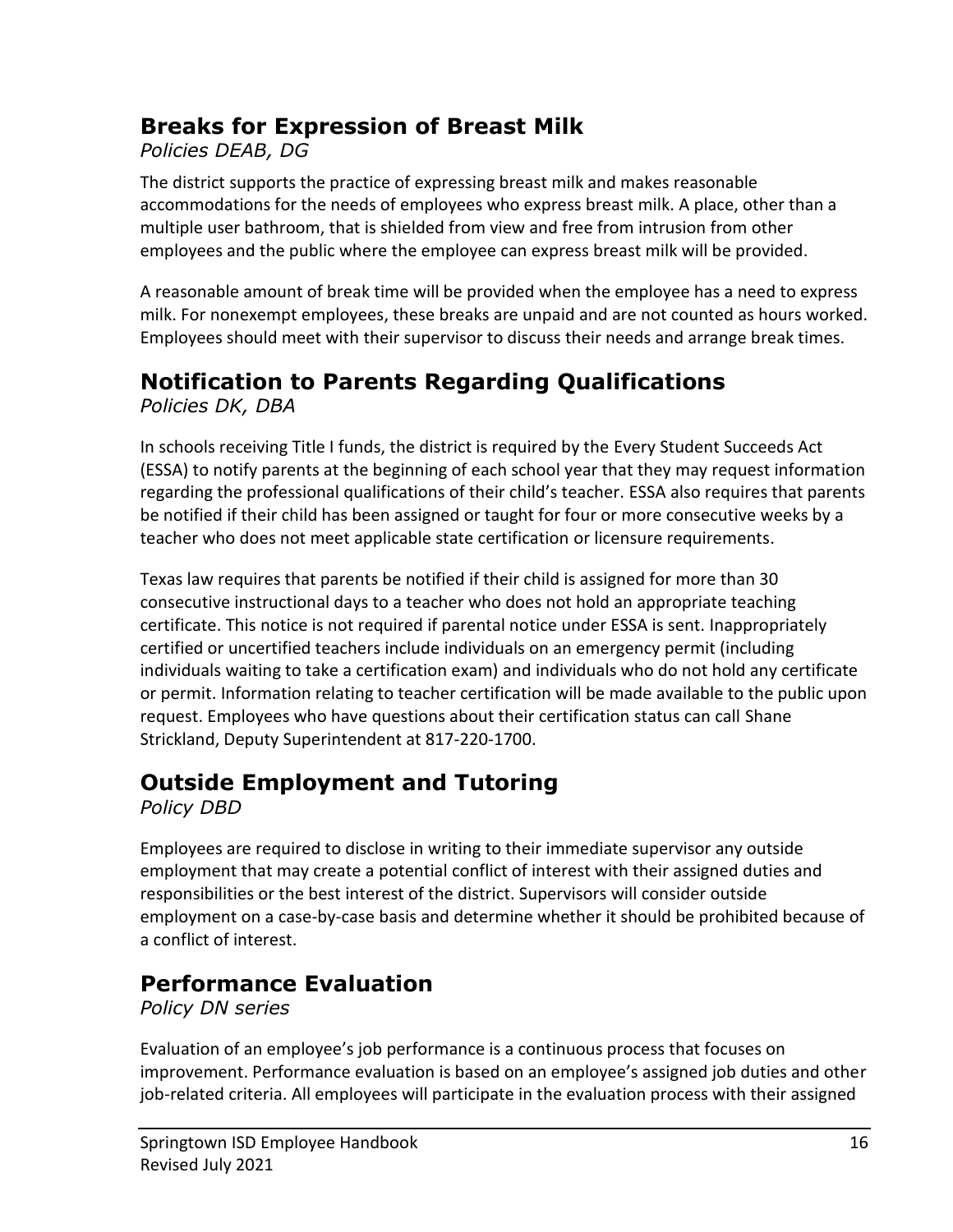## Breaks for Expression of Breast Milk

*Policies DEAB, DG*

The district supports the practice of expressing breast milk and makes reasonable accommodations for the needs of employees who express breast milk. A place, other than a multiple user bathroom, that is shielded from view and free from intrusion from other employees and the public where the employee can express breast milk will be provided.

A reasonable amount of break time will be provided when the employee has a need to express milk. For nonexempt employees, these breaks are unpaid and are not counted as hours worked. Employees should meet with their supervisor to discuss their needs and arrange break times.

## Notification to Parents Regarding Qualifications

*Policies DK, DBA*

In schools receiving Title I funds, the district is required by the Every Student Succeeds Act (ESSA) to notify parents at the beginning of each school year that they may request information regarding the professional qualifications of their child's teacher. ESSA also requires that parents be notified if their child has been assigned or taught for four or more consecutive weeks by a teacher who does not meet applicable state certification or licensure requirements.

Texas law requires that parents be notified if their child is assigned for more than 30 consecutive instructional days to a teacher who does not hold an appropriate teaching certificate. This notice is not required if parental notice under ESSA is sent. Inappropriately certified or uncertified teachers include individuals on an emergency permit (including individuals waiting to take a certification exam) and individuals who do not hold any certificate or permit. Information relating to teacher certification will be made available to the public upon request. Employees who have questions about their certification status can call Shane Strickland, Deputy Superintendent at 817-220-1700.

## Outside Employment and Tutoring

*Policy DBD*

Employees are required to disclose in writing to their immediate supervisor any outside employment that may create a potential conflict of interest with their assigned duties and responsibilities or the best interest of the district. Supervisors will consider outside employment on a case-by-case basis and determine whether it should be prohibited because of a conflict of interest.

## Performance Evaluation

*Policy DN series*

Evaluation of an employee's job performance is a continuous process that focuses on improvement. Performance evaluation is based on an employee's assigned job duties and other job-related criteria. All employees will participate in the evaluation process with their assigned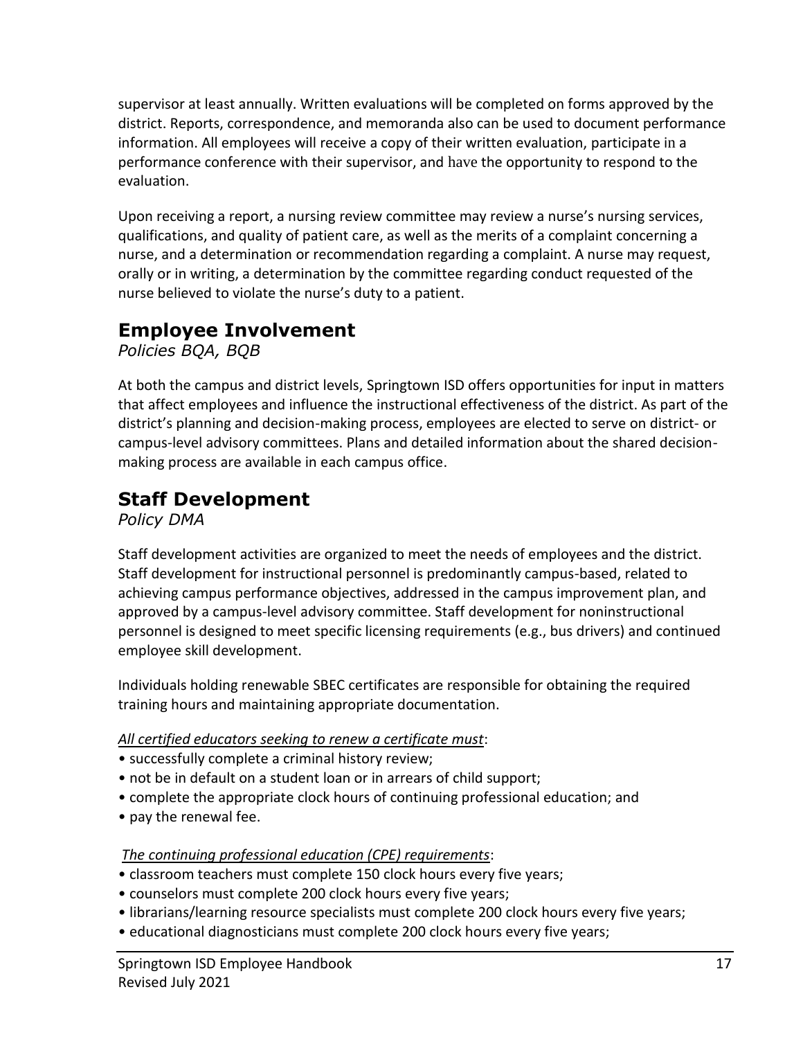supervisor at least annually. Written evaluations will be completed on forms approved by the district. Reports, correspondence, and memoranda also can be used to document performance information. All employees will receive a copy of their written evaluation, participate in a performance conference with their supervisor, and have the opportunity to respond to the evaluation.

Upon receiving a report, a nursing review committee may review a nurse's nursing services, qualifications, and quality of patient care, as well as the merits of a complaint concerning a nurse, and a determination or recommendation regarding a complaint. A nurse may request, orally or in writing, a determination by the committee regarding conduct requested of the nurse believed to violate the nurse's duty to a patient.

## Employee Involvement

*Policies BQA, BQB*

At both the campus and district levels, Springtown ISD offers opportunities for input in matters that affect employees and influence the instructional effectiveness of the district. As part of the district's planning and decision-making process, employees are elected to serve on district- or campus-level advisory committees. Plans and detailed information about the shared decision-making process are available in each campus office.

## Staff Development

*Policy DMA*

Staff development activities are organized to meet the needs of employees and the district. Staff development for instructional personnel is predominantly campus-based, related to achieving campus performance objectives, addressed in the campus improvement plan, and approved by a campus-level advisory committee. Staff development for noninstructional personnel is designed to meet specific licensing requirements (e.g., bus drivers) and continued employee skill development.

Individuals holding renewable SBEC certificates are responsible for obtaining the required training hours and maintaining appropriate documentation.

*All certified educators seeking to renew a certificate must*:

- successfully complete a criminal history review;
- not be in default on a student loan or in arrears of child support;
- complete the appropriate clock hours of continuing professional education; and
- pay the renewal fee.

*The continuing professional education (CPE) requirements*:

- classroom teachers must complete 150 clock hours every five years;
- counselors must complete 200 clock hours every five years;
- librarians/learning resource specialists must complete 200 clock hours every five years;
- educational diagnosticians must complete 200 clock hours every five years;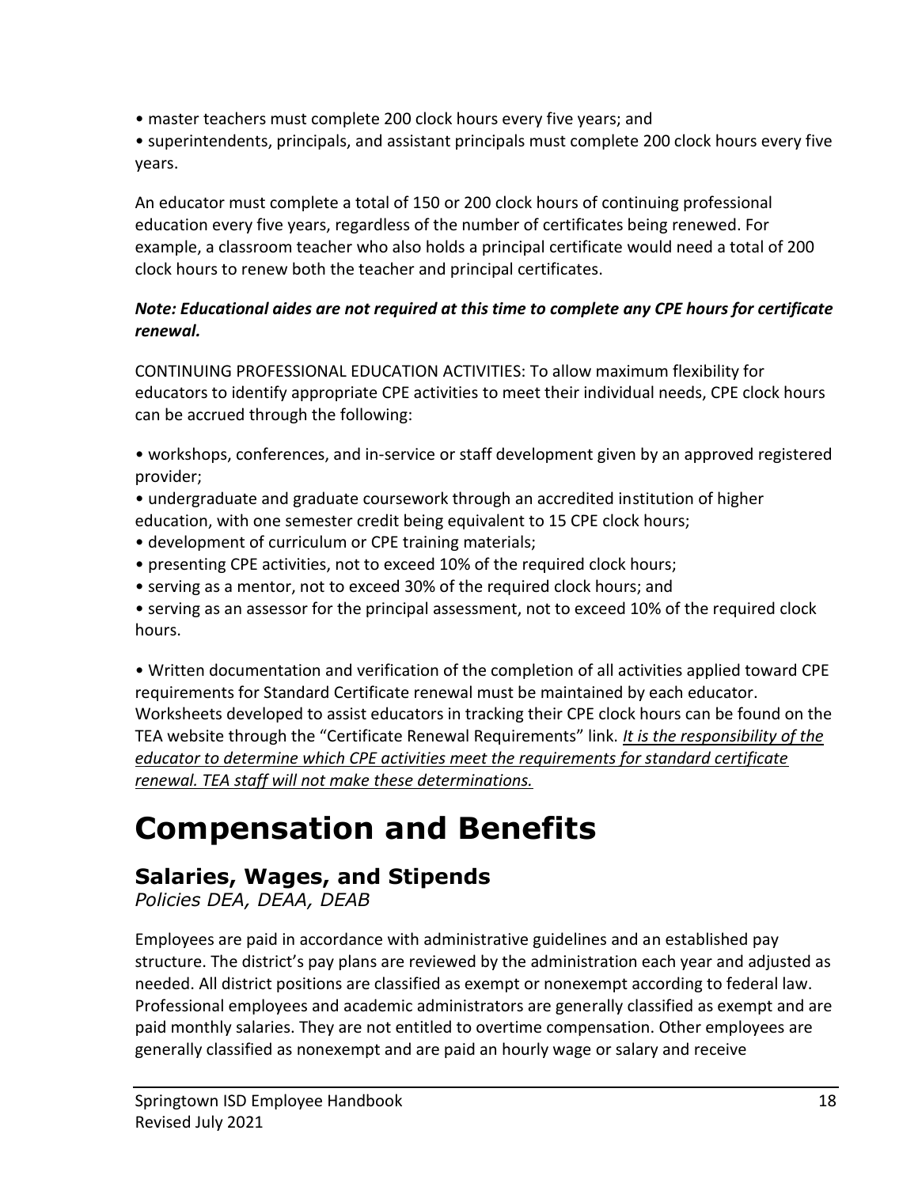- master teachers must complete 200 clock hours every five years; and
- superintendents, principals, and assistant principals must complete 200 clock hours every five years.

An educator must complete a total of 150 or 200 clock hours of continuing professional education every five years, regardless of the number of certificates being renewed. For example, a classroom teacher who also holds a principal certificate would need a total of 200 clock hours to renew both the teacher and principal certificates.

***Note: Educational aides are not required at this time to complete any CPE hours for certificate renewal.***

CONTINUING PROFESSIONAL EDUCATION ACTIVITIES: To allow maximum flexibility for educators to identify appropriate CPE activities to meet their individual needs, CPE clock hours can be accrued through the following:

- workshops, conferences, and in-service or staff development given by an approved registered provider;
- undergraduate and graduate coursework through an accredited institution of higher education, with one semester credit being equivalent to 15 CPE clock hours;
- development of curriculum or CPE training materials;
- presenting CPE activities, not to exceed 10% of the required clock hours;
- serving as a mentor, not to exceed 30% of the required clock hours; and
- serving as an assessor for the principal assessment, not to exceed 10% of the required clock hours.

- Written documentation and verification of the completion of all activities applied toward CPE requirements for Standard Certificate renewal must be maintained by each educator. Worksheets developed to assist educators in tracking their CPE clock hours can be found on the TEA website through the "Certificate Renewal Requirements" link. *It is the responsibility of the educator to determine which CPE activities meet the requirements for standard certificate renewal. TEA staff will not make these determinations.*

# Compensation and Benefits

## Salaries, Wages, and Stipends

*Policies DEA, DEAA, DEAB*

Employees are paid in accordance with administrative guidelines and an established pay structure. The district's pay plans are reviewed by the administration each year and adjusted as needed. All district positions are classified as exempt or nonexempt according to federal law. Professional employees and academic administrators are generally classified as exempt and are paid monthly salaries. They are not entitled to overtime compensation. Other employees are generally classified as nonexempt and are paid an hourly wage or salary and receive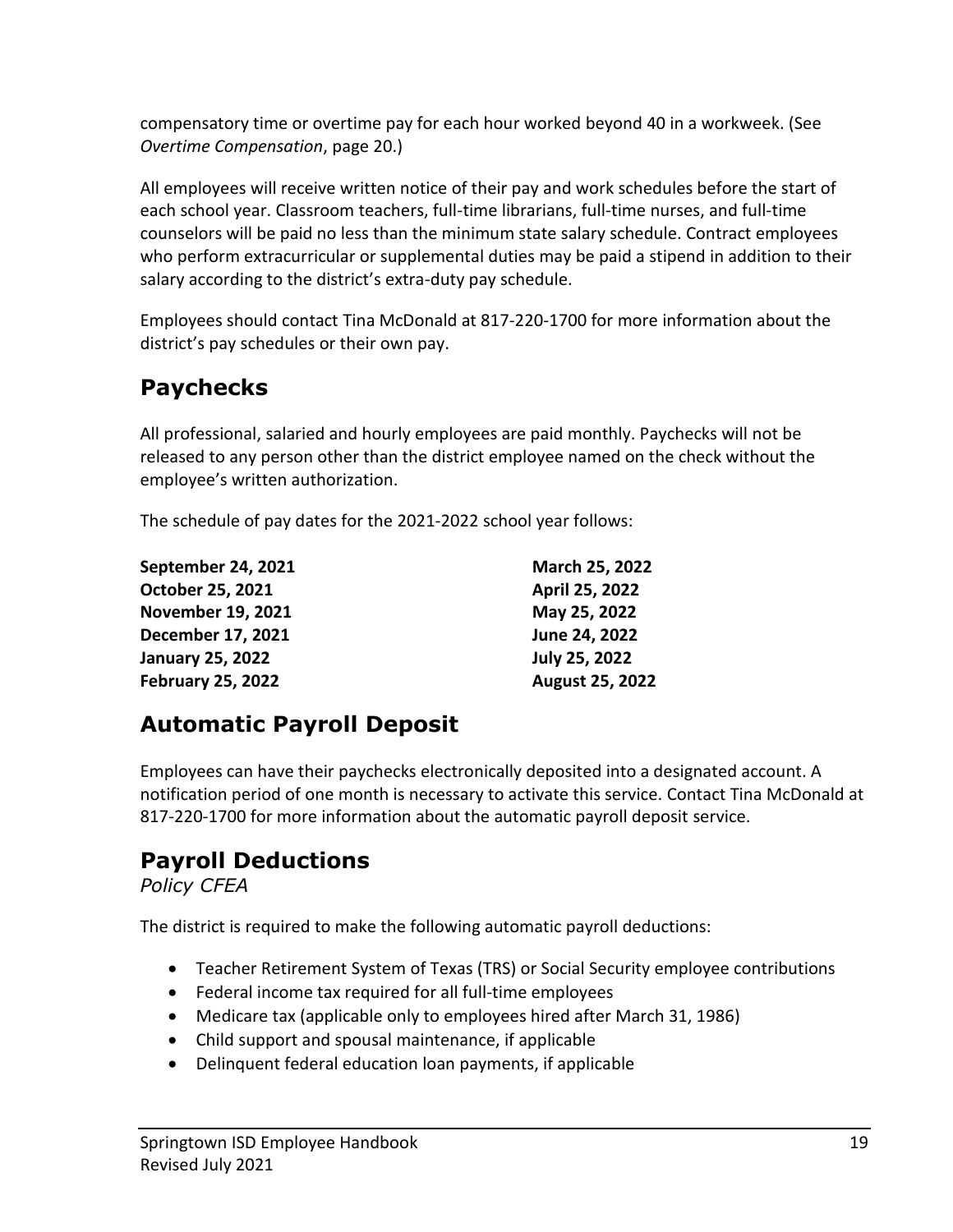compensatory time or overtime pay for each hour worked beyond 40 in a workweek. (See *Overtime Compensation*, page 20.)

All employees will receive written notice of their pay and work schedules before the start of each school year. Classroom teachers, full-time librarians, full-time nurses, and full-time counselors will be paid no less than the minimum state salary schedule. Contract employees who perform extracurricular or supplemental duties may be paid a stipend in addition to their salary according to the district's extra-duty pay schedule.

Employees should contact Tina McDonald at 817-220-1700 for more information about the district's pay schedules or their own pay.

## Paychecks

All professional, salaried and hourly employees are paid monthly. Paychecks will not be released to any person other than the district employee named on the check without the employee's written authorization.

The schedule of pay dates for the 2021-2022 school year follows:

**September 24, 2021**
**October 25, 2021**
**November 19, 2021**
**December 17, 2021**
**January 25, 2022**
**February 25, 2022**
**March 25, 2022**
**April 25, 2022**
**May 25, 2022**
**June 24, 2022**
**July 25, 2022**
**August 25, 2022**

## Automatic Payroll Deposit

Employees can have their paychecks electronically deposited into a designated account. A notification period of one month is necessary to activate this service. Contact Tina McDonald at 817-220-1700 for more information about the automatic payroll deposit service.

## Payroll Deductions

*Policy CFEA*

The district is required to make the following automatic payroll deductions:

- Teacher Retirement System of Texas (TRS) or Social Security employee contributions
- Federal income tax required for all full-time employees
- Medicare tax (applicable only to employees hired after March 31, 1986)
- Child support and spousal maintenance, if applicable
- Delinquent federal education loan payments, if applicable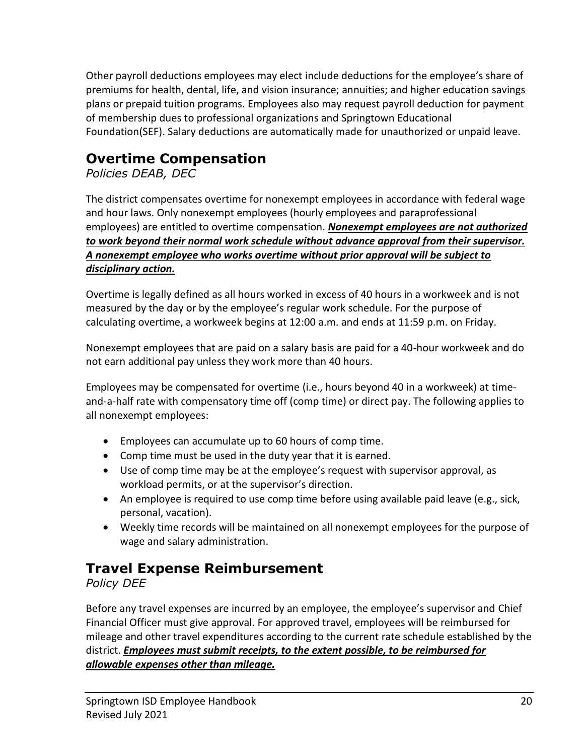Other payroll deductions employees may elect include deductions for the employee's share of premiums for health, dental, life, and vision insurance; annuities; and higher education savings plans or prepaid tuition programs. Employees also may request payroll deduction for payment of membership dues to professional organizations and Springtown Educational Foundation(SEF). Salary deductions are automatically made for unauthorized or unpaid leave.

## Overtime Compensation

*Policies DEAB, DEC*

The district compensates overtime for nonexempt employees in accordance with federal wage and hour laws. Only nonexempt employees (hourly employees and paraprofessional employees) are entitled to overtime compensation. ***Nonexempt employees are not authorized to work beyond their normal work schedule without advance approval from their supervisor. A nonexempt employee who works overtime without prior approval will be subject to disciplinary action.***

Overtime is legally defined as all hours worked in excess of 40 hours in a workweek and is not measured by the day or by the employee's regular work schedule. For the purpose of calculating overtime, a workweek begins at 12:00 a.m. and ends at 11:59 p.m. on Friday.

Nonexempt employees that are paid on a salary basis are paid for a 40-hour workweek and do not earn additional pay unless they work more than 40 hours.

Employees may be compensated for overtime (i.e., hours beyond 40 in a workweek) at time-and-a-half rate with compensatory time off (comp time) or direct pay. The following applies to all nonexempt employees:

- Employees can accumulate up to 60 hours of comp time.
- Comp time must be used in the duty year that it is earned.
- Use of comp time may be at the employee's request with supervisor approval, as workload permits, or at the supervisor's direction.
- An employee is required to use comp time before using available paid leave (e.g., sick, personal, vacation).
- Weekly time records will be maintained on all nonexempt employees for the purpose of wage and salary administration.

## Travel Expense Reimbursement

*Policy DEE*

Before any travel expenses are incurred by an employee, the employee's supervisor and Chief Financial Officer must give approval. For approved travel, employees will be reimbursed for mileage and other travel expenditures according to the current rate schedule established by the district. ***Employees must submit receipts, to the extent possible, to be reimbursed for allowable expenses other than mileage.***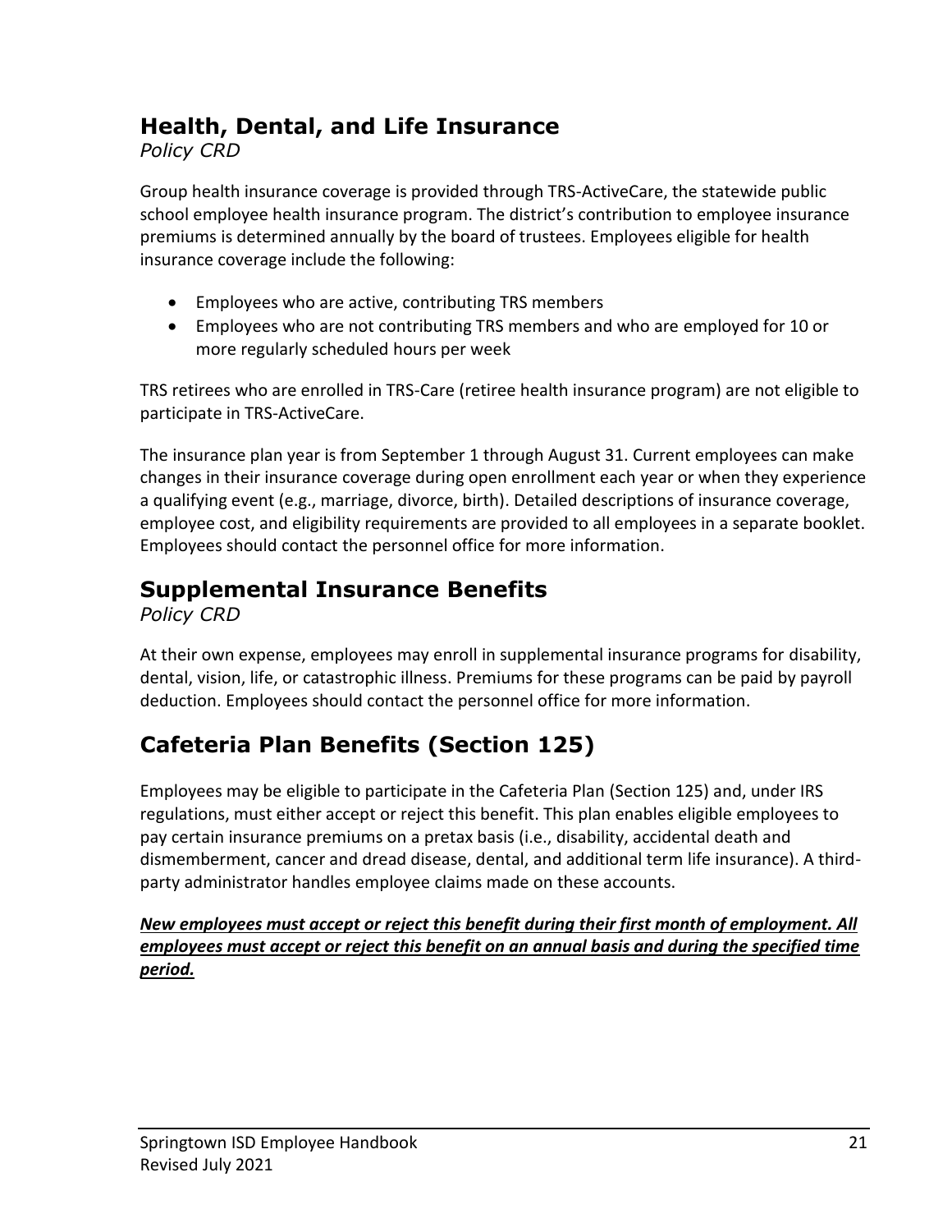## Health, Dental, and Life Insurance

*Policy CRD*

Group health insurance coverage is provided through TRS-ActiveCare, the statewide public school employee health insurance program. The district's contribution to employee insurance premiums is determined annually by the board of trustees. Employees eligible for health insurance coverage include the following:

- Employees who are active, contributing TRS members
- Employees who are not contributing TRS members and who are employed for 10 or more regularly scheduled hours per week

TRS retirees who are enrolled in TRS-Care (retiree health insurance program) are not eligible to participate in TRS-ActiveCare.

The insurance plan year is from September 1 through August 31. Current employees can make changes in their insurance coverage during open enrollment each year or when they experience a qualifying event (e.g., marriage, divorce, birth). Detailed descriptions of insurance coverage, employee cost, and eligibility requirements are provided to all employees in a separate booklet. Employees should contact the personnel office for more information.

## Supplemental Insurance Benefits

*Policy CRD*

At their own expense, employees may enroll in supplemental insurance programs for disability, dental, vision, life, or catastrophic illness. Premiums for these programs can be paid by payroll deduction. Employees should contact the personnel office for more information.

## Cafeteria Plan Benefits (Section 125)

Employees may be eligible to participate in the Cafeteria Plan (Section 125) and, under IRS regulations, must either accept or reject this benefit. This plan enables eligible employees to pay certain insurance premiums on a pretax basis (i.e., disability, accidental death and dismemberment, cancer and dread disease, dental, and additional term life insurance). A third-party administrator handles employee claims made on these accounts.

***New employees must accept or reject this benefit during their first month of employment. All employees must accept or reject this benefit on an annual basis and during the specified time period.***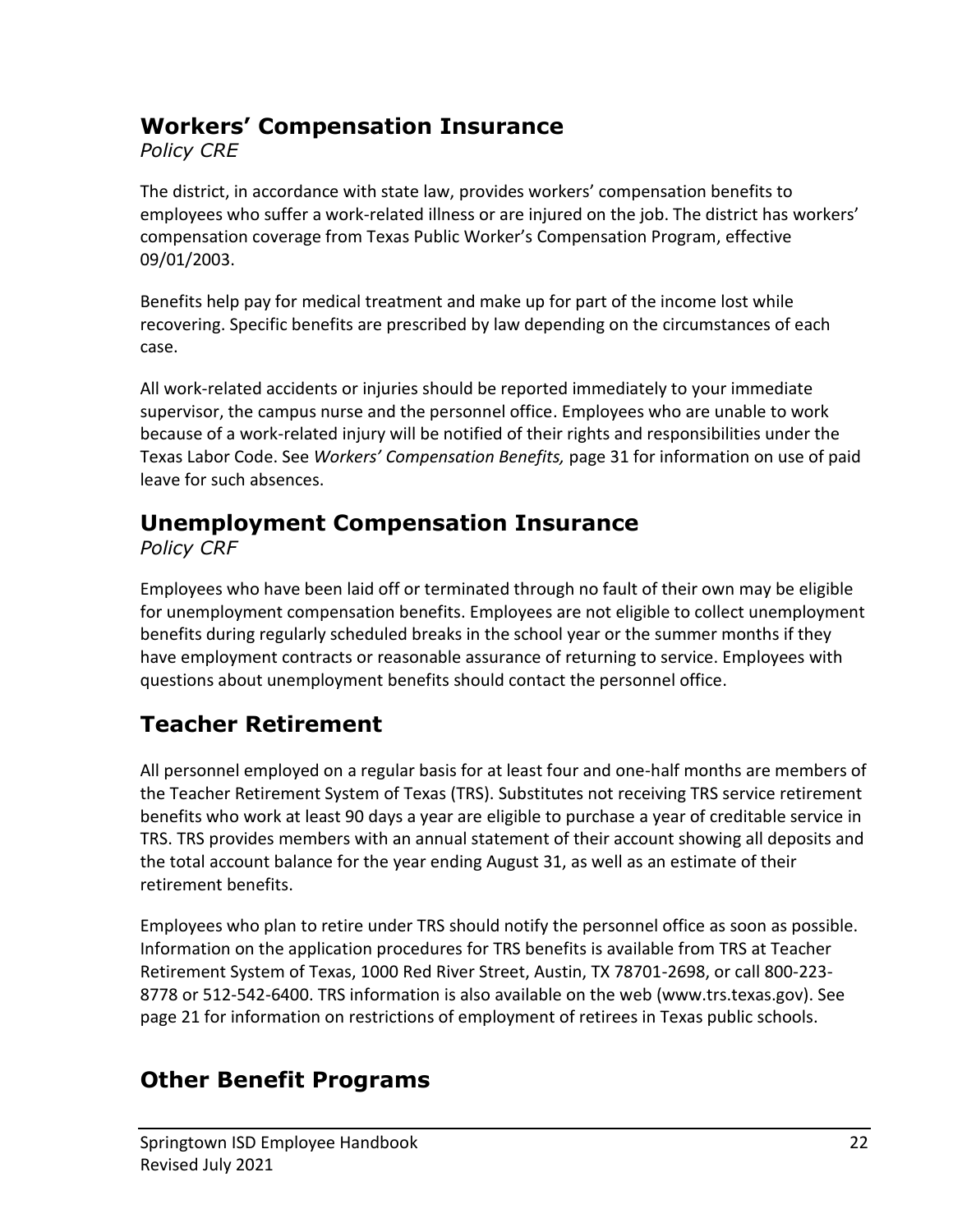## Workers' Compensation Insurance

*Policy CRE*

The district, in accordance with state law, provides workers' compensation benefits to employees who suffer a work-related illness or are injured on the job. The district has workers' compensation coverage from Texas Public Worker's Compensation Program, effective 09/01/2003.

Benefits help pay for medical treatment and make up for part of the income lost while recovering. Specific benefits are prescribed by law depending on the circumstances of each case.

All work-related accidents or injuries should be reported immediately to your immediate supervisor, the campus nurse and the personnel office. Employees who are unable to work because of a work-related injury will be notified of their rights and responsibilities under the Texas Labor Code. See *Workers' Compensation Benefits,* page 31 for information on use of paid leave for such absences.

## Unemployment Compensation Insurance

*Policy CRF*

Employees who have been laid off or terminated through no fault of their own may be eligible for unemployment compensation benefits. Employees are not eligible to collect unemployment benefits during regularly scheduled breaks in the school year or the summer months if they have employment contracts or reasonable assurance of returning to service. Employees with questions about unemployment benefits should contact the personnel office.

## Teacher Retirement

All personnel employed on a regular basis for at least four and one-half months are members of the Teacher Retirement System of Texas (TRS). Substitutes not receiving TRS service retirement benefits who work at least 90 days a year are eligible to purchase a year of creditable service in TRS. TRS provides members with an annual statement of their account showing all deposits and the total account balance for the year ending August 31, as well as an estimate of their retirement benefits.

Employees who plan to retire under TRS should notify the personnel office as soon as possible. Information on the application procedures for TRS benefits is available from TRS at Teacher Retirement System of Texas, 1000 Red River Street, Austin, TX 78701-2698, or call 800-223-8778 or 512-542-6400. TRS information is also available on the web (www.trs.texas.gov). See page 21 for information on restrictions of employment of retirees in Texas public schools.

## Other Benefit Programs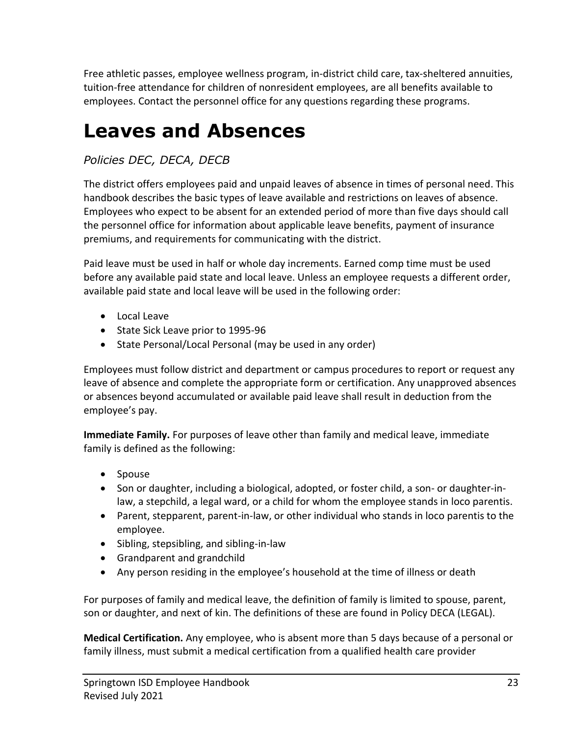Free athletic passes, employee wellness program, in-district child care, tax-sheltered annuities, tuition-free attendance for children of nonresident employees, are all benefits available to employees. Contact the personnel office for any questions regarding these programs.

# Leaves and Absences

*Policies DEC, DECA, DECB*

The district offers employees paid and unpaid leaves of absence in times of personal need. This handbook describes the basic types of leave available and restrictions on leaves of absence. Employees who expect to be absent for an extended period of more than five days should call the personnel office for information about applicable leave benefits, payment of insurance premiums, and requirements for communicating with the district.

Paid leave must be used in half or whole day increments. Earned comp time must be used before any available paid state and local leave. Unless an employee requests a different order, available paid state and local leave will be used in the following order:

- Local Leave
- State Sick Leave prior to 1995-96
- State Personal/Local Personal (may be used in any order)

Employees must follow district and department or campus procedures to report or request any leave of absence and complete the appropriate form or certification. Any unapproved absences or absences beyond accumulated or available paid leave shall result in deduction from the employee's pay.

**Immediate Family.** For purposes of leave other than family and medical leave, immediate family is defined as the following:

- Spouse
- Son or daughter, including a biological, adopted, or foster child, a son- or daughter-in-law, a stepchild, a legal ward, or a child for whom the employee stands in loco parentis.
- Parent, stepparent, parent-in-law, or other individual who stands in loco parentis to the employee.
- Sibling, stepsibling, and sibling-in-law
- Grandparent and grandchild
- Any person residing in the employee's household at the time of illness or death

For purposes of family and medical leave, the definition of family is limited to spouse, parent, son or daughter, and next of kin. The definitions of these are found in Policy DECA (LEGAL).

**Medical Certification.** Any employee, who is absent more than 5 days because of a personal or family illness, must submit a medical certification from a qualified health care provider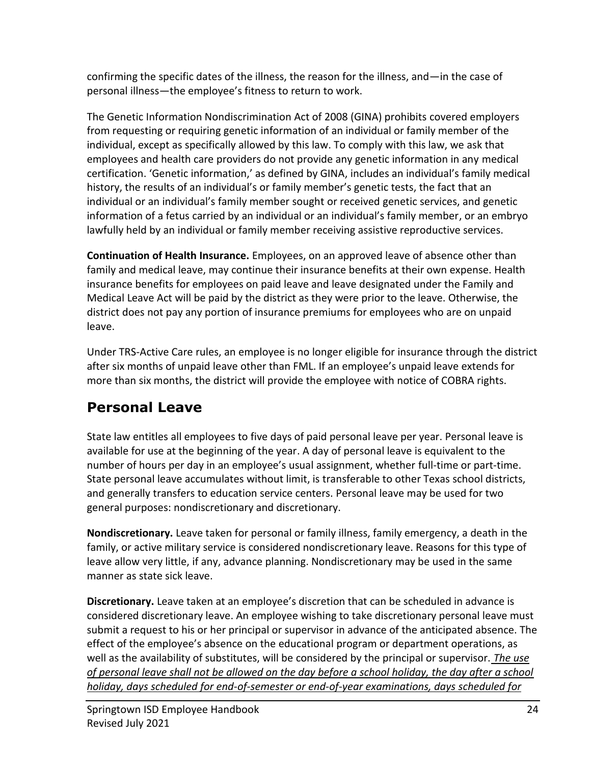confirming the specific dates of the illness, the reason for the illness, and—in the case of personal illness—the employee's fitness to return to work.

The Genetic Information Nondiscrimination Act of 2008 (GINA) prohibits covered employers from requesting or requiring genetic information of an individual or family member of the individual, except as specifically allowed by this law. To comply with this law, we ask that employees and health care providers do not provide any genetic information in any medical certification. 'Genetic information,' as defined by GINA, includes an individual's family medical history, the results of an individual's or family member's genetic tests, the fact that an individual or an individual's family member sought or received genetic services, and genetic information of a fetus carried by an individual or an individual's family member, or an embryo lawfully held by an individual or family member receiving assistive reproductive services.

**Continuation of Health Insurance.** Employees, on an approved leave of absence other than family and medical leave, may continue their insurance benefits at their own expense. Health insurance benefits for employees on paid leave and leave designated under the Family and Medical Leave Act will be paid by the district as they were prior to the leave. Otherwise, the district does not pay any portion of insurance premiums for employees who are on unpaid leave.

Under TRS-Active Care rules, an employee is no longer eligible for insurance through the district after six months of unpaid leave other than FML. If an employee's unpaid leave extends for more than six months, the district will provide the employee with notice of COBRA rights.

## Personal Leave

State law entitles all employees to five days of paid personal leave per year. Personal leave is available for use at the beginning of the year. A day of personal leave is equivalent to the number of hours per day in an employee's usual assignment, whether full-time or part-time. State personal leave accumulates without limit, is transferable to other Texas school districts, and generally transfers to education service centers. Personal leave may be used for two general purposes: nondiscretionary and discretionary.

**Nondiscretionary.** Leave taken for personal or family illness, family emergency, a death in the family, or active military service is considered nondiscretionary leave. Reasons for this type of leave allow very little, if any, advance planning. Nondiscretionary may be used in the same manner as state sick leave.

**Discretionary.** Leave taken at an employee's discretion that can be scheduled in advance is considered discretionary leave. An employee wishing to take discretionary personal leave must submit a request to his or her principal or supervisor in advance of the anticipated absence. The effect of the employee's absence on the educational program or department operations, as well as the availability of substitutes, will be considered by the principal or supervisor. <u>*The use of personal leave shall not be allowed on the day before a school holiday, the day after a school holiday, days scheduled for end-of-semester or end-of-year examinations, days scheduled for*</u>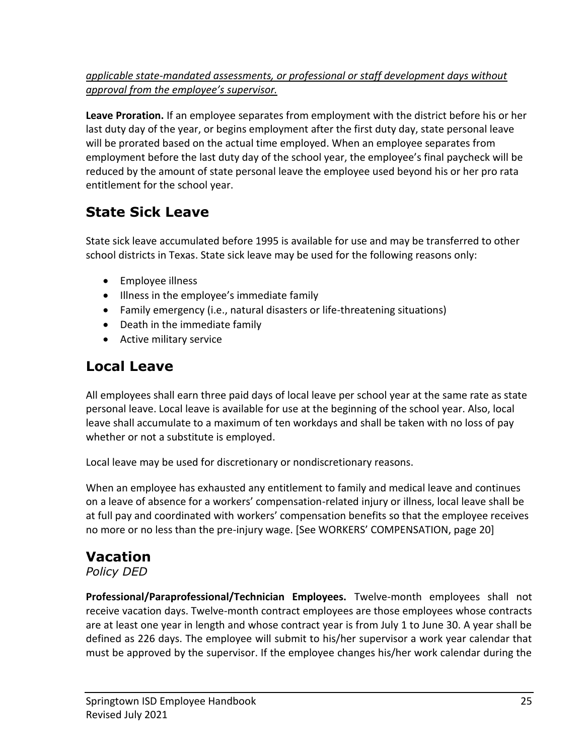*applicable state-mandated assessments, or professional or staff development days without approval from the employee's supervisor.*

**Leave Proration.** If an employee separates from employment with the district before his or her last duty day of the year, or begins employment after the first duty day, state personal leave will be prorated based on the actual time employed. When an employee separates from employment before the last duty day of the school year, the employee's final paycheck will be reduced by the amount of state personal leave the employee used beyond his or her pro rata entitlement for the school year.

## State Sick Leave

State sick leave accumulated before 1995 is available for use and may be transferred to other school districts in Texas. State sick leave may be used for the following reasons only:

- Employee illness
- Illness in the employee's immediate family
- Family emergency (i.e., natural disasters or life-threatening situations)
- Death in the immediate family
- Active military service

## Local Leave

All employees shall earn three paid days of local leave per school year at the same rate as state personal leave. Local leave is available for use at the beginning of the school year. Also, local leave shall accumulate to a maximum of ten workdays and shall be taken with no loss of pay whether or not a substitute is employed.

Local leave may be used for discretionary or nondiscretionary reasons.

When an employee has exhausted any entitlement to family and medical leave and continues on a leave of absence for a workers' compensation-related injury or illness, local leave shall be at full pay and coordinated with workers' compensation benefits so that the employee receives no more or no less than the pre-injury wage. [See WORKERS' COMPENSATION, page 20]

## Vacation

*Policy DED*

**Professional/Paraprofessional/Technician Employees.** Twelve-month employees shall not receive vacation days. Twelve-month contract employees are those employees whose contracts are at least one year in length and whose contract year is from July 1 to June 30. A year shall be defined as 226 days. The employee will submit to his/her supervisor a work year calendar that must be approved by the supervisor. If the employee changes his/her work calendar during the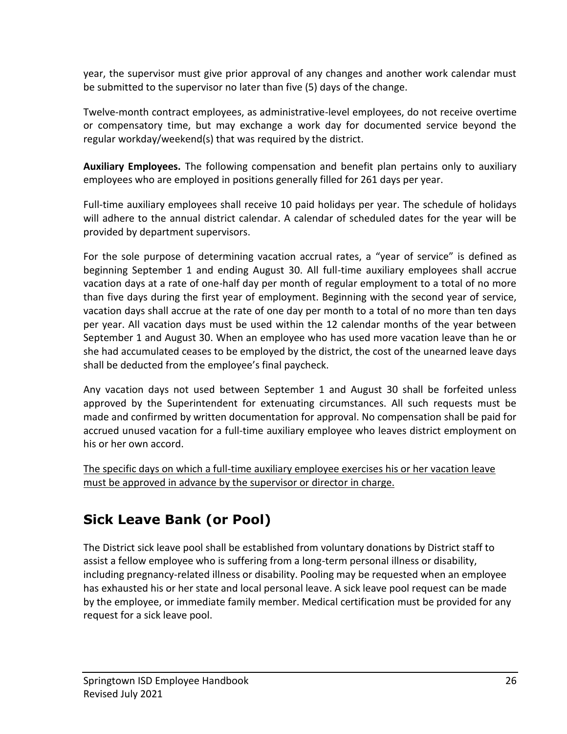year, the supervisor must give prior approval of any changes and another work calendar must be submitted to the supervisor no later than five (5) days of the change.

Twelve-month contract employees, as administrative-level employees, do not receive overtime or compensatory time, but may exchange a work day for documented service beyond the regular workday/weekend(s) that was required by the district.

**Auxiliary Employees.** The following compensation and benefit plan pertains only to auxiliary employees who are employed in positions generally filled for 261 days per year.

Full-time auxiliary employees shall receive 10 paid holidays per year. The schedule of holidays will adhere to the annual district calendar. A calendar of scheduled dates for the year will be provided by department supervisors.

For the sole purpose of determining vacation accrual rates, a "year of service" is defined as beginning September 1 and ending August 30. All full-time auxiliary employees shall accrue vacation days at a rate of one-half day per month of regular employment to a total of no more than five days during the first year of employment. Beginning with the second year of service, vacation days shall accrue at the rate of one day per month to a total of no more than ten days per year. All vacation days must be used within the 12 calendar months of the year between September 1 and August 30. When an employee who has used more vacation leave than he or she had accumulated ceases to be employed by the district, the cost of the unearned leave days shall be deducted from the employee's final paycheck.

Any vacation days not used between September 1 and August 30 shall be forfeited unless approved by the Superintendent for extenuating circumstances. All such requests must be made and confirmed by written documentation for approval. No compensation shall be paid for accrued unused vacation for a full-time auxiliary employee who leaves district employment on his or her own accord.

<u>The specific days on which a full-time auxiliary employee exercises his or her vacation leave must be approved in advance by the supervisor or director in charge.</u>

## Sick Leave Bank (or Pool)

The District sick leave pool shall be established from voluntary donations by District staff to assist a fellow employee who is suffering from a long-term personal illness or disability, including pregnancy-related illness or disability. Pooling may be requested when an employee has exhausted his or her state and local personal leave. A sick leave pool request can be made by the employee, or immediate family member. Medical certification must be provided for any request for a sick leave pool.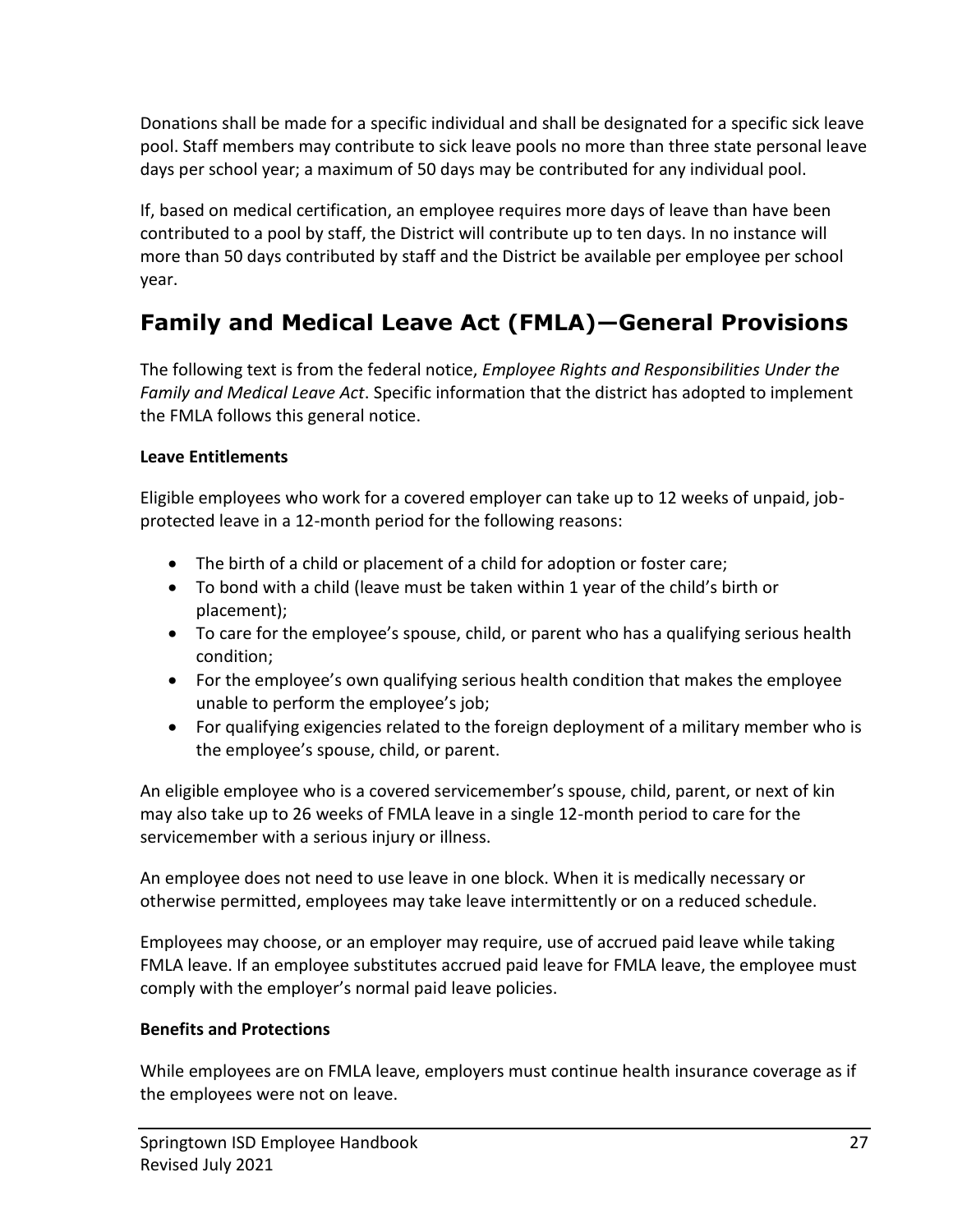Donations shall be made for a specific individual and shall be designated for a specific sick leave pool. Staff members may contribute to sick leave pools no more than three state personal leave days per school year; a maximum of 50 days may be contributed for any individual pool.

If, based on medical certification, an employee requires more days of leave than have been contributed to a pool by staff, the District will contribute up to ten days. In no instance will more than 50 days contributed by staff and the District be available per employee per school year.

## Family and Medical Leave Act (FMLA)—General Provisions

The following text is from the federal notice, *Employee Rights and Responsibilities Under the Family and Medical Leave Act*. Specific information that the district has adopted to implement the FMLA follows this general notice.

**Leave Entitlements**

Eligible employees who work for a covered employer can take up to 12 weeks of unpaid, job-protected leave in a 12-month period for the following reasons:

- The birth of a child or placement of a child for adoption or foster care;
- To bond with a child (leave must be taken within 1 year of the child's birth or placement);
- To care for the employee's spouse, child, or parent who has a qualifying serious health condition;
- For the employee's own qualifying serious health condition that makes the employee unable to perform the employee's job;
- For qualifying exigencies related to the foreign deployment of a military member who is the employee's spouse, child, or parent.

An eligible employee who is a covered servicemember's spouse, child, parent, or next of kin may also take up to 26 weeks of FMLA leave in a single 12-month period to care for the servicemember with a serious injury or illness.

An employee does not need to use leave in one block. When it is medically necessary or otherwise permitted, employees may take leave intermittently or on a reduced schedule.

Employees may choose, or an employer may require, use of accrued paid leave while taking FMLA leave. If an employee substitutes accrued paid leave for FMLA leave, the employee must comply with the employer's normal paid leave policies.

**Benefits and Protections**

While employees are on FMLA leave, employers must continue health insurance coverage as if the employees were not on leave.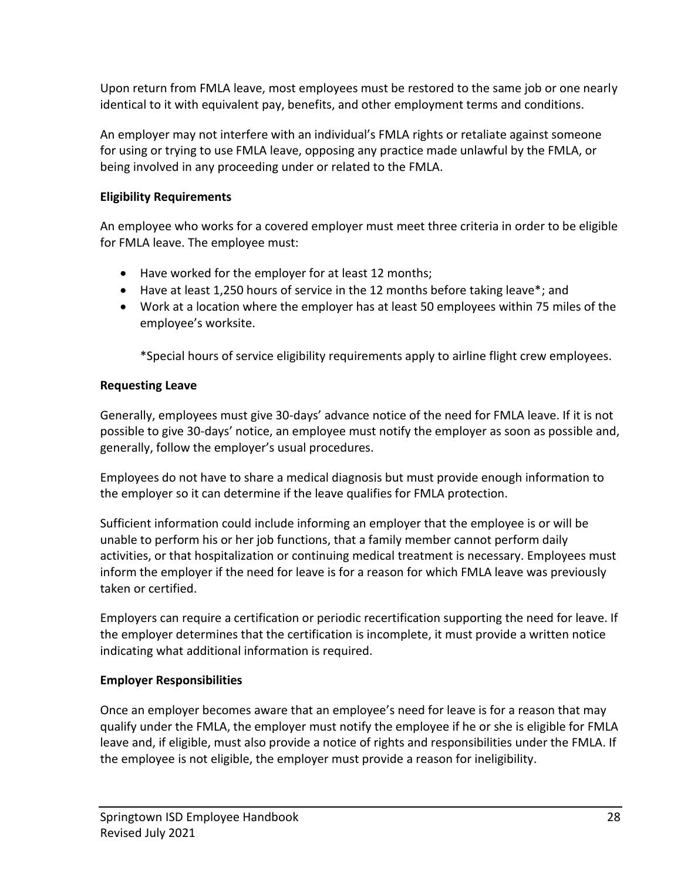Upon return from FMLA leave, most employees must be restored to the same job or one nearly identical to it with equivalent pay, benefits, and other employment terms and conditions.

An employer may not interfere with an individual's FMLA rights or retaliate against someone for using or trying to use FMLA leave, opposing any practice made unlawful by the FMLA, or being involved in any proceeding under or related to the FMLA.

**Eligibility Requirements**

An employee who works for a covered employer must meet three criteria in order to be eligible for FMLA leave. The employee must:

- Have worked for the employer for at least 12 months;
- Have at least 1,250 hours of service in the 12 months before taking leave*; and
- Work at a location where the employer has at least 50 employees within 75 miles of the employee's worksite.

  *Special hours of service eligibility requirements apply to airline flight crew employees.

**Requesting Leave**

Generally, employees must give 30-days' advance notice of the need for FMLA leave. If it is not possible to give 30-days' notice, an employee must notify the employer as soon as possible and, generally, follow the employer's usual procedures.

Employees do not have to share a medical diagnosis but must provide enough information to the employer so it can determine if the leave qualifies for FMLA protection.

Sufficient information could include informing an employer that the employee is or will be unable to perform his or her job functions, that a family member cannot perform daily activities, or that hospitalization or continuing medical treatment is necessary. Employees must inform the employer if the need for leave is for a reason for which FMLA leave was previously taken or certified.

Employers can require a certification or periodic recertification supporting the need for leave. If the employer determines that the certification is incomplete, it must provide a written notice indicating what additional information is required.

**Employer Responsibilities**

Once an employer becomes aware that an employee's need for leave is for a reason that may qualify under the FMLA, the employer must notify the employee if he or she is eligible for FMLA leave and, if eligible, must also provide a notice of rights and responsibilities under the FMLA. If the employee is not eligible, the employer must provide a reason for ineligibility.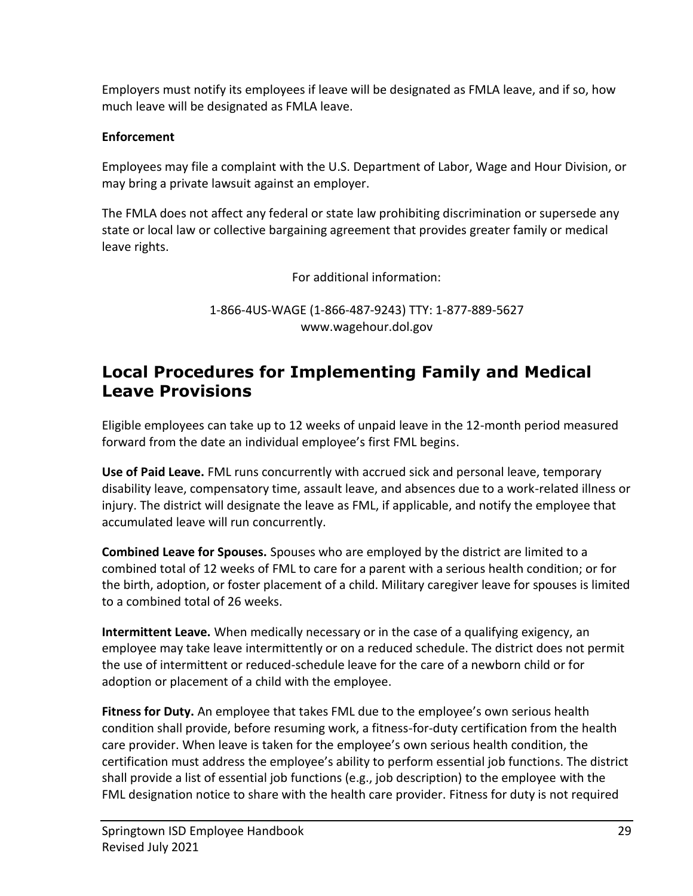Employers must notify its employees if leave will be designated as FMLA leave, and if so, how much leave will be designated as FMLA leave.

**Enforcement**

Employees may file a complaint with the U.S. Department of Labor, Wage and Hour Division, or may bring a private lawsuit against an employer.

The FMLA does not affect any federal or state law prohibiting discrimination or supersede any state or local law or collective bargaining agreement that provides greater family or medical leave rights.

For additional information:

1-866-4US-WAGE (1-866-487-9243) TTY: 1-877-889-5627
www.wagehour.dol.gov

## Local Procedures for Implementing Family and Medical Leave Provisions

Eligible employees can take up to 12 weeks of unpaid leave in the 12-month period measured forward from the date an individual employee's first FML begins.

**Use of Paid Leave.** FML runs concurrently with accrued sick and personal leave, temporary disability leave, compensatory time, assault leave, and absences due to a work-related illness or injury. The district will designate the leave as FML, if applicable, and notify the employee that accumulated leave will run concurrently.

**Combined Leave for Spouses.** Spouses who are employed by the district are limited to a combined total of 12 weeks of FML to care for a parent with a serious health condition; or for the birth, adoption, or foster placement of a child. Military caregiver leave for spouses is limited to a combined total of 26 weeks.

**Intermittent Leave.** When medically necessary or in the case of a qualifying exigency, an employee may take leave intermittently or on a reduced schedule. The district does not permit the use of intermittent or reduced-schedule leave for the care of a newborn child or for adoption or placement of a child with the employee.

**Fitness for Duty.** An employee that takes FML due to the employee's own serious health condition shall provide, before resuming work, a fitness-for-duty certification from the health care provider. When leave is taken for the employee's own serious health condition, the certification must address the employee's ability to perform essential job functions. The district shall provide a list of essential job functions (e.g., job description) to the employee with the FML designation notice to share with the health care provider. Fitness for duty is not required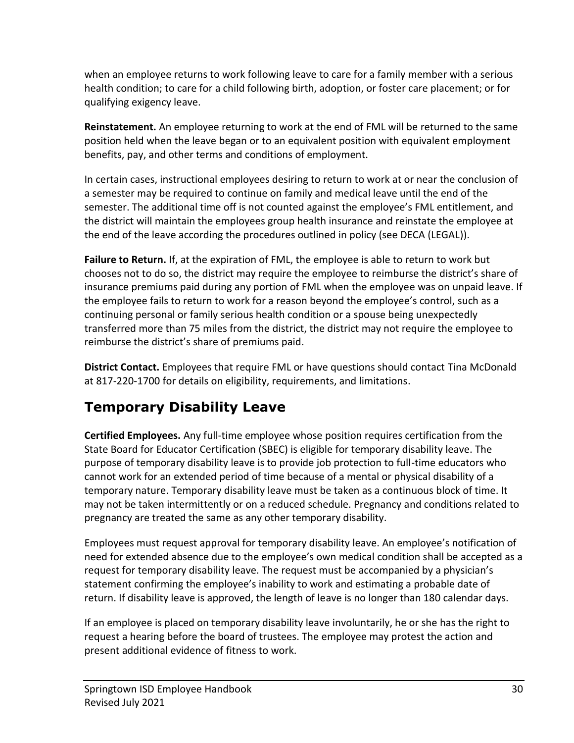when an employee returns to work following leave to care for a family member with a serious health condition; to care for a child following birth, adoption, or foster care placement; or for qualifying exigency leave.

**Reinstatement.** An employee returning to work at the end of FML will be returned to the same position held when the leave began or to an equivalent position with equivalent employment benefits, pay, and other terms and conditions of employment.

In certain cases, instructional employees desiring to return to work at or near the conclusion of a semester may be required to continue on family and medical leave until the end of the semester. The additional time off is not counted against the employee's FML entitlement, and the district will maintain the employees group health insurance and reinstate the employee at the end of the leave according the procedures outlined in policy (see DECA (LEGAL)).

**Failure to Return.** If, at the expiration of FML, the employee is able to return to work but chooses not to do so, the district may require the employee to reimburse the district's share of insurance premiums paid during any portion of FML when the employee was on unpaid leave. If the employee fails to return to work for a reason beyond the employee's control, such as a continuing personal or family serious health condition or a spouse being unexpectedly transferred more than 75 miles from the district, the district may not require the employee to reimburse the district's share of premiums paid.

**District Contact.** Employees that require FML or have questions should contact Tina McDonald at 817-220-1700 for details on eligibility, requirements, and limitations.

## Temporary Disability Leave

**Certified Employees.** Any full-time employee whose position requires certification from the State Board for Educator Certification (SBEC) is eligible for temporary disability leave. The purpose of temporary disability leave is to provide job protection to full-time educators who cannot work for an extended period of time because of a mental or physical disability of a temporary nature. Temporary disability leave must be taken as a continuous block of time. It may not be taken intermittently or on a reduced schedule. Pregnancy and conditions related to pregnancy are treated the same as any other temporary disability.

Employees must request approval for temporary disability leave. An employee's notification of need for extended absence due to the employee's own medical condition shall be accepted as a request for temporary disability leave. The request must be accompanied by a physician's statement confirming the employee's inability to work and estimating a probable date of return. If disability leave is approved, the length of leave is no longer than 180 calendar days.

If an employee is placed on temporary disability leave involuntarily, he or she has the right to request a hearing before the board of trustees. The employee may protest the action and present additional evidence of fitness to work.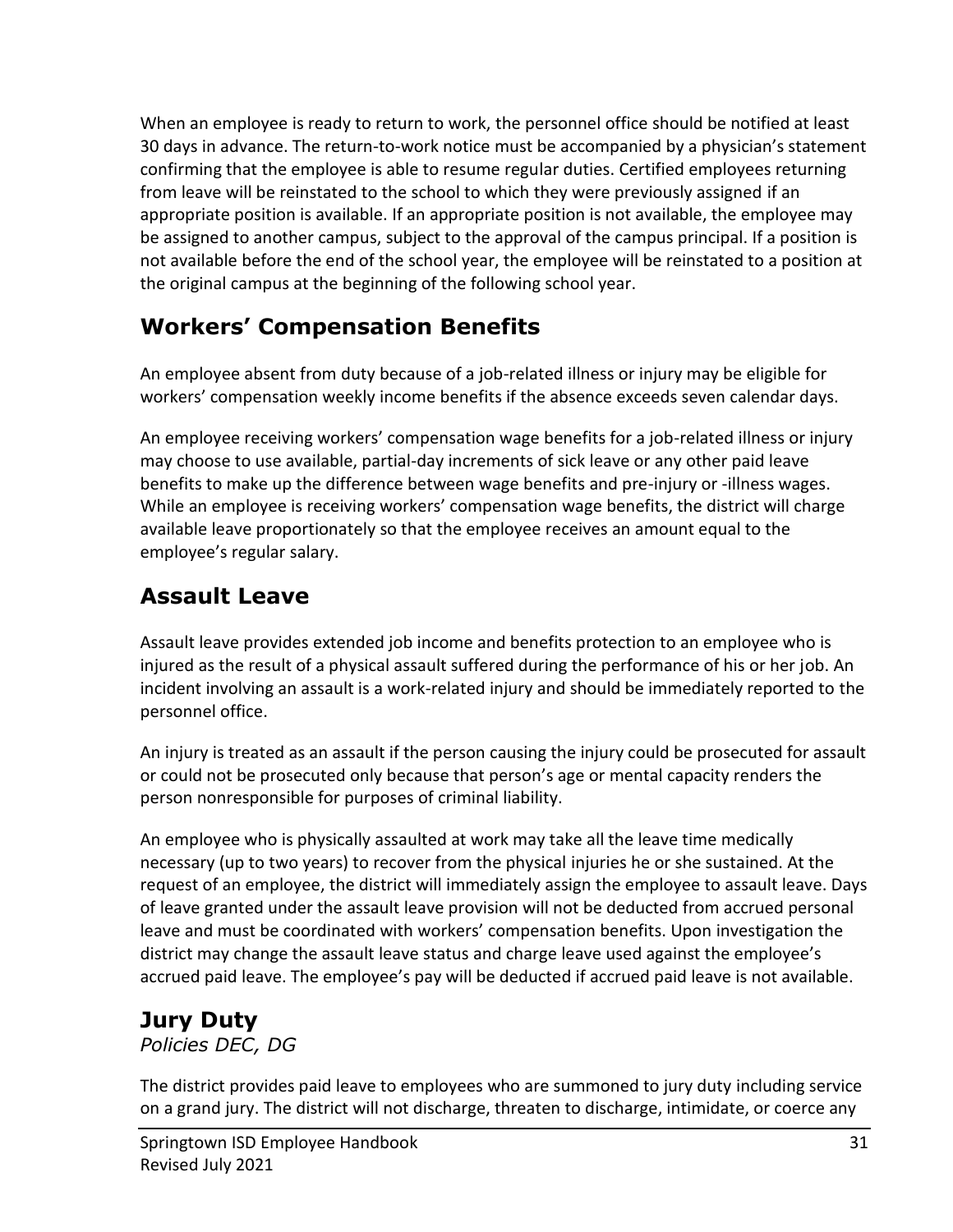When an employee is ready to return to work, the personnel office should be notified at least 30 days in advance. The return-to-work notice must be accompanied by a physician's statement confirming that the employee is able to resume regular duties. Certified employees returning from leave will be reinstated to the school to which they were previously assigned if an appropriate position is available. If an appropriate position is not available, the employee may be assigned to another campus, subject to the approval of the campus principal. If a position is not available before the end of the school year, the employee will be reinstated to a position at the original campus at the beginning of the following school year.

## Workers' Compensation Benefits

An employee absent from duty because of a job-related illness or injury may be eligible for workers' compensation weekly income benefits if the absence exceeds seven calendar days.

An employee receiving workers' compensation wage benefits for a job-related illness or injury may choose to use available, partial-day increments of sick leave or any other paid leave benefits to make up the difference between wage benefits and pre-injury or -illness wages. While an employee is receiving workers' compensation wage benefits, the district will charge available leave proportionately so that the employee receives an amount equal to the employee's regular salary.

## Assault Leave

Assault leave provides extended job income and benefits protection to an employee who is injured as the result of a physical assault suffered during the performance of his or her job. An incident involving an assault is a work-related injury and should be immediately reported to the personnel office.

An injury is treated as an assault if the person causing the injury could be prosecuted for assault or could not be prosecuted only because that person's age or mental capacity renders the person nonresponsible for purposes of criminal liability.

An employee who is physically assaulted at work may take all the leave time medically necessary (up to two years) to recover from the physical injuries he or she sustained. At the request of an employee, the district will immediately assign the employee to assault leave. Days of leave granted under the assault leave provision will not be deducted from accrued personal leave and must be coordinated with workers' compensation benefits. Upon investigation the district may change the assault leave status and charge leave used against the employee's accrued paid leave. The employee's pay will be deducted if accrued paid leave is not available.

## Jury Duty

*Policies DEC, DG*

The district provides paid leave to employees who are summoned to jury duty including service on a grand jury. The district will not discharge, threaten to discharge, intimidate, or coerce any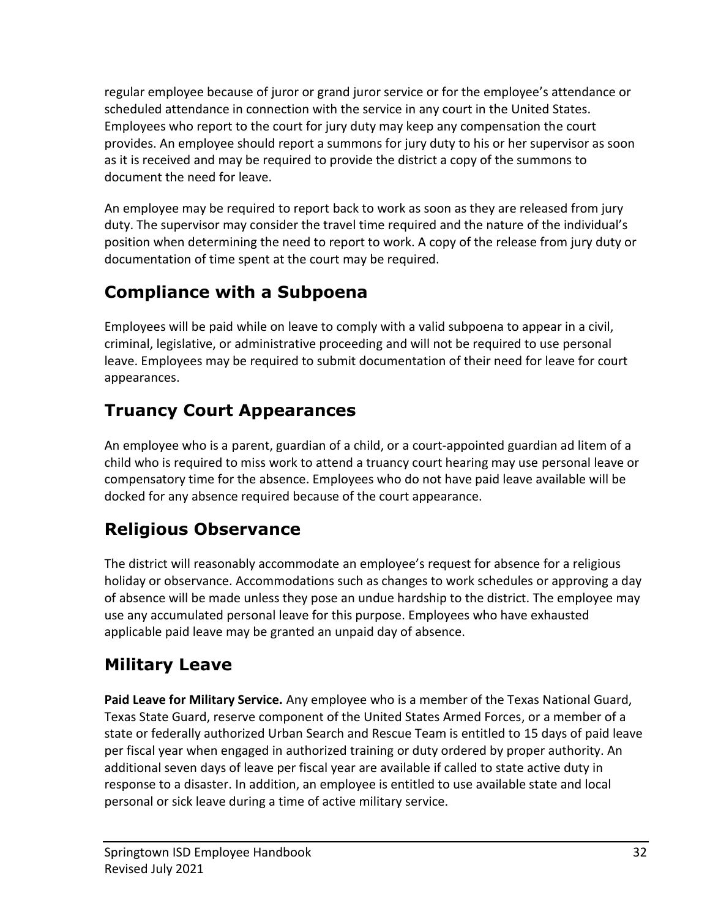regular employee because of juror or grand juror service or for the employee's attendance or scheduled attendance in connection with the service in any court in the United States. Employees who report to the court for jury duty may keep any compensation the court provides. An employee should report a summons for jury duty to his or her supervisor as soon as it is received and may be required to provide the district a copy of the summons to document the need for leave.

An employee may be required to report back to work as soon as they are released from jury duty. The supervisor may consider the travel time required and the nature of the individual's position when determining the need to report to work. A copy of the release from jury duty or documentation of time spent at the court may be required.

## Compliance with a Subpoena

Employees will be paid while on leave to comply with a valid subpoena to appear in a civil, criminal, legislative, or administrative proceeding and will not be required to use personal leave. Employees may be required to submit documentation of their need for leave for court appearances.

## Truancy Court Appearances

An employee who is a parent, guardian of a child, or a court-appointed guardian ad litem of a child who is required to miss work to attend a truancy court hearing may use personal leave or compensatory time for the absence. Employees who do not have paid leave available will be docked for any absence required because of the court appearance.

## Religious Observance

The district will reasonably accommodate an employee's request for absence for a religious holiday or observance. Accommodations such as changes to work schedules or approving a day of absence will be made unless they pose an undue hardship to the district. The employee may use any accumulated personal leave for this purpose. Employees who have exhausted applicable paid leave may be granted an unpaid day of absence.

## Military Leave

**Paid Leave for Military Service.** Any employee who is a member of the Texas National Guard, Texas State Guard, reserve component of the United States Armed Forces, or a member of a state or federally authorized Urban Search and Rescue Team is entitled to 15 days of paid leave per fiscal year when engaged in authorized training or duty ordered by proper authority. An additional seven days of leave per fiscal year are available if called to state active duty in response to a disaster. In addition, an employee is entitled to use available state and local personal or sick leave during a time of active military service.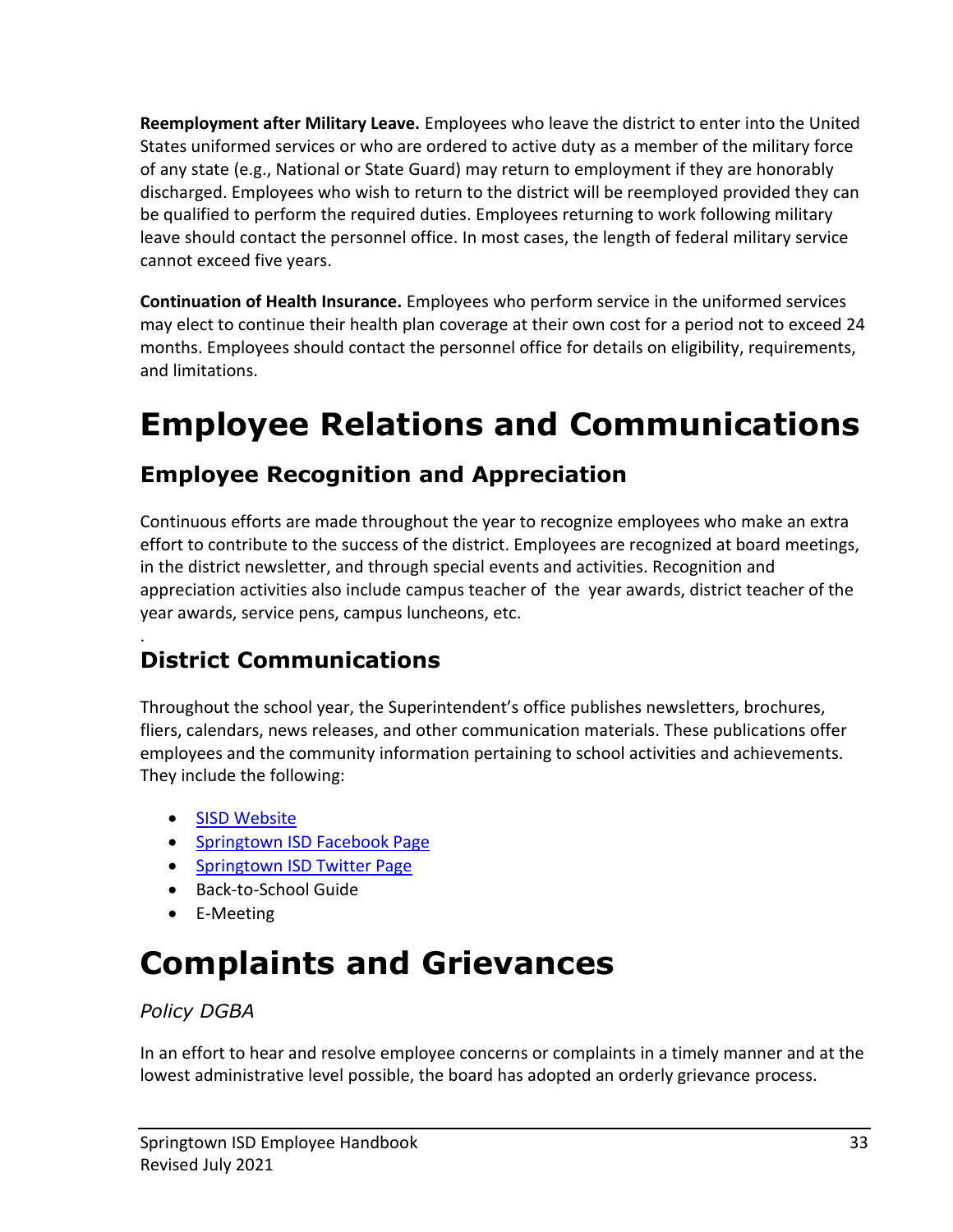**Reemployment after Military Leave.** Employees who leave the district to enter into the United States uniformed services or who are ordered to active duty as a member of the military force of any state (e.g., National or State Guard) may return to employment if they are honorably discharged. Employees who wish to return to the district will be reemployed provided they can be qualified to perform the required duties. Employees returning to work following military leave should contact the personnel office. In most cases, the length of federal military service cannot exceed five years.

**Continuation of Health Insurance.** Employees who perform service in the uniformed services may elect to continue their health plan coverage at their own cost for a period not to exceed 24 months. Employees should contact the personnel office for details on eligibility, requirements, and limitations.

# Employee Relations and Communications

## Employee Recognition and Appreciation

Continuous efforts are made throughout the year to recognize employees who make an extra effort to contribute to the success of the district. Employees are recognized at board meetings, in the district newsletter, and through special events and activities. Recognition and appreciation activities also include campus teacher of the year awards, district teacher of the year awards, service pens, campus luncheons, etc.

## District Communications

Throughout the school year, the Superintendent's office publishes newsletters, brochures, fliers, calendars, news releases, and other communication materials. These publications offer employees and the community information pertaining to school activities and achievements. They include the following:

- SISD Website
- Springtown ISD Facebook Page
- Springtown ISD Twitter Page
- Back-to-School Guide
- E-Meeting

# Complaints and Grievances

*Policy DGBA*

In an effort to hear and resolve employee concerns or complaints in a timely manner and at the lowest administrative level possible, the board has adopted an orderly grievance process.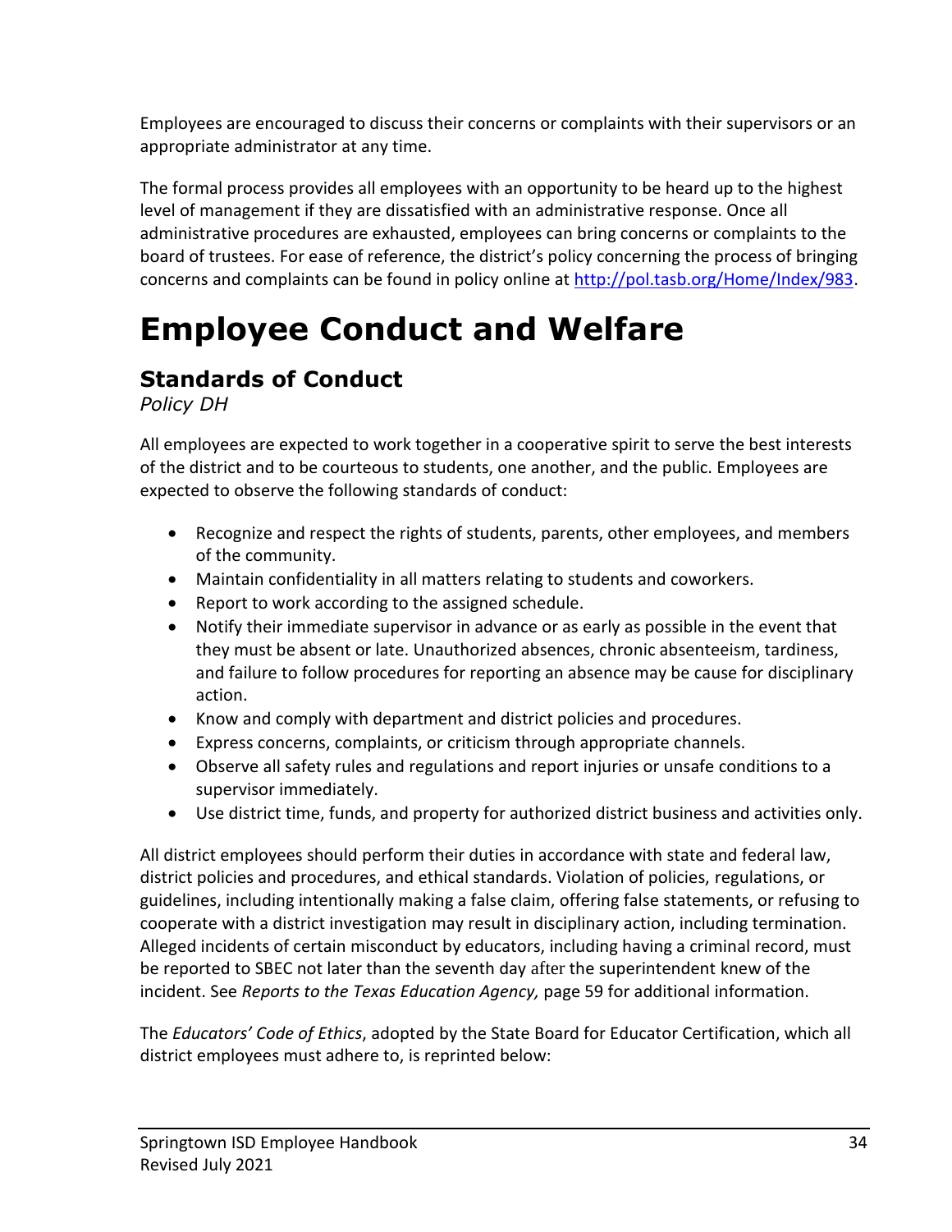Employees are encouraged to discuss their concerns or complaints with their supervisors or an appropriate administrator at any time.

The formal process provides all employees with an opportunity to be heard up to the highest level of management if they are dissatisfied with an administrative response. Once all administrative procedures are exhausted, employees can bring concerns or complaints to the board of trustees. For ease of reference, the district's policy concerning the process of bringing concerns and complaints can be found in policy online at http://pol.tasb.org/Home/Index/983.

# Employee Conduct and Welfare

## Standards of Conduct

*Policy DH*

All employees are expected to work together in a cooperative spirit to serve the best interests of the district and to be courteous to students, one another, and the public. Employees are expected to observe the following standards of conduct:

- Recognize and respect the rights of students, parents, other employees, and members of the community.
- Maintain confidentiality in all matters relating to students and coworkers.
- Report to work according to the assigned schedule.
- Notify their immediate supervisor in advance or as early as possible in the event that they must be absent or late. Unauthorized absences, chronic absenteeism, tardiness, and failure to follow procedures for reporting an absence may be cause for disciplinary action.
- Know and comply with department and district policies and procedures.
- Express concerns, complaints, or criticism through appropriate channels.
- Observe all safety rules and regulations and report injuries or unsafe conditions to a supervisor immediately.
- Use district time, funds, and property for authorized district business and activities only.

All district employees should perform their duties in accordance with state and federal law, district policies and procedures, and ethical standards. Violation of policies, regulations, or guidelines, including intentionally making a false claim, offering false statements, or refusing to cooperate with a district investigation may result in disciplinary action, including termination. Alleged incidents of certain misconduct by educators, including having a criminal record, must be reported to SBEC not later than the seventh day after the superintendent knew of the incident. See *Reports to the Texas Education Agency,* page 59 for additional information.

The *Educators' Code of Ethics*, adopted by the State Board for Educator Certification, which all district employees must adhere to, is reprinted below: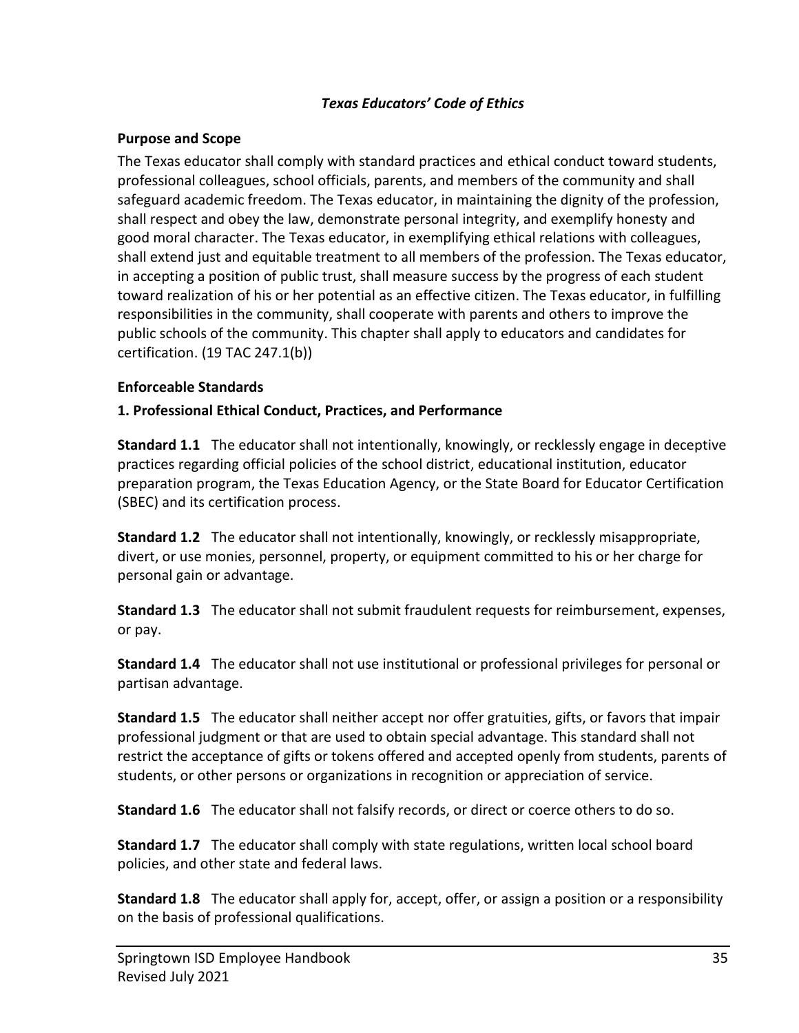*Texas Educators' Code of Ethics*

### Purpose and Scope

The Texas educator shall comply with standard practices and ethical conduct toward students, professional colleagues, school officials, parents, and members of the community and shall safeguard academic freedom. The Texas educator, in maintaining the dignity of the profession, shall respect and obey the law, demonstrate personal integrity, and exemplify honesty and good moral character. The Texas educator, in exemplifying ethical relations with colleagues, shall extend just and equitable treatment to all members of the profession. The Texas educator, in accepting a position of public trust, shall measure success by the progress of each student toward realization of his or her potential as an effective citizen. The Texas educator, in fulfilling responsibilities in the community, shall cooperate with parents and others to improve the public schools of the community. This chapter shall apply to educators and candidates for certification. (19 TAC 247.1(b))

### Enforceable Standards

#### 1. Professional Ethical Conduct, Practices, and Performance

**Standard 1.1** The educator shall not intentionally, knowingly, or recklessly engage in deceptive practices regarding official policies of the school district, educational institution, educator preparation program, the Texas Education Agency, or the State Board for Educator Certification (SBEC) and its certification process.

**Standard 1.2** The educator shall not intentionally, knowingly, or recklessly misappropriate, divert, or use monies, personnel, property, or equipment committed to his or her charge for personal gain or advantage.

**Standard 1.3** The educator shall not submit fraudulent requests for reimbursement, expenses, or pay.

**Standard 1.4** The educator shall not use institutional or professional privileges for personal or partisan advantage.

**Standard 1.5** The educator shall neither accept nor offer gratuities, gifts, or favors that impair professional judgment or that are used to obtain special advantage. This standard shall not restrict the acceptance of gifts or tokens offered and accepted openly from students, parents of students, or other persons or organizations in recognition or appreciation of service.

**Standard 1.6** The educator shall not falsify records, or direct or coerce others to do so.

**Standard 1.7** The educator shall comply with state regulations, written local school board policies, and other state and federal laws.

**Standard 1.8** The educator shall apply for, accept, offer, or assign a position or a responsibility on the basis of professional qualifications.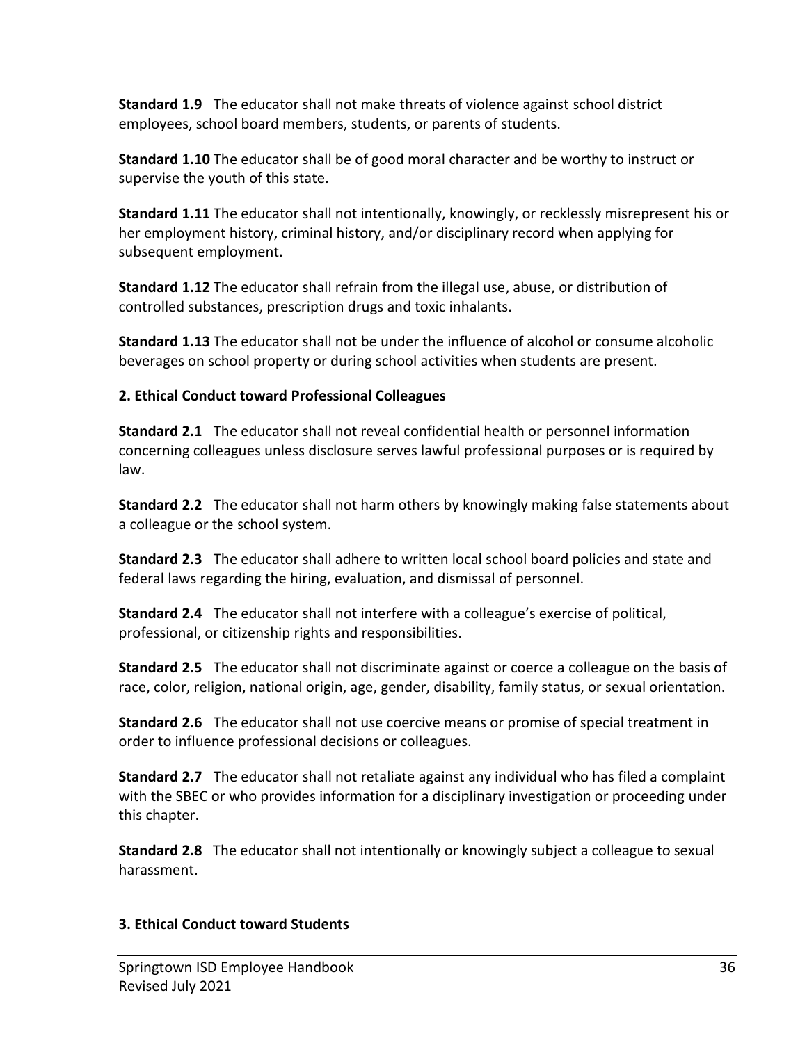**Standard 1.9** The educator shall not make threats of violence against school district employees, school board members, students, or parents of students.

**Standard 1.10** The educator shall be of good moral character and be worthy to instruct or supervise the youth of this state.

**Standard 1.11** The educator shall not intentionally, knowingly, or recklessly misrepresent his or her employment history, criminal history, and/or disciplinary record when applying for subsequent employment.

**Standard 1.12** The educator shall refrain from the illegal use, abuse, or distribution of controlled substances, prescription drugs and toxic inhalants.

**Standard 1.13** The educator shall not be under the influence of alcohol or consume alcoholic beverages on school property or during school activities when students are present.

**2. Ethical Conduct toward Professional Colleagues**

**Standard 2.1** The educator shall not reveal confidential health or personnel information concerning colleagues unless disclosure serves lawful professional purposes or is required by law.

**Standard 2.2** The educator shall not harm others by knowingly making false statements about a colleague or the school system.

**Standard 2.3** The educator shall adhere to written local school board policies and state and federal laws regarding the hiring, evaluation, and dismissal of personnel.

**Standard 2.4** The educator shall not interfere with a colleague's exercise of political, professional, or citizenship rights and responsibilities.

**Standard 2.5** The educator shall not discriminate against or coerce a colleague on the basis of race, color, religion, national origin, age, gender, disability, family status, or sexual orientation.

**Standard 2.6** The educator shall not use coercive means or promise of special treatment in order to influence professional decisions or colleagues.

**Standard 2.7** The educator shall not retaliate against any individual who has filed a complaint with the SBEC or who provides information for a disciplinary investigation or proceeding under this chapter.

**Standard 2.8** The educator shall not intentionally or knowingly subject a colleague to sexual harassment.

**3. Ethical Conduct toward Students**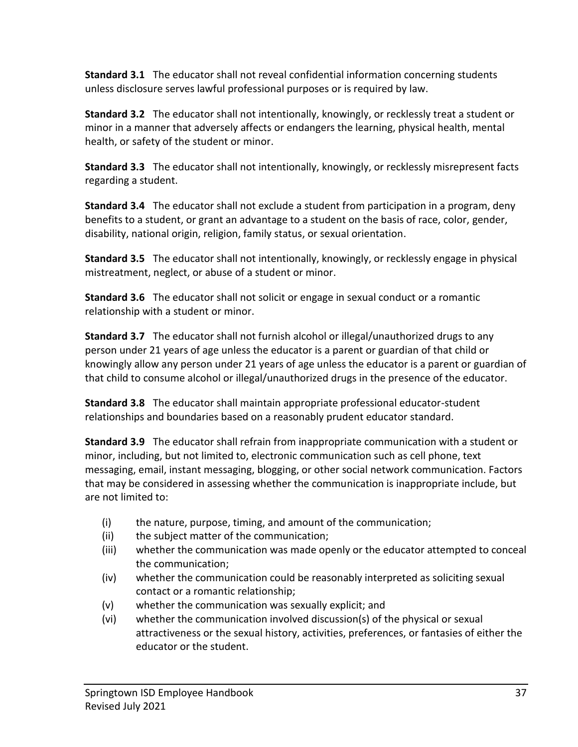**Standard 3.1** The educator shall not reveal confidential information concerning students unless disclosure serves lawful professional purposes or is required by law.

**Standard 3.2** The educator shall not intentionally, knowingly, or recklessly treat a student or minor in a manner that adversely affects or endangers the learning, physical health, mental health, or safety of the student or minor.

**Standard 3.3** The educator shall not intentionally, knowingly, or recklessly misrepresent facts regarding a student.

**Standard 3.4** The educator shall not exclude a student from participation in a program, deny benefits to a student, or grant an advantage to a student on the basis of race, color, gender, disability, national origin, religion, family status, or sexual orientation.

**Standard 3.5** The educator shall not intentionally, knowingly, or recklessly engage in physical mistreatment, neglect, or abuse of a student or minor.

**Standard 3.6** The educator shall not solicit or engage in sexual conduct or a romantic relationship with a student or minor.

**Standard 3.7** The educator shall not furnish alcohol or illegal/unauthorized drugs to any person under 21 years of age unless the educator is a parent or guardian of that child or knowingly allow any person under 21 years of age unless the educator is a parent or guardian of that child to consume alcohol or illegal/unauthorized drugs in the presence of the educator.

**Standard 3.8** The educator shall maintain appropriate professional educator-student relationships and boundaries based on a reasonably prudent educator standard.

**Standard 3.9** The educator shall refrain from inappropriate communication with a student or minor, including, but not limited to, electronic communication such as cell phone, text messaging, email, instant messaging, blogging, or other social network communication. Factors that may be considered in assessing whether the communication is inappropriate include, but are not limited to:

- (i) the nature, purpose, timing, and amount of the communication;
- (ii) the subject matter of the communication;
- (iii) whether the communication was made openly or the educator attempted to conceal the communication;
- (iv) whether the communication could be reasonably interpreted as soliciting sexual contact or a romantic relationship;
- (v) whether the communication was sexually explicit; and
- (vi) whether the communication involved discussion(s) of the physical or sexual attractiveness or the sexual history, activities, preferences, or fantasies of either the educator or the student.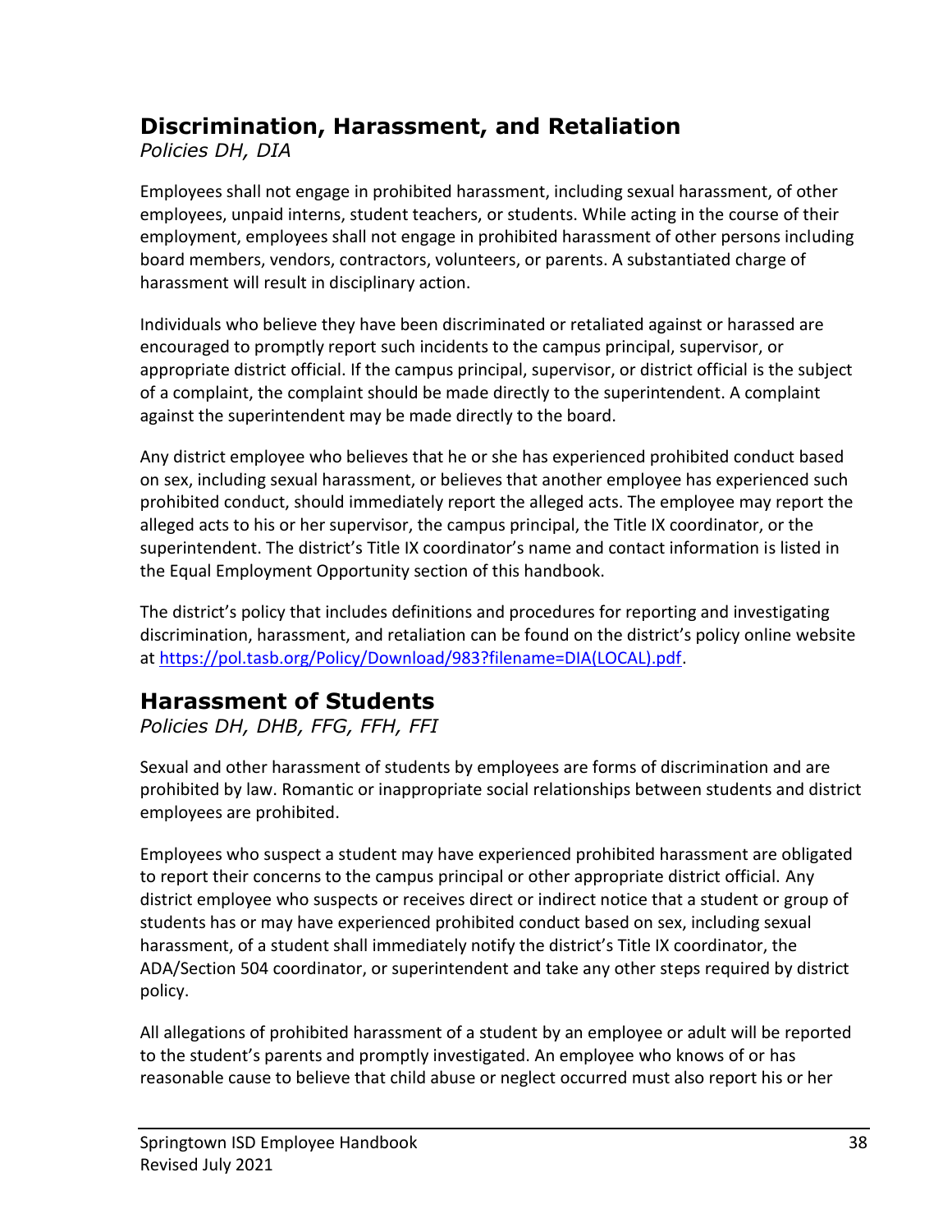## Discrimination, Harassment, and Retaliation

*Policies DH, DIA*

Employees shall not engage in prohibited harassment, including sexual harassment, of other employees, unpaid interns, student teachers, or students. While acting in the course of their employment, employees shall not engage in prohibited harassment of other persons including board members, vendors, contractors, volunteers, or parents. A substantiated charge of harassment will result in disciplinary action.

Individuals who believe they have been discriminated or retaliated against or harassed are encouraged to promptly report such incidents to the campus principal, supervisor, or appropriate district official. If the campus principal, supervisor, or district official is the subject of a complaint, the complaint should be made directly to the superintendent. A complaint against the superintendent may be made directly to the board.

Any district employee who believes that he or she has experienced prohibited conduct based on sex, including sexual harassment, or believes that another employee has experienced such prohibited conduct, should immediately report the alleged acts. The employee may report the alleged acts to his or her supervisor, the campus principal, the Title IX coordinator, or the superintendent. The district's Title IX coordinator's name and contact information is listed in the Equal Employment Opportunity section of this handbook.

The district's policy that includes definitions and procedures for reporting and investigating discrimination, harassment, and retaliation can be found on the district's policy online website at [https://pol.tasb.org/Policy/Download/983?filename=DIA(LOCAL).pdf](https://pol.tasb.org/Policy/Download/983?filename=DIA(LOCAL).pdf).

## Harassment of Students

*Policies DH, DHB, FFG, FFH, FFI*

Sexual and other harassment of students by employees are forms of discrimination and are prohibited by law. Romantic or inappropriate social relationships between students and district employees are prohibited.

Employees who suspect a student may have experienced prohibited harassment are obligated to report their concerns to the campus principal or other appropriate district official. Any district employee who suspects or receives direct or indirect notice that a student or group of students has or may have experienced prohibited conduct based on sex, including sexual harassment, of a student shall immediately notify the district's Title IX coordinator, the ADA/Section 504 coordinator, or superintendent and take any other steps required by district policy.

All allegations of prohibited harassment of a student by an employee or adult will be reported to the student's parents and promptly investigated. An employee who knows of or has reasonable cause to believe that child abuse or neglect occurred must also report his or her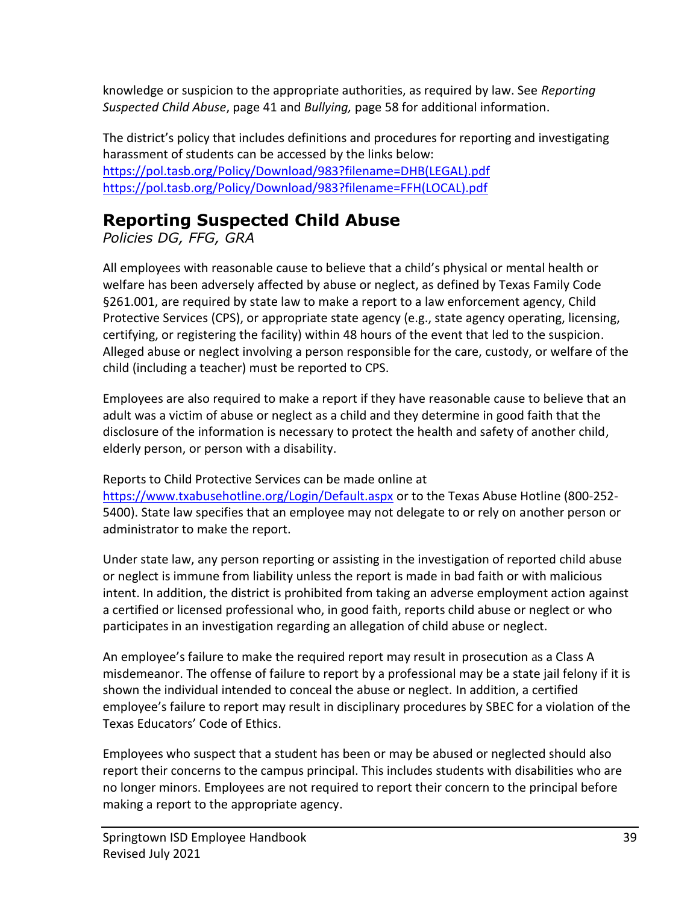knowledge or suspicion to the appropriate authorities, as required by law. See *Reporting Suspected Child Abuse*, page 41 and *Bullying,* page 58 for additional information.

The district's policy that includes definitions and procedures for reporting and investigating harassment of students can be accessed by the links below:
https://pol.tasb.org/Policy/Download/983?filename=DHB(LEGAL).pdf
https://pol.tasb.org/Policy/Download/983?filename=FFH(LOCAL).pdf

## Reporting Suspected Child Abuse

*Policies DG, FFG, GRA*

All employees with reasonable cause to believe that a child's physical or mental health or welfare has been adversely affected by abuse or neglect, as defined by Texas Family Code §261.001, are required by state law to make a report to a law enforcement agency, Child Protective Services (CPS), or appropriate state agency (e.g., state agency operating, licensing, certifying, or registering the facility) within 48 hours of the event that led to the suspicion. Alleged abuse or neglect involving a person responsible for the care, custody, or welfare of the child (including a teacher) must be reported to CPS.

Employees are also required to make a report if they have reasonable cause to believe that an adult was a victim of abuse or neglect as a child and they determine in good faith that the disclosure of the information is necessary to protect the health and safety of another child, elderly person, or person with a disability.

Reports to Child Protective Services can be made online at https://www.txabusehotline.org/Login/Default.aspx or to the Texas Abuse Hotline (800-252-5400). State law specifies that an employee may not delegate to or rely on another person or administrator to make the report.

Under state law, any person reporting or assisting in the investigation of reported child abuse or neglect is immune from liability unless the report is made in bad faith or with malicious intent. In addition, the district is prohibited from taking an adverse employment action against a certified or licensed professional who, in good faith, reports child abuse or neglect or who participates in an investigation regarding an allegation of child abuse or neglect.

An employee's failure to make the required report may result in prosecution as a Class A misdemeanor. The offense of failure to report by a professional may be a state jail felony if it is shown the individual intended to conceal the abuse or neglect. In addition, a certified employee's failure to report may result in disciplinary procedures by SBEC for a violation of the Texas Educators' Code of Ethics.

Employees who suspect that a student has been or may be abused or neglected should also report their concerns to the campus principal. This includes students with disabilities who are no longer minors. Employees are not required to report their concern to the principal before making a report to the appropriate agency.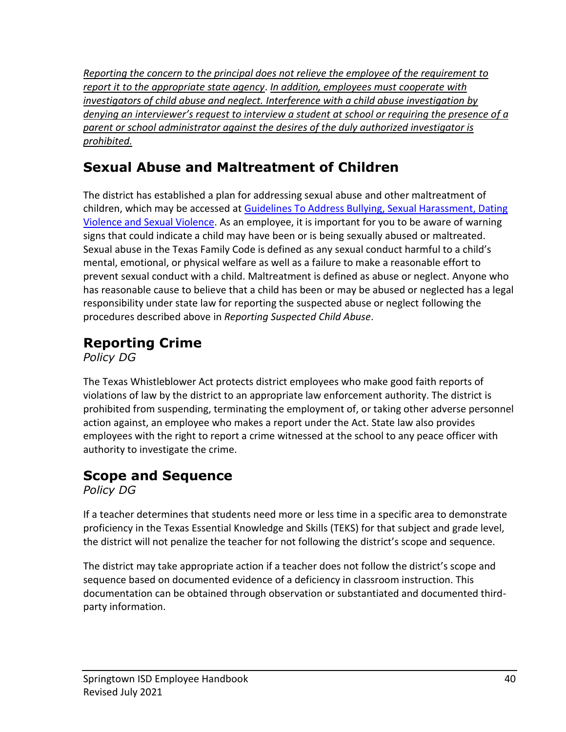*Reporting the concern to the principal does not relieve the employee of the requirement to report it to the appropriate state agency*. *In addition, employees must cooperate with investigators of child abuse and neglect. Interference with a child abuse investigation by denying an interviewer's request to interview a student at school or requiring the presence of a parent or school administrator against the desires of the duly authorized investigator is prohibited.*

## Sexual Abuse and Maltreatment of Children

The district has established a plan for addressing sexual abuse and other maltreatment of children, which may be accessed at [Guidelines To Address Bullying, Sexual Harassment, Dating Violence and Sexual Violence](). As an employee, it is important for you to be aware of warning signs that could indicate a child may have been or is being sexually abused or maltreated. Sexual abuse in the Texas Family Code is defined as any sexual conduct harmful to a child's mental, emotional, or physical welfare as well as a failure to make a reasonable effort to prevent sexual conduct with a child. Maltreatment is defined as abuse or neglect. Anyone who has reasonable cause to believe that a child has been or may be abused or neglected has a legal responsibility under state law for reporting the suspected abuse or neglect following the procedures described above in *Reporting Suspected Child Abuse*.

## Reporting Crime

*Policy DG*

The Texas Whistleblower Act protects district employees who make good faith reports of violations of law by the district to an appropriate law enforcement authority. The district is prohibited from suspending, terminating the employment of, or taking other adverse personnel action against, an employee who makes a report under the Act. State law also provides employees with the right to report a crime witnessed at the school to any peace officer with authority to investigate the crime.

## Scope and Sequence

*Policy DG*

If a teacher determines that students need more or less time in a specific area to demonstrate proficiency in the Texas Essential Knowledge and Skills (TEKS) for that subject and grade level, the district will not penalize the teacher for not following the district's scope and sequence.

The district may take appropriate action if a teacher does not follow the district's scope and sequence based on documented evidence of a deficiency in classroom instruction. This documentation can be obtained through observation or substantiated and documented third-party information.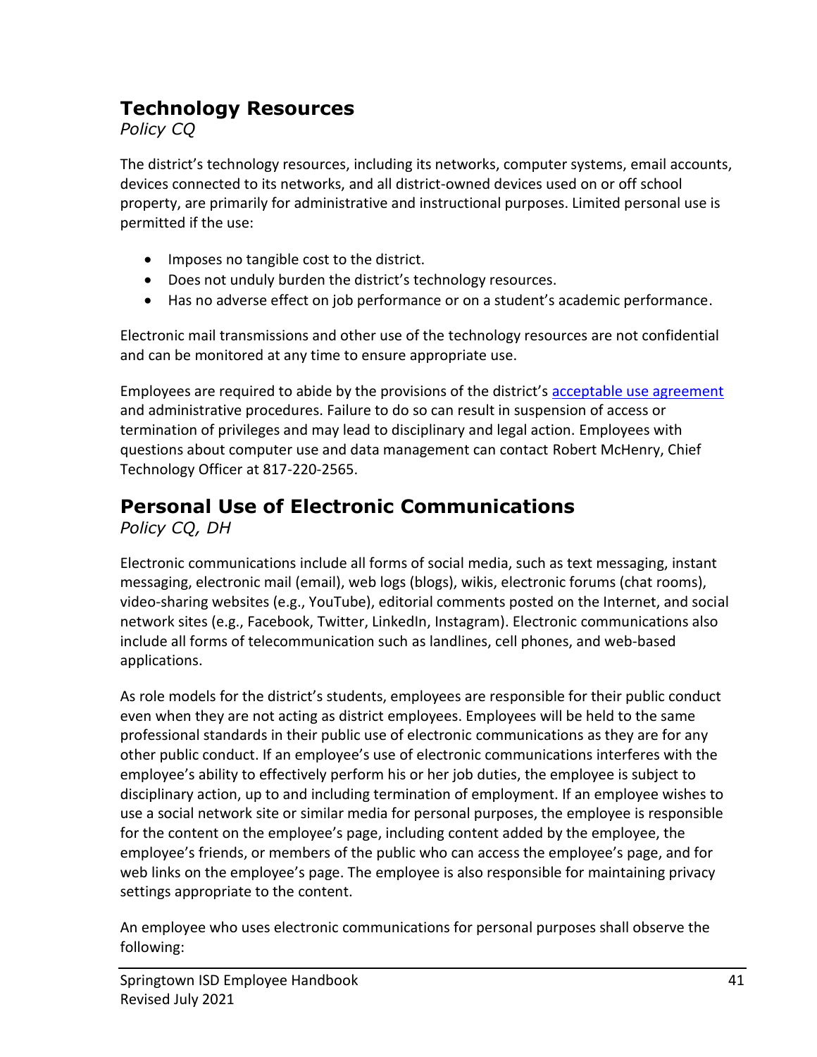## Technology Resources

*Policy CQ*

The district's technology resources, including its networks, computer systems, email accounts, devices connected to its networks, and all district-owned devices used on or off school property, are primarily for administrative and instructional purposes. Limited personal use is permitted if the use:

- Imposes no tangible cost to the district.
- Does not unduly burden the district's technology resources.
- Has no adverse effect on job performance or on a student's academic performance.

Electronic mail transmissions and other use of the technology resources are not confidential and can be monitored at any time to ensure appropriate use.

Employees are required to abide by the provisions of the district's acceptable use agreement and administrative procedures. Failure to do so can result in suspension of access or termination of privileges and may lead to disciplinary and legal action. Employees with questions about computer use and data management can contact Robert McHenry, Chief Technology Officer at 817-220-2565.

## Personal Use of Electronic Communications

*Policy CQ, DH*

Electronic communications include all forms of social media, such as text messaging, instant messaging, electronic mail (email), web logs (blogs), wikis, electronic forums (chat rooms), video-sharing websites (e.g., YouTube), editorial comments posted on the Internet, and social network sites (e.g., Facebook, Twitter, LinkedIn, Instagram). Electronic communications also include all forms of telecommunication such as landlines, cell phones, and web-based applications.

As role models for the district's students, employees are responsible for their public conduct even when they are not acting as district employees. Employees will be held to the same professional standards in their public use of electronic communications as they are for any other public conduct. If an employee's use of electronic communications interferes with the employee's ability to effectively perform his or her job duties, the employee is subject to disciplinary action, up to and including termination of employment. If an employee wishes to use a social network site or similar media for personal purposes, the employee is responsible for the content on the employee's page, including content added by the employee, the employee's friends, or members of the public who can access the employee's page, and for web links on the employee's page. The employee is also responsible for maintaining privacy settings appropriate to the content.

An employee who uses electronic communications for personal purposes shall observe the following: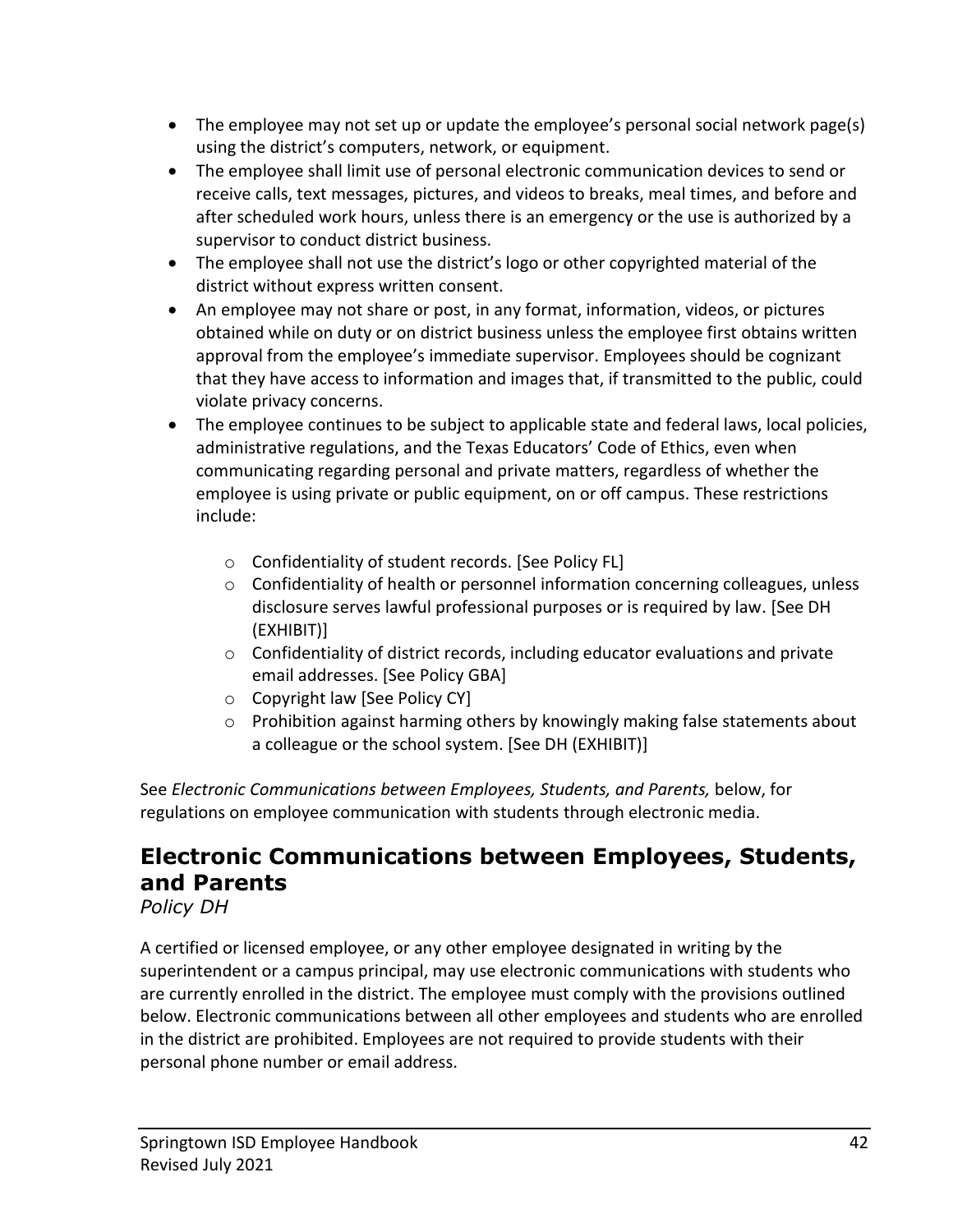- The employee may not set up or update the employee's personal social network page(s) using the district's computers, network, or equipment.
- The employee shall limit use of personal electronic communication devices to send or receive calls, text messages, pictures, and videos to breaks, meal times, and before and after scheduled work hours, unless there is an emergency or the use is authorized by a supervisor to conduct district business.
- The employee shall not use the district's logo or other copyrighted material of the district without express written consent.
- An employee may not share or post, in any format, information, videos, or pictures obtained while on duty or on district business unless the employee first obtains written approval from the employee's immediate supervisor. Employees should be cognizant that they have access to information and images that, if transmitted to the public, could violate privacy concerns.
- The employee continues to be subject to applicable state and federal laws, local policies, administrative regulations, and the Texas Educators' Code of Ethics, even when communicating regarding personal and private matters, regardless of whether the employee is using private or public equipment, on or off campus. These restrictions include:
    - Confidentiality of student records. [See Policy FL]
    - Confidentiality of health or personnel information concerning colleagues, unless disclosure serves lawful professional purposes or is required by law. [See DH (EXHIBIT)]
    - Confidentiality of district records, including educator evaluations and private email addresses. [See Policy GBA]
    - Copyright law [See Policy CY]
    - Prohibition against harming others by knowingly making false statements about a colleague or the school system. [See DH (EXHIBIT)]

See *Electronic Communications between Employees, Students, and Parents,* below, for regulations on employee communication with students through electronic media.

## Electronic Communications between Employees, Students, and Parents

*Policy DH*

A certified or licensed employee, or any other employee designated in writing by the superintendent or a campus principal, may use electronic communications with students who are currently enrolled in the district. The employee must comply with the provisions outlined below. Electronic communications between all other employees and students who are enrolled in the district are prohibited. Employees are not required to provide students with their personal phone number or email address.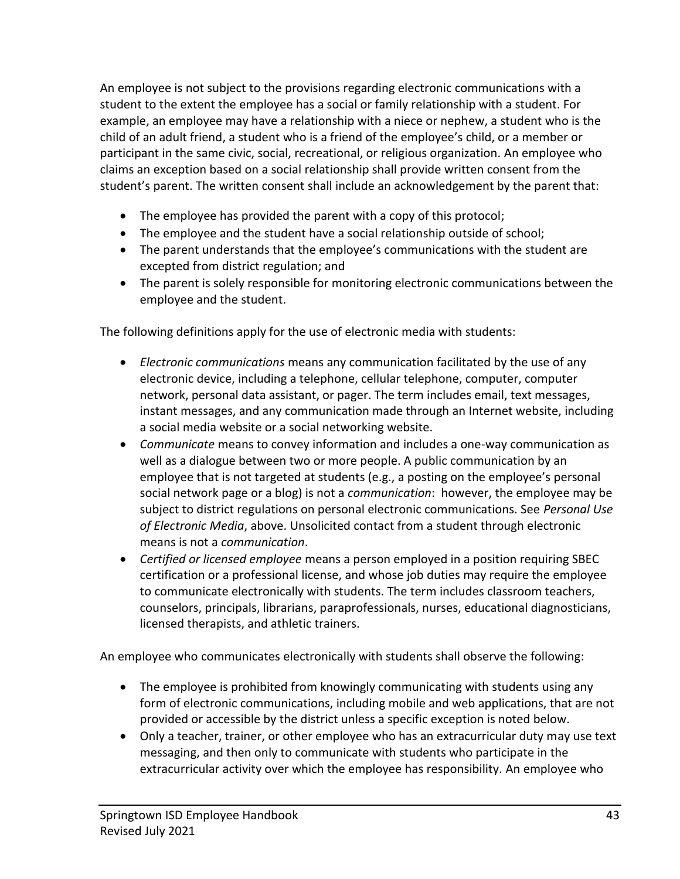An employee is not subject to the provisions regarding electronic communications with a student to the extent the employee has a social or family relationship with a student. For example, an employee may have a relationship with a niece or nephew, a student who is the child of an adult friend, a student who is a friend of the employee's child, or a member or participant in the same civic, social, recreational, or religious organization. An employee who claims an exception based on a social relationship shall provide written consent from the student's parent. The written consent shall include an acknowledgement by the parent that:

- The employee has provided the parent with a copy of this protocol;
- The employee and the student have a social relationship outside of school;
- The parent understands that the employee's communications with the student are excepted from district regulation; and
- The parent is solely responsible for monitoring electronic communications between the employee and the student.

The following definitions apply for the use of electronic media with students:

- *Electronic communications* means any communication facilitated by the use of any electronic device, including a telephone, cellular telephone, computer, computer network, personal data assistant, or pager. The term includes email, text messages, instant messages, and any communication made through an Internet website, including a social media website or a social networking website.
- *Communicate* means to convey information and includes a one-way communication as well as a dialogue between two or more people. A public communication by an employee that is not targeted at students (e.g., a posting on the employee's personal social network page or a blog) is not a *communication*: however, the employee may be subject to district regulations on personal electronic communications. See *Personal Use of Electronic Media*, above. Unsolicited contact from a student through electronic means is not a *communication*.
- *Certified or licensed employee* means a person employed in a position requiring SBEC certification or a professional license, and whose job duties may require the employee to communicate electronically with students. The term includes classroom teachers, counselors, principals, librarians, paraprofessionals, nurses, educational diagnosticians, licensed therapists, and athletic trainers.

An employee who communicates electronically with students shall observe the following:

- The employee is prohibited from knowingly communicating with students using any form of electronic communications, including mobile and web applications, that are not provided or accessible by the district unless a specific exception is noted below.
- Only a teacher, trainer, or other employee who has an extracurricular duty may use text messaging, and then only to communicate with students who participate in the extracurricular activity over which the employee has responsibility. An employee who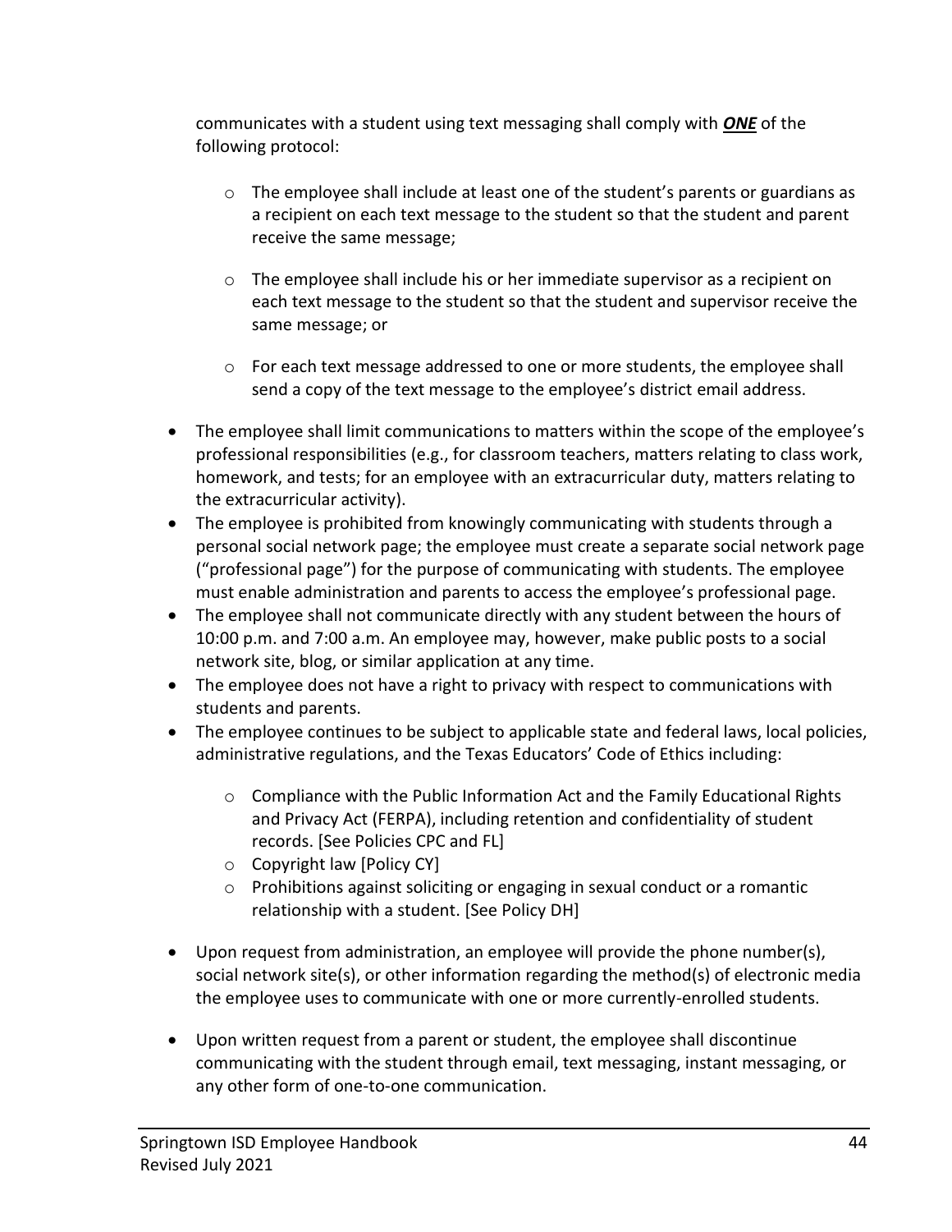communicates with a student using text messaging shall comply with ***ONE*** of the following protocol:

  - The employee shall include at least one of the student's parents or guardians as a recipient on each text message to the student so that the student and parent receive the same message;

  - The employee shall include his or her immediate supervisor as a recipient on each text message to the student so that the student and supervisor receive the same message; or

  - For each text message addressed to one or more students, the employee shall send a copy of the text message to the employee's district email address.

- The employee shall limit communications to matters within the scope of the employee's professional responsibilities (e.g., for classroom teachers, matters relating to class work, homework, and tests; for an employee with an extracurricular duty, matters relating to the extracurricular activity).
- The employee is prohibited from knowingly communicating with students through a personal social network page; the employee must create a separate social network page ("professional page") for the purpose of communicating with students. The employee must enable administration and parents to access the employee's professional page.
- The employee shall not communicate directly with any student between the hours of 10:00 p.m. and 7:00 a.m. An employee may, however, make public posts to a social network site, blog, or similar application at any time.
- The employee does not have a right to privacy with respect to communications with students and parents.
- The employee continues to be subject to applicable state and federal laws, local policies, administrative regulations, and the Texas Educators' Code of Ethics including:

  - Compliance with the Public Information Act and the Family Educational Rights and Privacy Act (FERPA), including retention and confidentiality of student records. [See Policies CPC and FL]
  - Copyright law [Policy CY]
  - Prohibitions against soliciting or engaging in sexual conduct or a romantic relationship with a student. [See Policy DH]

- Upon request from administration, an employee will provide the phone number(s), social network site(s), or other information regarding the method(s) of electronic media the employee uses to communicate with one or more currently-enrolled students.

- Upon written request from a parent or student, the employee shall discontinue communicating with the student through email, text messaging, instant messaging, or any other form of one-to-one communication.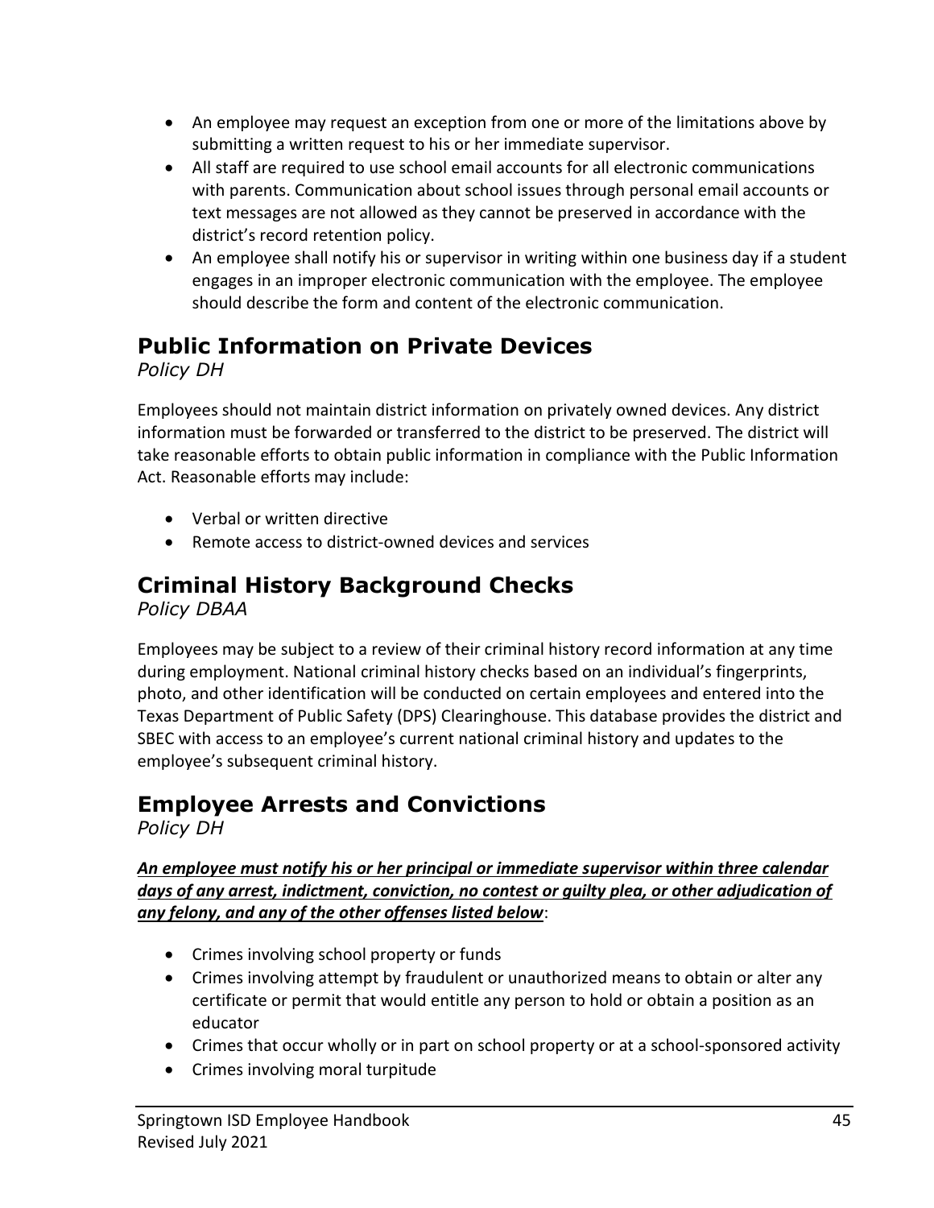- An employee may request an exception from one or more of the limitations above by submitting a written request to his or her immediate supervisor.
- All staff are required to use school email accounts for all electronic communications with parents. Communication about school issues through personal email accounts or text messages are not allowed as they cannot be preserved in accordance with the district's record retention policy.
- An employee shall notify his or supervisor in writing within one business day if a student engages in an improper electronic communication with the employee. The employee should describe the form and content of the electronic communication.

## Public Information on Private Devices

*Policy DH*

Employees should not maintain district information on privately owned devices. Any district information must be forwarded or transferred to the district to be preserved. The district will take reasonable efforts to obtain public information in compliance with the Public Information Act. Reasonable efforts may include:

- Verbal or written directive
- Remote access to district-owned devices and services

## Criminal History Background Checks

*Policy DBAA*

Employees may be subject to a review of their criminal history record information at any time during employment. National criminal history checks based on an individual's fingerprints, photo, and other identification will be conducted on certain employees and entered into the Texas Department of Public Safety (DPS) Clearinghouse. This database provides the district and SBEC with access to an employee's current national criminal history and updates to the employee's subsequent criminal history.

## Employee Arrests and Convictions

*Policy DH*

***<u>An employee must notify his or her principal or immediate supervisor within three calendar days of any arrest, indictment, conviction, no contest or guilty plea, or other adjudication of any felony, and any of the other offenses listed below</u>***:

- Crimes involving school property or funds
- Crimes involving attempt by fraudulent or unauthorized means to obtain or alter any certificate or permit that would entitle any person to hold or obtain a position as an educator
- Crimes that occur wholly or in part on school property or at a school-sponsored activity
- Crimes involving moral turpitude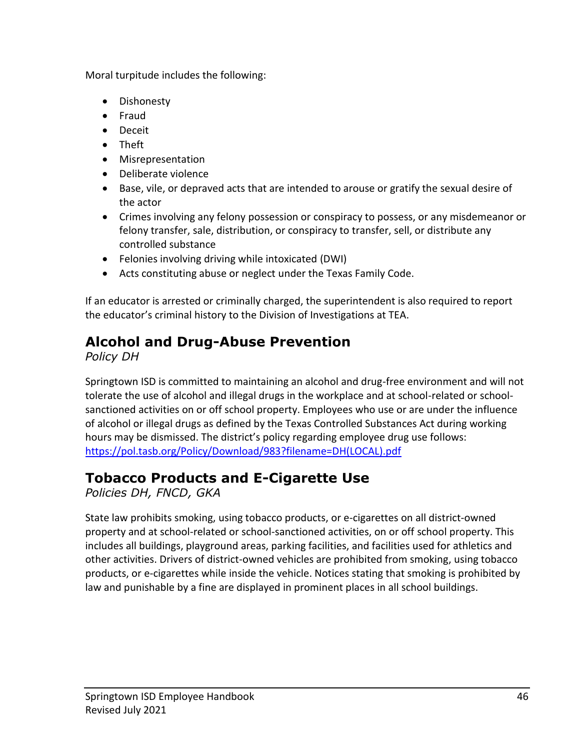Moral turpitude includes the following:

- Dishonesty
- Fraud
- Deceit
- Theft
- Misrepresentation
- Deliberate violence
- Base, vile, or depraved acts that are intended to arouse or gratify the sexual desire of the actor
- Crimes involving any felony possession or conspiracy to possess, or any misdemeanor or felony transfer, sale, distribution, or conspiracy to transfer, sell, or distribute any controlled substance
- Felonies involving driving while intoxicated (DWI)
- Acts constituting abuse or neglect under the Texas Family Code.

If an educator is arrested or criminally charged, the superintendent is also required to report the educator's criminal history to the Division of Investigations at TEA.

## Alcohol and Drug-Abuse Prevention

*Policy DH*

Springtown ISD is committed to maintaining an alcohol and drug-free environment and will not tolerate the use of alcohol and illegal drugs in the workplace and at school-related or school-sanctioned activities on or off school property. Employees who use or are under the influence of alcohol or illegal drugs as defined by the Texas Controlled Substances Act during working hours may be dismissed. The district's policy regarding employee drug use follows: [https://pol.tasb.org/Policy/Download/983?filename=DH(LOCAL).pdf](https://pol.tasb.org/Policy/Download/983?filename=DH(LOCAL).pdf)

## Tobacco Products and E-Cigarette Use

*Policies DH, FNCD, GKA*

State law prohibits smoking, using tobacco products, or e-cigarettes on all district-owned property and at school-related or school-sanctioned activities, on or off school property. This includes all buildings, playground areas, parking facilities, and facilities used for athletics and other activities. Drivers of district-owned vehicles are prohibited from smoking, using tobacco products, or e-cigarettes while inside the vehicle. Notices stating that smoking is prohibited by law and punishable by a fine are displayed in prominent places in all school buildings.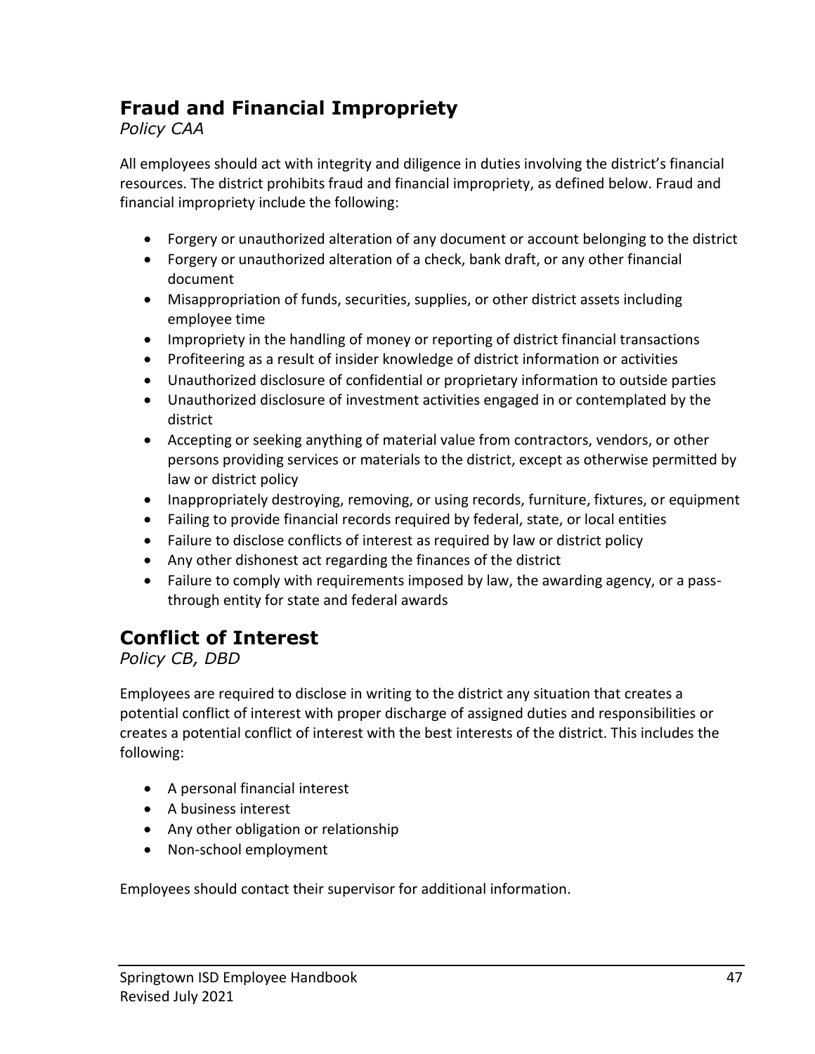## Fraud and Financial Impropriety

*Policy CAA*

All employees should act with integrity and diligence in duties involving the district's financial resources. The district prohibits fraud and financial impropriety, as defined below. Fraud and financial impropriety include the following:

- Forgery or unauthorized alteration of any document or account belonging to the district
- Forgery or unauthorized alteration of a check, bank draft, or any other financial document
- Misappropriation of funds, securities, supplies, or other district assets including employee time
- Impropriety in the handling of money or reporting of district financial transactions
- Profiteering as a result of insider knowledge of district information or activities
- Unauthorized disclosure of confidential or proprietary information to outside parties
- Unauthorized disclosure of investment activities engaged in or contemplated by the district
- Accepting or seeking anything of material value from contractors, vendors, or other persons providing services or materials to the district, except as otherwise permitted by law or district policy
- Inappropriately destroying, removing, or using records, furniture, fixtures, or equipment
- Failing to provide financial records required by federal, state, or local entities
- Failure to disclose conflicts of interest as required by law or district policy
- Any other dishonest act regarding the finances of the district
- Failure to comply with requirements imposed by law, the awarding agency, or a pass-through entity for state and federal awards

## Conflict of Interest

*Policy CB, DBD*

Employees are required to disclose in writing to the district any situation that creates a potential conflict of interest with proper discharge of assigned duties and responsibilities or creates a potential conflict of interest with the best interests of the district. This includes the following:

- A personal financial interest
- A business interest
- Any other obligation or relationship
- Non-school employment

Employees should contact their supervisor for additional information.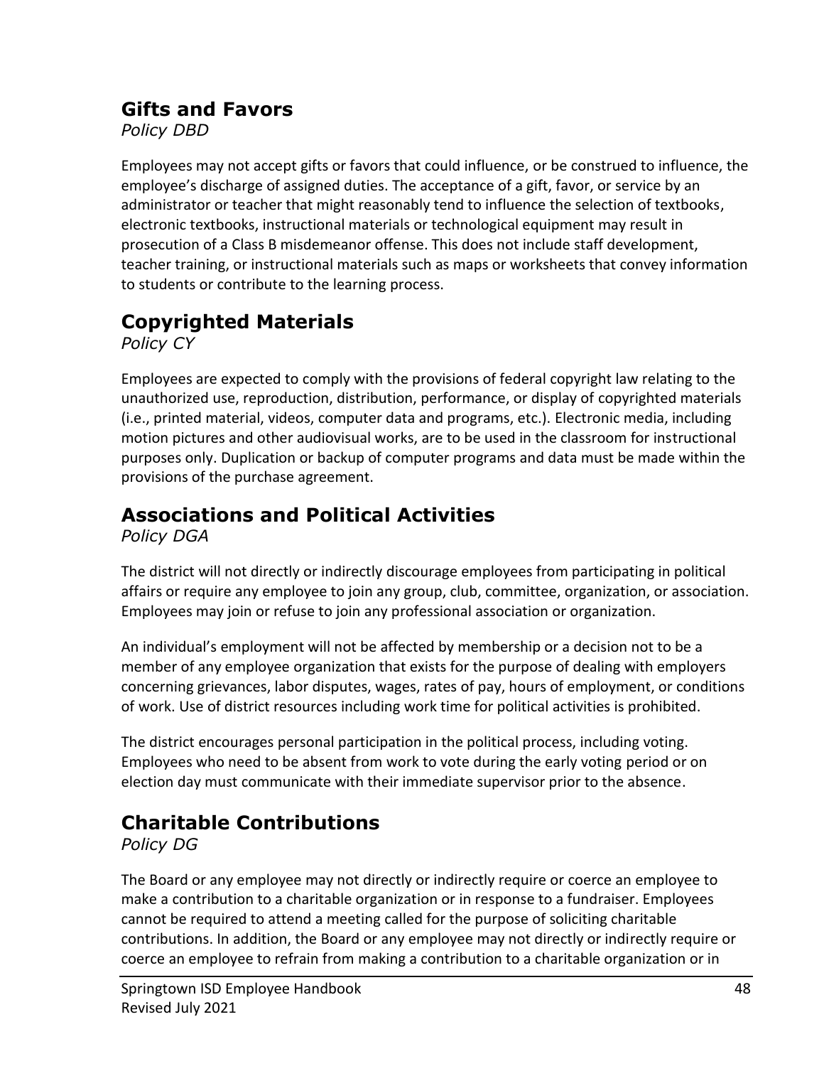## Gifts and Favors

*Policy DBD*

Employees may not accept gifts or favors that could influence, or be construed to influence, the employee's discharge of assigned duties. The acceptance of a gift, favor, or service by an administrator or teacher that might reasonably tend to influence the selection of textbooks, electronic textbooks, instructional materials or technological equipment may result in prosecution of a Class B misdemeanor offense. This does not include staff development, teacher training, or instructional materials such as maps or worksheets that convey information to students or contribute to the learning process.

## Copyrighted Materials

*Policy CY*

Employees are expected to comply with the provisions of federal copyright law relating to the unauthorized use, reproduction, distribution, performance, or display of copyrighted materials (i.e., printed material, videos, computer data and programs, etc.). Electronic media, including motion pictures and other audiovisual works, are to be used in the classroom for instructional purposes only. Duplication or backup of computer programs and data must be made within the provisions of the purchase agreement.

## Associations and Political Activities

*Policy DGA*

The district will not directly or indirectly discourage employees from participating in political affairs or require any employee to join any group, club, committee, organization, or association. Employees may join or refuse to join any professional association or organization.

An individual's employment will not be affected by membership or a decision not to be a member of any employee organization that exists for the purpose of dealing with employers concerning grievances, labor disputes, wages, rates of pay, hours of employment, or conditions of work. Use of district resources including work time for political activities is prohibited.

The district encourages personal participation in the political process, including voting. Employees who need to be absent from work to vote during the early voting period or on election day must communicate with their immediate supervisor prior to the absence.

## Charitable Contributions

*Policy DG*

The Board or any employee may not directly or indirectly require or coerce an employee to make a contribution to a charitable organization or in response to a fundraiser. Employees cannot be required to attend a meeting called for the purpose of soliciting charitable contributions. In addition, the Board or any employee may not directly or indirectly require or coerce an employee to refrain from making a contribution to a charitable organization or in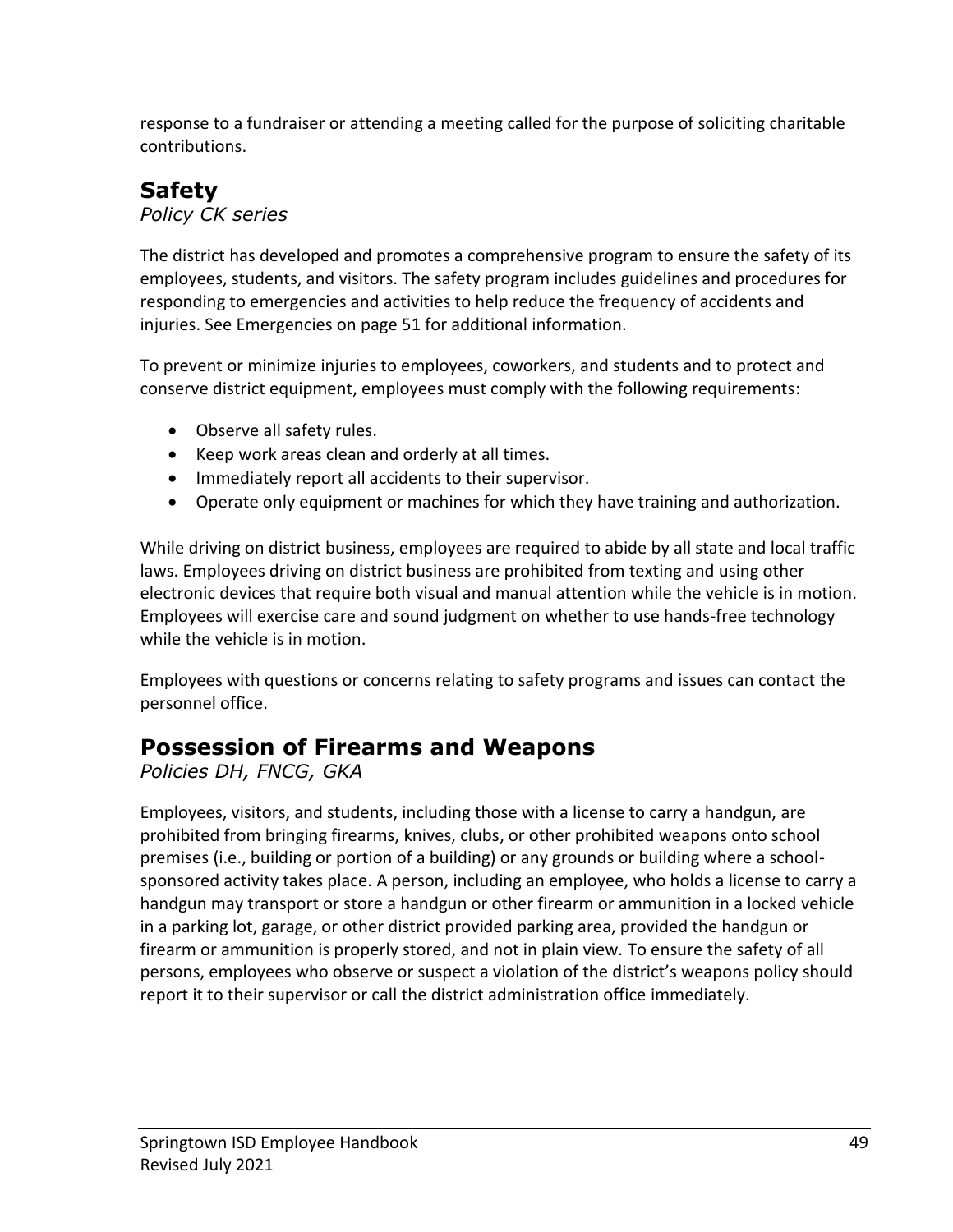response to a fundraiser or attending a meeting called for the purpose of soliciting charitable contributions.

## Safety

*Policy CK series*

The district has developed and promotes a comprehensive program to ensure the safety of its employees, students, and visitors. The safety program includes guidelines and procedures for responding to emergencies and activities to help reduce the frequency of accidents and injuries. See Emergencies on page 51 for additional information.

To prevent or minimize injuries to employees, coworkers, and students and to protect and conserve district equipment, employees must comply with the following requirements:

- Observe all safety rules.
- Keep work areas clean and orderly at all times.
- Immediately report all accidents to their supervisor.
- Operate only equipment or machines for which they have training and authorization.

While driving on district business, employees are required to abide by all state and local traffic laws. Employees driving on district business are prohibited from texting and using other electronic devices that require both visual and manual attention while the vehicle is in motion. Employees will exercise care and sound judgment on whether to use hands-free technology while the vehicle is in motion.

Employees with questions or concerns relating to safety programs and issues can contact the personnel office.

## Possession of Firearms and Weapons

*Policies DH, FNCG, GKA*

Employees, visitors, and students, including those with a license to carry a handgun, are prohibited from bringing firearms, knives, clubs, or other prohibited weapons onto school premises (i.e., building or portion of a building) or any grounds or building where a school-sponsored activity takes place. A person, including an employee, who holds a license to carry a handgun may transport or store a handgun or other firearm or ammunition in a locked vehicle in a parking lot, garage, or other district provided parking area, provided the handgun or firearm or ammunition is properly stored, and not in plain view. To ensure the safety of all persons, employees who observe or suspect a violation of the district's weapons policy should report it to their supervisor or call the district administration office immediately.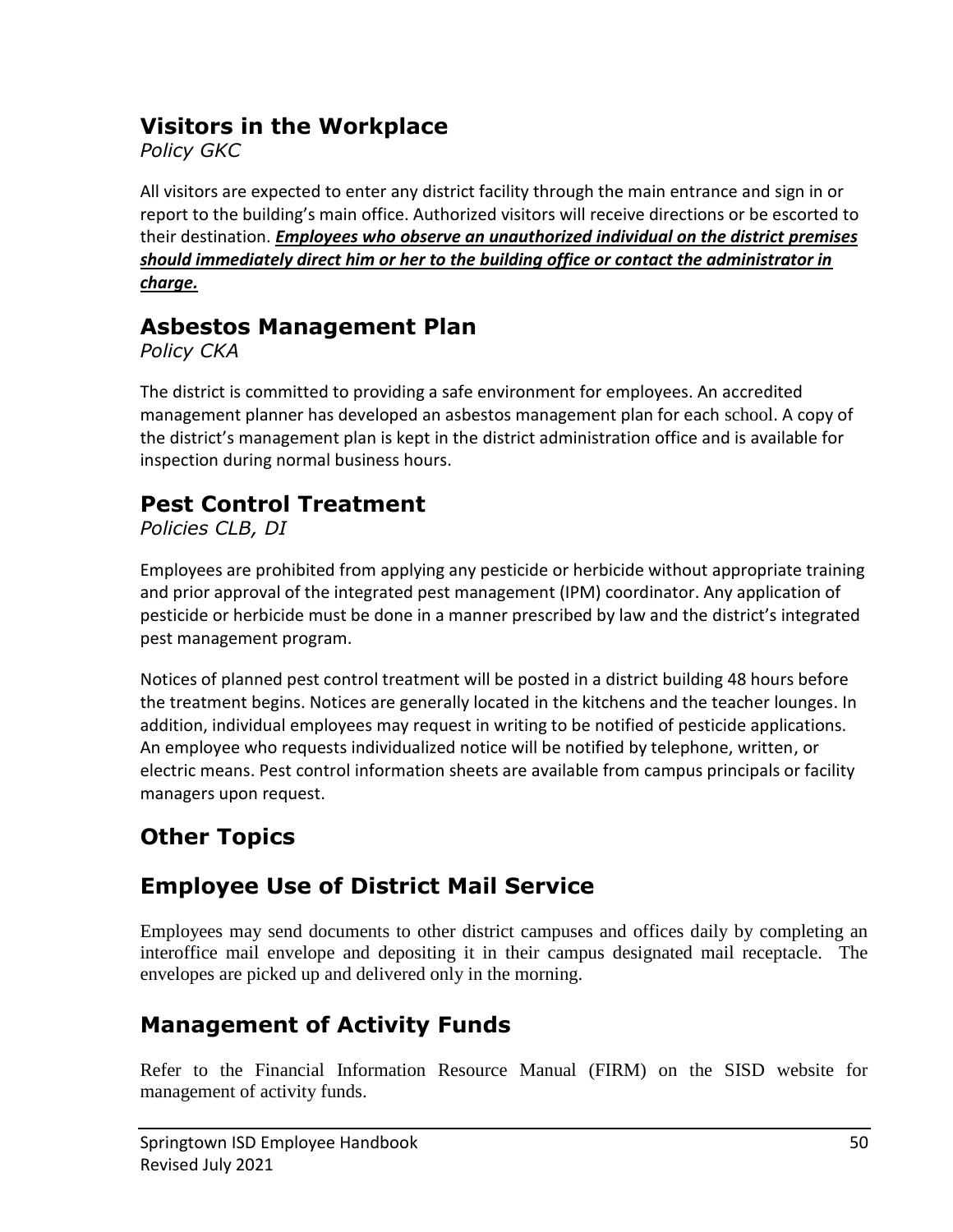## Visitors in the Workplace

*Policy GKC*

All visitors are expected to enter any district facility through the main entrance and sign in or report to the building's main office. Authorized visitors will receive directions or be escorted to their destination. ***Employees who observe an unauthorized individual on the district premises should immediately direct him or her to the building office or contact the administrator in charge.***

## Asbestos Management Plan

*Policy CKA*

The district is committed to providing a safe environment for employees. An accredited management planner has developed an asbestos management plan for each school. A copy of the district's management plan is kept in the district administration office and is available for inspection during normal business hours.

## Pest Control Treatment

*Policies CLB, DI*

Employees are prohibited from applying any pesticide or herbicide without appropriate training and prior approval of the integrated pest management (IPM) coordinator. Any application of pesticide or herbicide must be done in a manner prescribed by law and the district's integrated pest management program.

Notices of planned pest control treatment will be posted in a district building 48 hours before the treatment begins. Notices are generally located in the kitchens and the teacher lounges. In addition, individual employees may request in writing to be notified of pesticide applications. An employee who requests individualized notice will be notified by telephone, written, or electric means. Pest control information sheets are available from campus principals or facility managers upon request.

# Other Topics

## Employee Use of District Mail Service

Employees may send documents to other district campuses and offices daily by completing an interoffice mail envelope and depositing it in their campus designated mail receptacle. The envelopes are picked up and delivered only in the morning.

## Management of Activity Funds

Refer to the Financial Information Resource Manual (FIRM) on the SISD website for management of activity funds.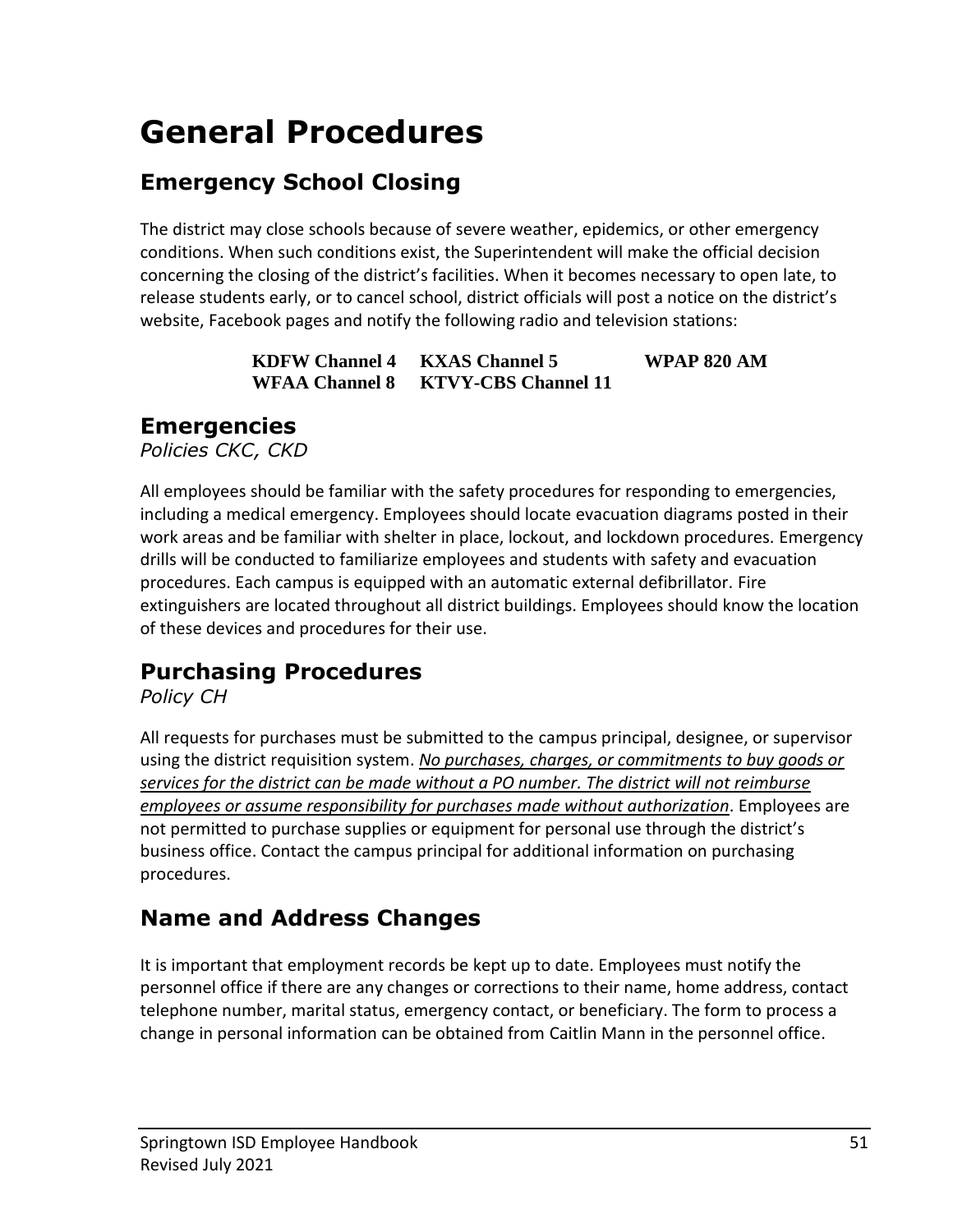# General Procedures

## Emergency School Closing

The district may close schools because of severe weather, epidemics, or other emergency conditions. When such conditions exist, the Superintendent will make the official decision concerning the closing of the district's facilities. When it becomes necessary to open late, to release students early, or to cancel school, district officials will post a notice on the district's website, Facebook pages and notify the following radio and television stations:

| | | |
|---|---|---|
| **KDFW Channel 4** | **KXAS Channel 5** | **WPAP 820 AM** |
| **WFAA Channel 8** | **KTVY-CBS Channel 11** | |

## Emergencies

*Policies CKC, CKD*

All employees should be familiar with the safety procedures for responding to emergencies, including a medical emergency. Employees should locate evacuation diagrams posted in their work areas and be familiar with shelter in place, lockout, and lockdown procedures. Emergency drills will be conducted to familiarize employees and students with safety and evacuation procedures. Each campus is equipped with an automatic external defibrillator. Fire extinguishers are located throughout all district buildings. Employees should know the location of these devices and procedures for their use.

## Purchasing Procedures

*Policy CH*

All requests for purchases must be submitted to the campus principal, designee, or supervisor using the district requisition system. <u>*No purchases, charges, or commitments to buy goods or services for the district can be made without a PO number. The district will not reimburse employees or assume responsibility for purchases made without authorization*</u>. Employees are not permitted to purchase supplies or equipment for personal use through the district's business office. Contact the campus principal for additional information on purchasing procedures.

## Name and Address Changes

It is important that employment records be kept up to date. Employees must notify the personnel office if there are any changes or corrections to their name, home address, contact telephone number, marital status, emergency contact, or beneficiary. The form to process a change in personal information can be obtained from Caitlin Mann in the personnel office.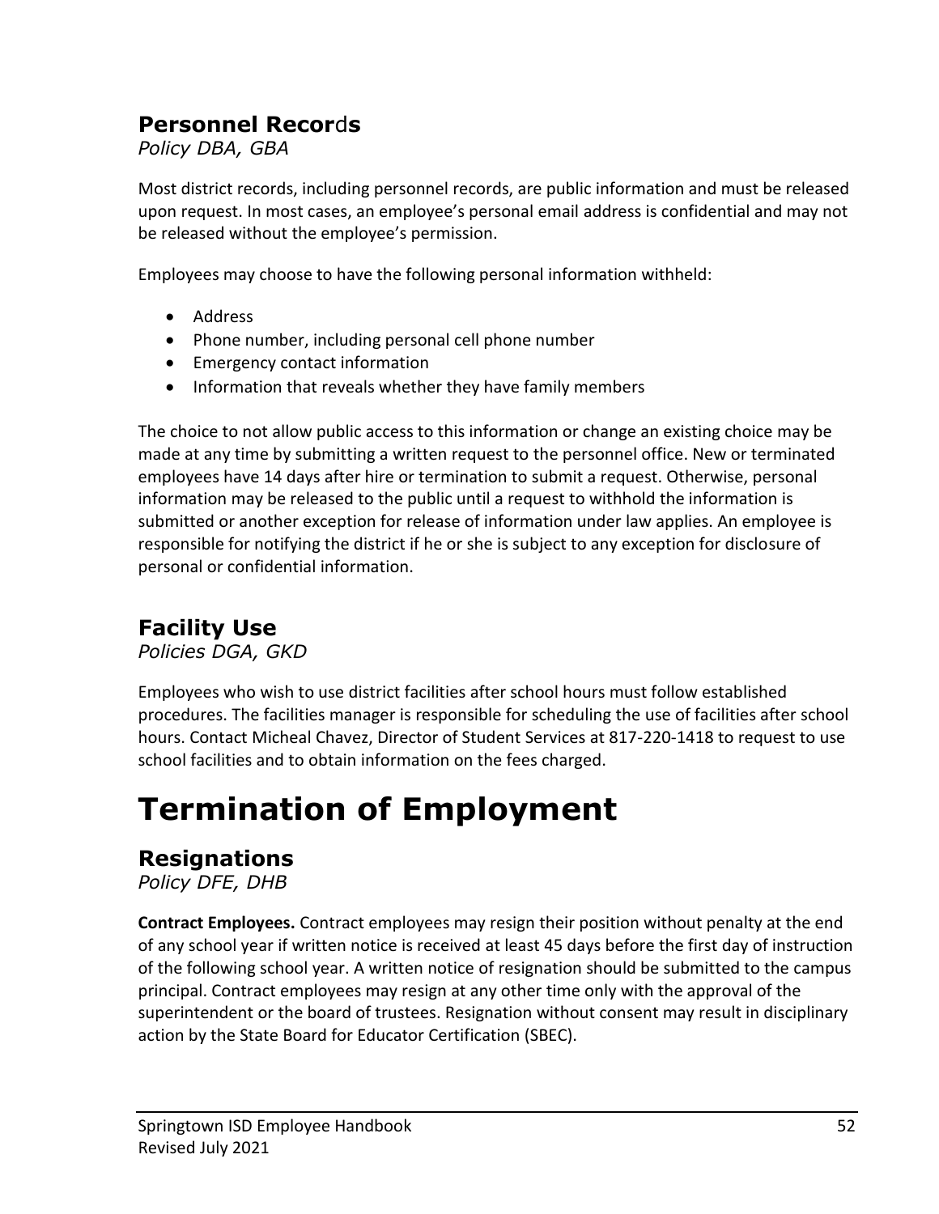## Personnel Records

*Policy DBA, GBA*

Most district records, including personnel records, are public information and must be released upon request. In most cases, an employee's personal email address is confidential and may not be released without the employee's permission.

Employees may choose to have the following personal information withheld:

- Address
- Phone number, including personal cell phone number
- Emergency contact information
- Information that reveals whether they have family members

The choice to not allow public access to this information or change an existing choice may be made at any time by submitting a written request to the personnel office. New or terminated employees have 14 days after hire or termination to submit a request. Otherwise, personal information may be released to the public until a request to withhold the information is submitted or another exception for release of information under law applies. An employee is responsible for notifying the district if he or she is subject to any exception for disclosure of personal or confidential information.

## Facility Use

*Policies DGA, GKD*

Employees who wish to use district facilities after school hours must follow established procedures. The facilities manager is responsible for scheduling the use of facilities after school hours. Contact Micheal Chavez, Director of Student Services at 817-220-1418 to request to use school facilities and to obtain information on the fees charged.

# Termination of Employment

## Resignations

*Policy DFE, DHB*

**Contract Employees.** Contract employees may resign their position without penalty at the end of any school year if written notice is received at least 45 days before the first day of instruction of the following school year. A written notice of resignation should be submitted to the campus principal. Contract employees may resign at any other time only with the approval of the superintendent or the board of trustees. Resignation without consent may result in disciplinary action by the State Board for Educator Certification (SBEC).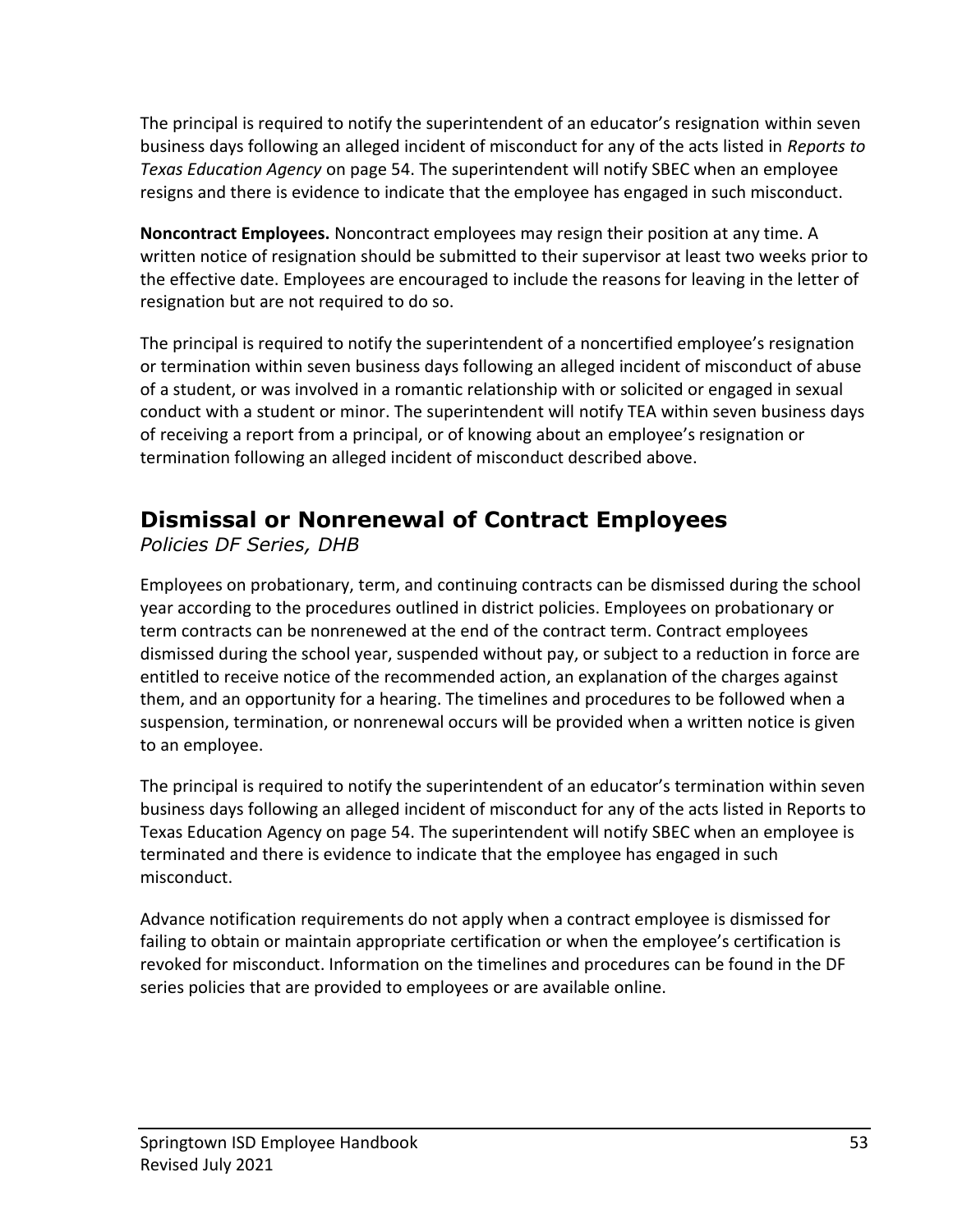The principal is required to notify the superintendent of an educator's resignation within seven business days following an alleged incident of misconduct for any of the acts listed in *Reports to Texas Education Agency* on page 54. The superintendent will notify SBEC when an employee resigns and there is evidence to indicate that the employee has engaged in such misconduct.

**Noncontract Employees.** Noncontract employees may resign their position at any time. A written notice of resignation should be submitted to their supervisor at least two weeks prior to the effective date. Employees are encouraged to include the reasons for leaving in the letter of resignation but are not required to do so.

The principal is required to notify the superintendent of a noncertified employee's resignation or termination within seven business days following an alleged incident of misconduct of abuse of a student, or was involved in a romantic relationship with or solicited or engaged in sexual conduct with a student or minor. The superintendent will notify TEA within seven business days of receiving a report from a principal, or of knowing about an employee's resignation or termination following an alleged incident of misconduct described above.

## Dismissal or Nonrenewal of Contract Employees

*Policies DF Series, DHB*

Employees on probationary, term, and continuing contracts can be dismissed during the school year according to the procedures outlined in district policies. Employees on probationary or term contracts can be nonrenewed at the end of the contract term. Contract employees dismissed during the school year, suspended without pay, or subject to a reduction in force are entitled to receive notice of the recommended action, an explanation of the charges against them, and an opportunity for a hearing. The timelines and procedures to be followed when a suspension, termination, or nonrenewal occurs will be provided when a written notice is given to an employee.

The principal is required to notify the superintendent of an educator's termination within seven business days following an alleged incident of misconduct for any of the acts listed in Reports to Texas Education Agency on page 54. The superintendent will notify SBEC when an employee is terminated and there is evidence to indicate that the employee has engaged in such misconduct.

Advance notification requirements do not apply when a contract employee is dismissed for failing to obtain or maintain appropriate certification or when the employee's certification is revoked for misconduct. Information on the timelines and procedures can be found in the DF series policies that are provided to employees or are available online.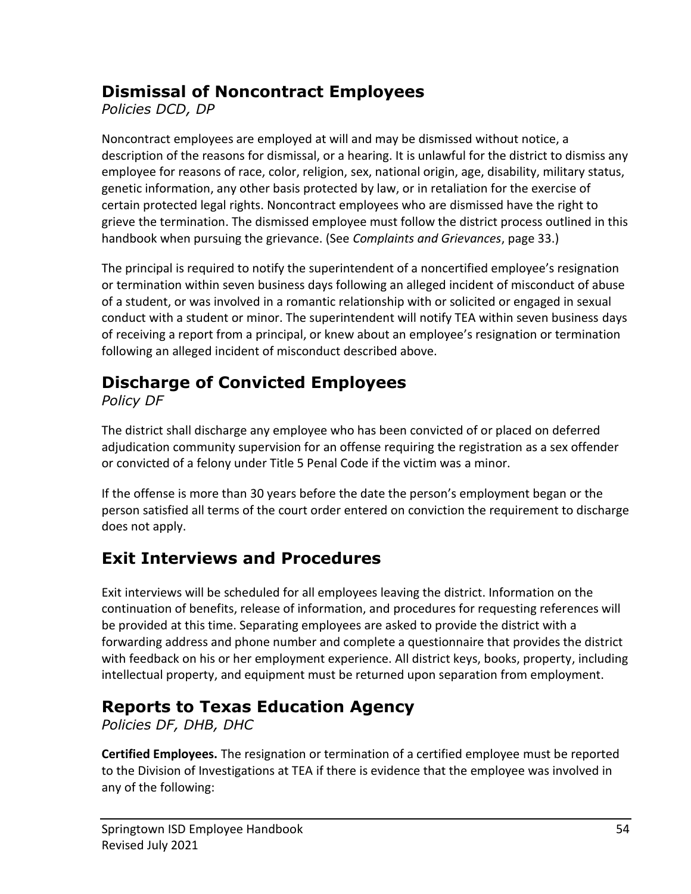## Dismissal of Noncontract Employees

*Policies DCD, DP*

Noncontract employees are employed at will and may be dismissed without notice, a description of the reasons for dismissal, or a hearing. It is unlawful for the district to dismiss any employee for reasons of race, color, religion, sex, national origin, age, disability, military status, genetic information, any other basis protected by law, or in retaliation for the exercise of certain protected legal rights. Noncontract employees who are dismissed have the right to grieve the termination. The dismissed employee must follow the district process outlined in this handbook when pursuing the grievance. (See *Complaints and Grievances*, page 33.)

The principal is required to notify the superintendent of a noncertified employee's resignation or termination within seven business days following an alleged incident of misconduct of abuse of a student, or was involved in a romantic relationship with or solicited or engaged in sexual conduct with a student or minor. The superintendent will notify TEA within seven business days of receiving a report from a principal, or knew about an employee's resignation or termination following an alleged incident of misconduct described above.

## Discharge of Convicted Employees

*Policy DF*

The district shall discharge any employee who has been convicted of or placed on deferred adjudication community supervision for an offense requiring the registration as a sex offender or convicted of a felony under Title 5 Penal Code if the victim was a minor.

If the offense is more than 30 years before the date the person's employment began or the person satisfied all terms of the court order entered on conviction the requirement to discharge does not apply.

## Exit Interviews and Procedures

Exit interviews will be scheduled for all employees leaving the district. Information on the continuation of benefits, release of information, and procedures for requesting references will be provided at this time. Separating employees are asked to provide the district with a forwarding address and phone number and complete a questionnaire that provides the district with feedback on his or her employment experience. All district keys, books, property, including intellectual property, and equipment must be returned upon separation from employment.

## Reports to Texas Education Agency

*Policies DF, DHB, DHC*

**Certified Employees.** The resignation or termination of a certified employee must be reported to the Division of Investigations at TEA if there is evidence that the employee was involved in any of the following: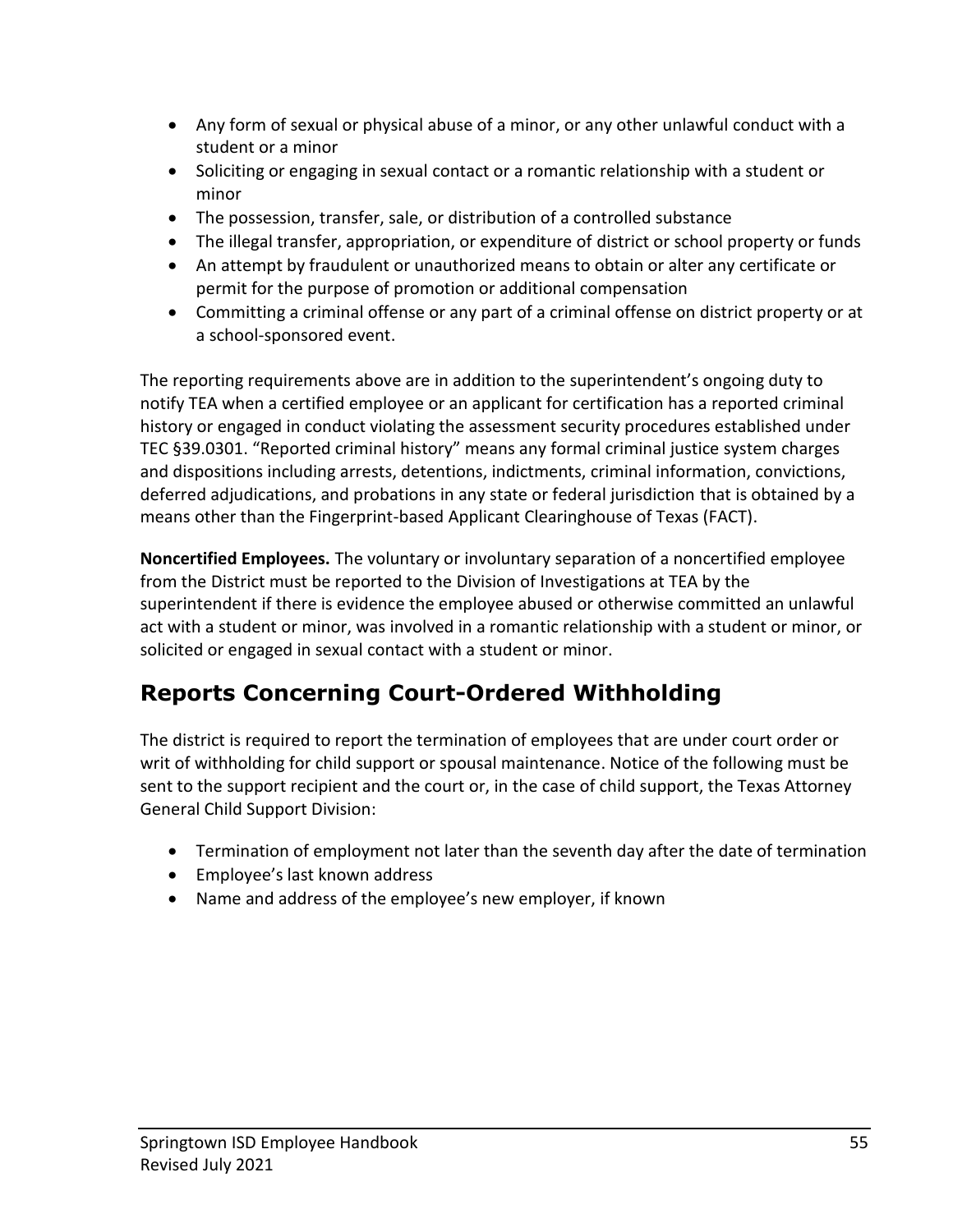- Any form of sexual or physical abuse of a minor, or any other unlawful conduct with a student or a minor
- Soliciting or engaging in sexual contact or a romantic relationship with a student or minor
- The possession, transfer, sale, or distribution of a controlled substance
- The illegal transfer, appropriation, or expenditure of district or school property or funds
- An attempt by fraudulent or unauthorized means to obtain or alter any certificate or permit for the purpose of promotion or additional compensation
- Committing a criminal offense or any part of a criminal offense on district property or at a school-sponsored event.

The reporting requirements above are in addition to the superintendent's ongoing duty to notify TEA when a certified employee or an applicant for certification has a reported criminal history or engaged in conduct violating the assessment security procedures established under TEC §39.0301. "Reported criminal history" means any formal criminal justice system charges and dispositions including arrests, detentions, indictments, criminal information, convictions, deferred adjudications, and probations in any state or federal jurisdiction that is obtained by a means other than the Fingerprint-based Applicant Clearinghouse of Texas (FACT).

**Noncertified Employees.** The voluntary or involuntary separation of a noncertified employee from the District must be reported to the Division of Investigations at TEA by the superintendent if there is evidence the employee abused or otherwise committed an unlawful act with a student or minor, was involved in a romantic relationship with a student or minor, or solicited or engaged in sexual contact with a student or minor.

## Reports Concerning Court-Ordered Withholding

The district is required to report the termination of employees that are under court order or writ of withholding for child support or spousal maintenance. Notice of the following must be sent to the support recipient and the court or, in the case of child support, the Texas Attorney General Child Support Division:

- Termination of employment not later than the seventh day after the date of termination
- Employee's last known address
- Name and address of the employee's new employer, if known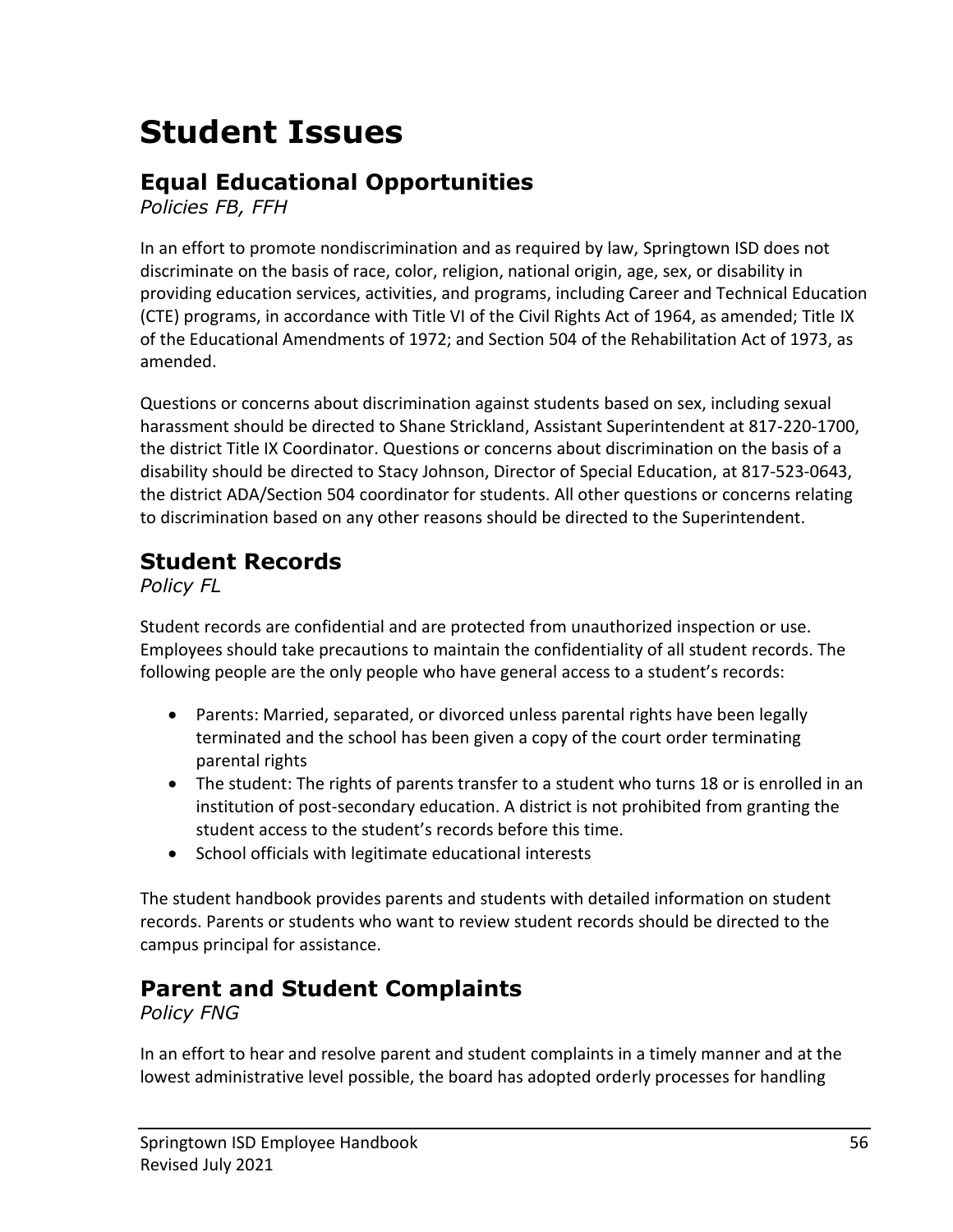# Student Issues

## Equal Educational Opportunities

*Policies FB, FFH*

In an effort to promote nondiscrimination and as required by law, Springtown ISD does not discriminate on the basis of race, color, religion, national origin, age, sex, or disability in providing education services, activities, and programs, including Career and Technical Education (CTE) programs, in accordance with Title VI of the Civil Rights Act of 1964, as amended; Title IX of the Educational Amendments of 1972; and Section 504 of the Rehabilitation Act of 1973, as amended.

Questions or concerns about discrimination against students based on sex, including sexual harassment should be directed to Shane Strickland, Assistant Superintendent at 817-220-1700, the district Title IX Coordinator. Questions or concerns about discrimination on the basis of a disability should be directed to Stacy Johnson, Director of Special Education, at 817-523-0643, the district ADA/Section 504 coordinator for students. All other questions or concerns relating to discrimination based on any other reasons should be directed to the Superintendent.

## Student Records

*Policy FL*

Student records are confidential and are protected from unauthorized inspection or use. Employees should take precautions to maintain the confidentiality of all student records. The following people are the only people who have general access to a student's records:

- Parents: Married, separated, or divorced unless parental rights have been legally terminated and the school has been given a copy of the court order terminating parental rights
- The student: The rights of parents transfer to a student who turns 18 or is enrolled in an institution of post-secondary education. A district is not prohibited from granting the student access to the student's records before this time.
- School officials with legitimate educational interests

The student handbook provides parents and students with detailed information on student records. Parents or students who want to review student records should be directed to the campus principal for assistance.

## Parent and Student Complaints

*Policy FNG*

In an effort to hear and resolve parent and student complaints in a timely manner and at the lowest administrative level possible, the board has adopted orderly processes for handling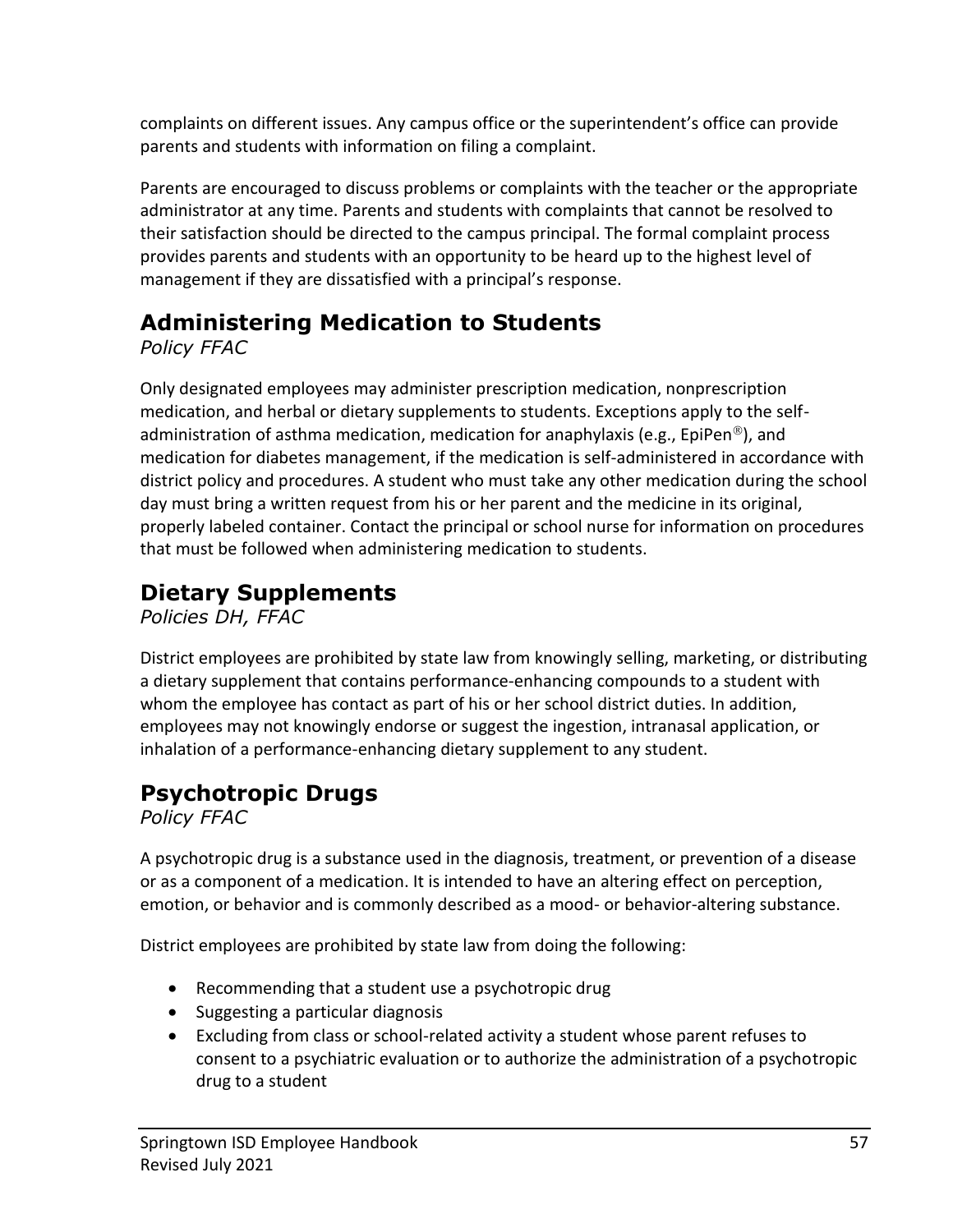complaints on different issues. Any campus office or the superintendent's office can provide parents and students with information on filing a complaint.

Parents are encouraged to discuss problems or complaints with the teacher or the appropriate administrator at any time. Parents and students with complaints that cannot be resolved to their satisfaction should be directed to the campus principal. The formal complaint process provides parents and students with an opportunity to be heard up to the highest level of management if they are dissatisfied with a principal's response.

## Administering Medication to Students

*Policy FFAC*

Only designated employees may administer prescription medication, nonprescription medication, and herbal or dietary supplements to students. Exceptions apply to the self-administration of asthma medication, medication for anaphylaxis (e.g., EpiPen®), and medication for diabetes management, if the medication is self-administered in accordance with district policy and procedures. A student who must take any other medication during the school day must bring a written request from his or her parent and the medicine in its original, properly labeled container. Contact the principal or school nurse for information on procedures that must be followed when administering medication to students.

## Dietary Supplements

*Policies DH, FFAC*

District employees are prohibited by state law from knowingly selling, marketing, or distributing a dietary supplement that contains performance-enhancing compounds to a student with whom the employee has contact as part of his or her school district duties. In addition, employees may not knowingly endorse or suggest the ingestion, intranasal application, or inhalation of a performance-enhancing dietary supplement to any student.

## Psychotropic Drugs

*Policy FFAC*

A psychotropic drug is a substance used in the diagnosis, treatment, or prevention of a disease or as a component of a medication. It is intended to have an altering effect on perception, emotion, or behavior and is commonly described as a mood- or behavior-altering substance.

District employees are prohibited by state law from doing the following:

- Recommending that a student use a psychotropic drug
- Suggesting a particular diagnosis
- Excluding from class or school-related activity a student whose parent refuses to consent to a psychiatric evaluation or to authorize the administration of a psychotropic drug to a student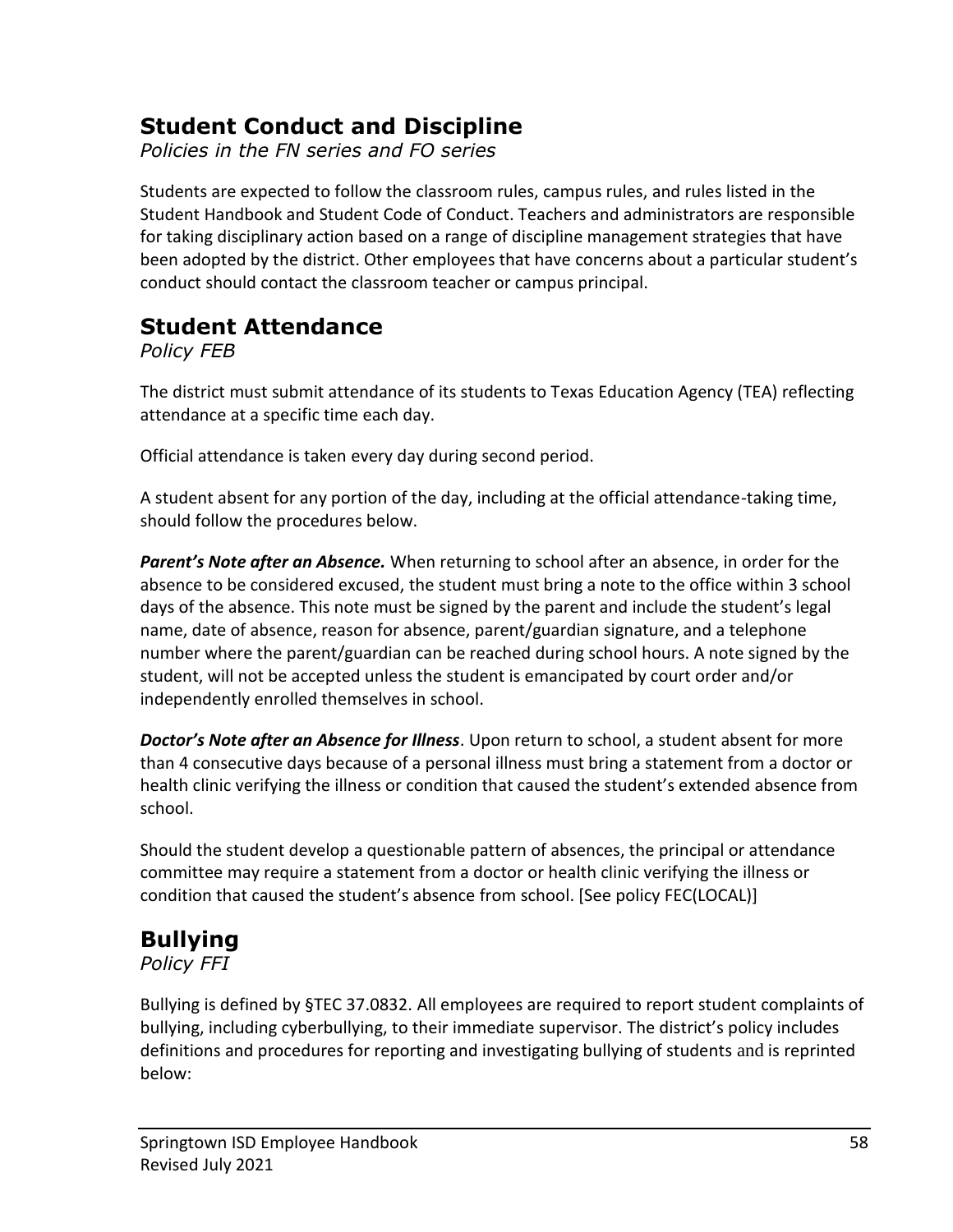## Student Conduct and Discipline

*Policies in the FN series and FO series*

Students are expected to follow the classroom rules, campus rules, and rules listed in the Student Handbook and Student Code of Conduct. Teachers and administrators are responsible for taking disciplinary action based on a range of discipline management strategies that have been adopted by the district. Other employees that have concerns about a particular student's conduct should contact the classroom teacher or campus principal.

## Student Attendance

*Policy FEB*

The district must submit attendance of its students to Texas Education Agency (TEA) reflecting attendance at a specific time each day.

Official attendance is taken every day during second period.

A student absent for any portion of the day, including at the official attendance-taking time, should follow the procedures below.

***Parent's Note after an Absence.*** When returning to school after an absence, in order for the absence to be considered excused, the student must bring a note to the office within 3 school days of the absence. This note must be signed by the parent and include the student's legal name, date of absence, reason for absence, parent/guardian signature, and a telephone number where the parent/guardian can be reached during school hours. A note signed by the student, will not be accepted unless the student is emancipated by court order and/or independently enrolled themselves in school.

***Doctor's Note after an Absence for Illness***. Upon return to school, a student absent for more than 4 consecutive days because of a personal illness must bring a statement from a doctor or health clinic verifying the illness or condition that caused the student's extended absence from school.

Should the student develop a questionable pattern of absences, the principal or attendance committee may require a statement from a doctor or health clinic verifying the illness or condition that caused the student's absence from school. [See policy FEC(LOCAL)]

## Bullying

*Policy FFI*

Bullying is defined by §TEC 37.0832. All employees are required to report student complaints of bullying, including cyberbullying, to their immediate supervisor. The district's policy includes definitions and procedures for reporting and investigating bullying of students and is reprinted below: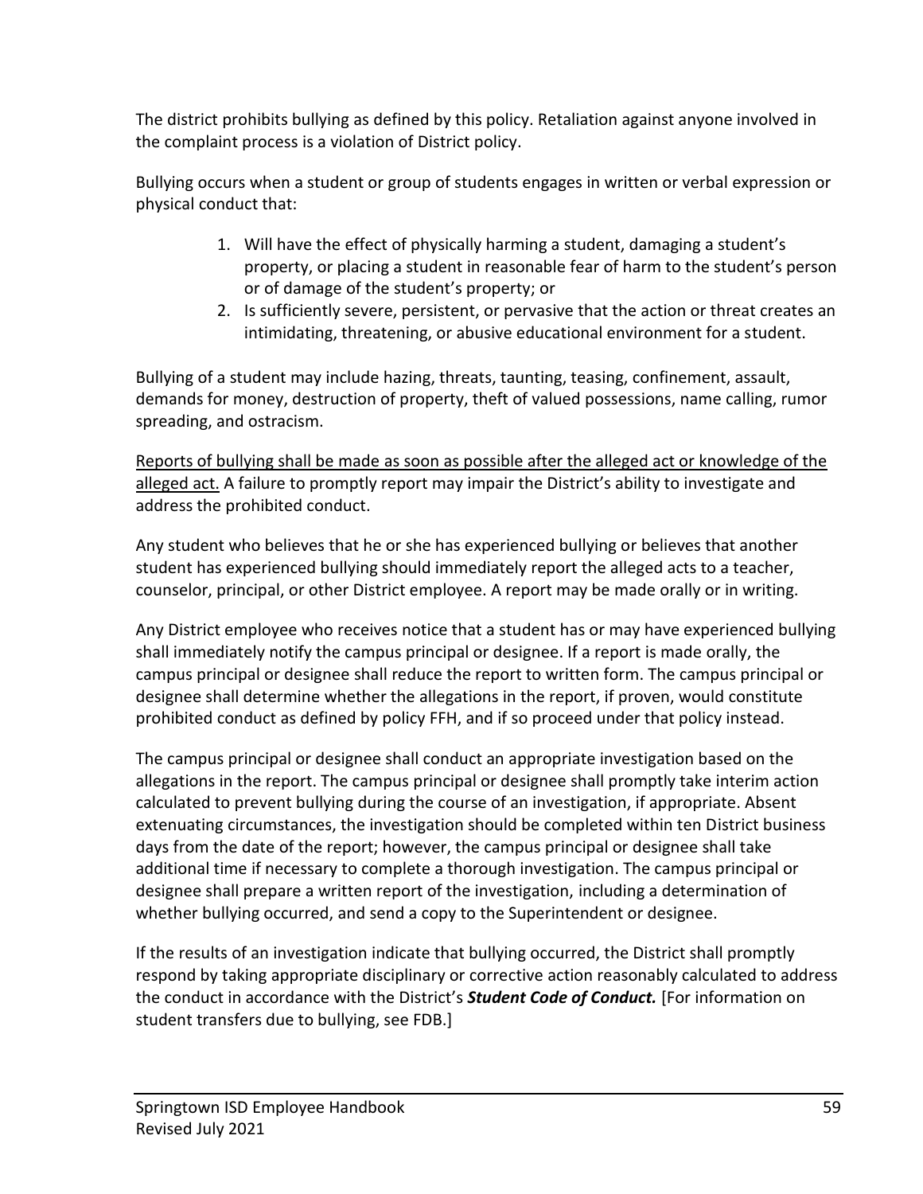The district prohibits bullying as defined by this policy. Retaliation against anyone involved in the complaint process is a violation of District policy.

Bullying occurs when a student or group of students engages in written or verbal expression or physical conduct that:

1. Will have the effect of physically harming a student, damaging a student's property, or placing a student in reasonable fear of harm to the student's person or of damage of the student's property; or
2. Is sufficiently severe, persistent, or pervasive that the action or threat creates an intimidating, threatening, or abusive educational environment for a student.

Bullying of a student may include hazing, threats, taunting, teasing, confinement, assault, demands for money, destruction of property, theft of valued possessions, name calling, rumor spreading, and ostracism.

<u>Reports of bullying shall be made as soon as possible after the alleged act or knowledge of the alleged act.</u> A failure to promptly report may impair the District's ability to investigate and address the prohibited conduct.

Any student who believes that he or she has experienced bullying or believes that another student has experienced bullying should immediately report the alleged acts to a teacher, counselor, principal, or other District employee. A report may be made orally or in writing.

Any District employee who receives notice that a student has or may have experienced bullying shall immediately notify the campus principal or designee. If a report is made orally, the campus principal or designee shall reduce the report to written form. The campus principal or designee shall determine whether the allegations in the report, if proven, would constitute prohibited conduct as defined by policy FFH, and if so proceed under that policy instead.

The campus principal or designee shall conduct an appropriate investigation based on the allegations in the report. The campus principal or designee shall promptly take interim action calculated to prevent bullying during the course of an investigation, if appropriate. Absent extenuating circumstances, the investigation should be completed within ten District business days from the date of the report; however, the campus principal or designee shall take additional time if necessary to complete a thorough investigation. The campus principal or designee shall prepare a written report of the investigation, including a determination of whether bullying occurred, and send a copy to the Superintendent or designee.

If the results of an investigation indicate that bullying occurred, the District shall promptly respond by taking appropriate disciplinary or corrective action reasonably calculated to address the conduct in accordance with the District's ***Student Code of Conduct.*** [For information on student transfers due to bullying, see FDB.]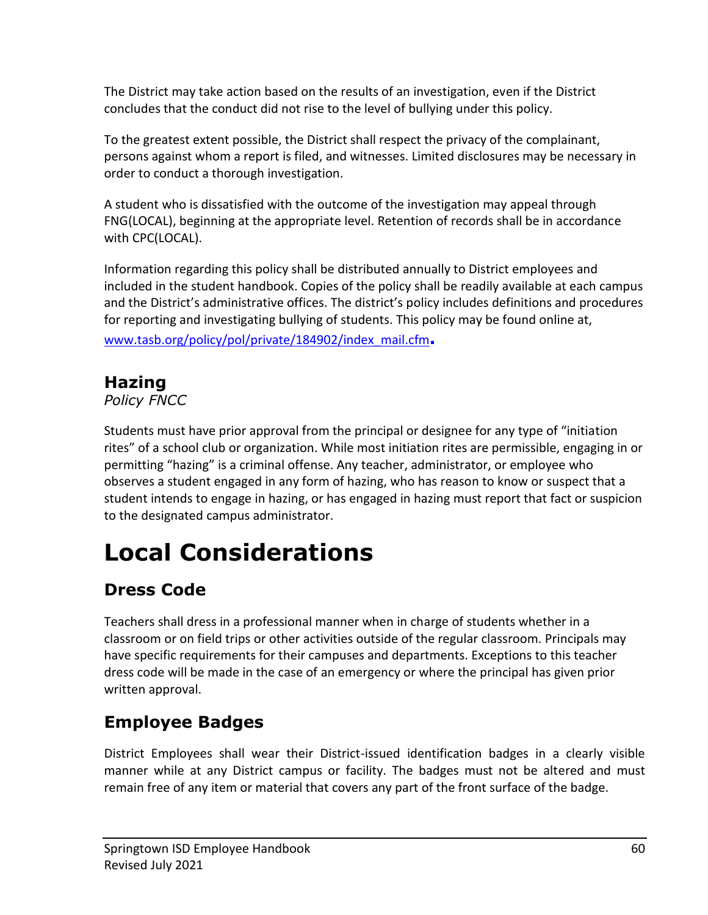The District may take action based on the results of an investigation, even if the District concludes that the conduct did not rise to the level of bullying under this policy.

To the greatest extent possible, the District shall respect the privacy of the complainant, persons against whom a report is filed, and witnesses. Limited disclosures may be necessary in order to conduct a thorough investigation.

A student who is dissatisfied with the outcome of the investigation may appeal through FNG(LOCAL), beginning at the appropriate level. Retention of records shall be in accordance with CPC(LOCAL).

Information regarding this policy shall be distributed annually to District employees and included in the student handbook. Copies of the policy shall be readily available at each campus and the District's administrative offices. The district's policy includes definitions and procedures for reporting and investigating bullying of students. This policy may be found online at, www.tasb.org/policy/pol/private/184902/index_mail.cfm.

## Hazing

*Policy FNCC*

Students must have prior approval from the principal or designee for any type of "initiation rites" of a school club or organization. While most initiation rites are permissible, engaging in or permitting "hazing" is a criminal offense. Any teacher, administrator, or employee who observes a student engaged in any form of hazing, who has reason to know or suspect that a student intends to engage in hazing, or has engaged in hazing must report that fact or suspicion to the designated campus administrator.

# Local Considerations

## Dress Code

Teachers shall dress in a professional manner when in charge of students whether in a classroom or on field trips or other activities outside of the regular classroom. Principals may have specific requirements for their campuses and departments. Exceptions to this teacher dress code will be made in the case of an emergency or where the principal has given prior written approval.

## Employee Badges

District Employees shall wear their District-issued identification badges in a clearly visible manner while at any District campus or facility. The badges must not be altered and must remain free of any item or material that covers any part of the front surface of the badge.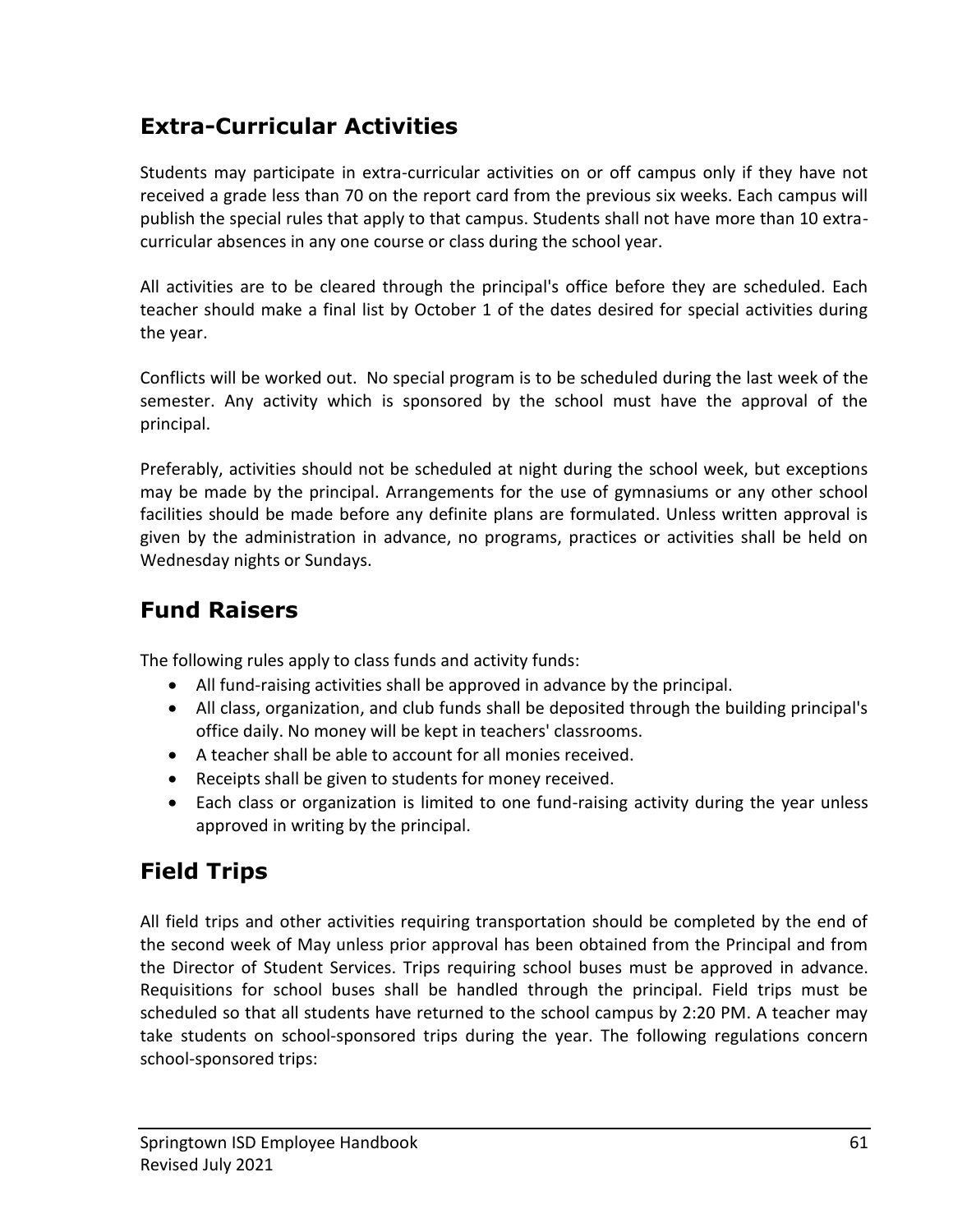## Extra-Curricular Activities

Students may participate in extra-curricular activities on or off campus only if they have not received a grade less than 70 on the report card from the previous six weeks. Each campus will publish the special rules that apply to that campus. Students shall not have more than 10 extra-curricular absences in any one course or class during the school year.

All activities are to be cleared through the principal's office before they are scheduled. Each teacher should make a final list by October 1 of the dates desired for special activities during the year.

Conflicts will be worked out. No special program is to be scheduled during the last week of the semester. Any activity which is sponsored by the school must have the approval of the principal.

Preferably, activities should not be scheduled at night during the school week, but exceptions may be made by the principal. Arrangements for the use of gymnasiums or any other school facilities should be made before any definite plans are formulated. Unless written approval is given by the administration in advance, no programs, practices or activities shall be held on Wednesday nights or Sundays.

## Fund Raisers

The following rules apply to class funds and activity funds:

- All fund-raising activities shall be approved in advance by the principal.
- All class, organization, and club funds shall be deposited through the building principal's office daily. No money will be kept in teachers' classrooms.
- A teacher shall be able to account for all monies received.
- Receipts shall be given to students for money received.
- Each class or organization is limited to one fund-raising activity during the year unless approved in writing by the principal.

## Field Trips

All field trips and other activities requiring transportation should be completed by the end of the second week of May unless prior approval has been obtained from the Principal and from the Director of Student Services. Trips requiring school buses must be approved in advance. Requisitions for school buses shall be handled through the principal. Field trips must be scheduled so that all students have returned to the school campus by 2:20 PM. A teacher may take students on school-sponsored trips during the year. The following regulations concern school-sponsored trips: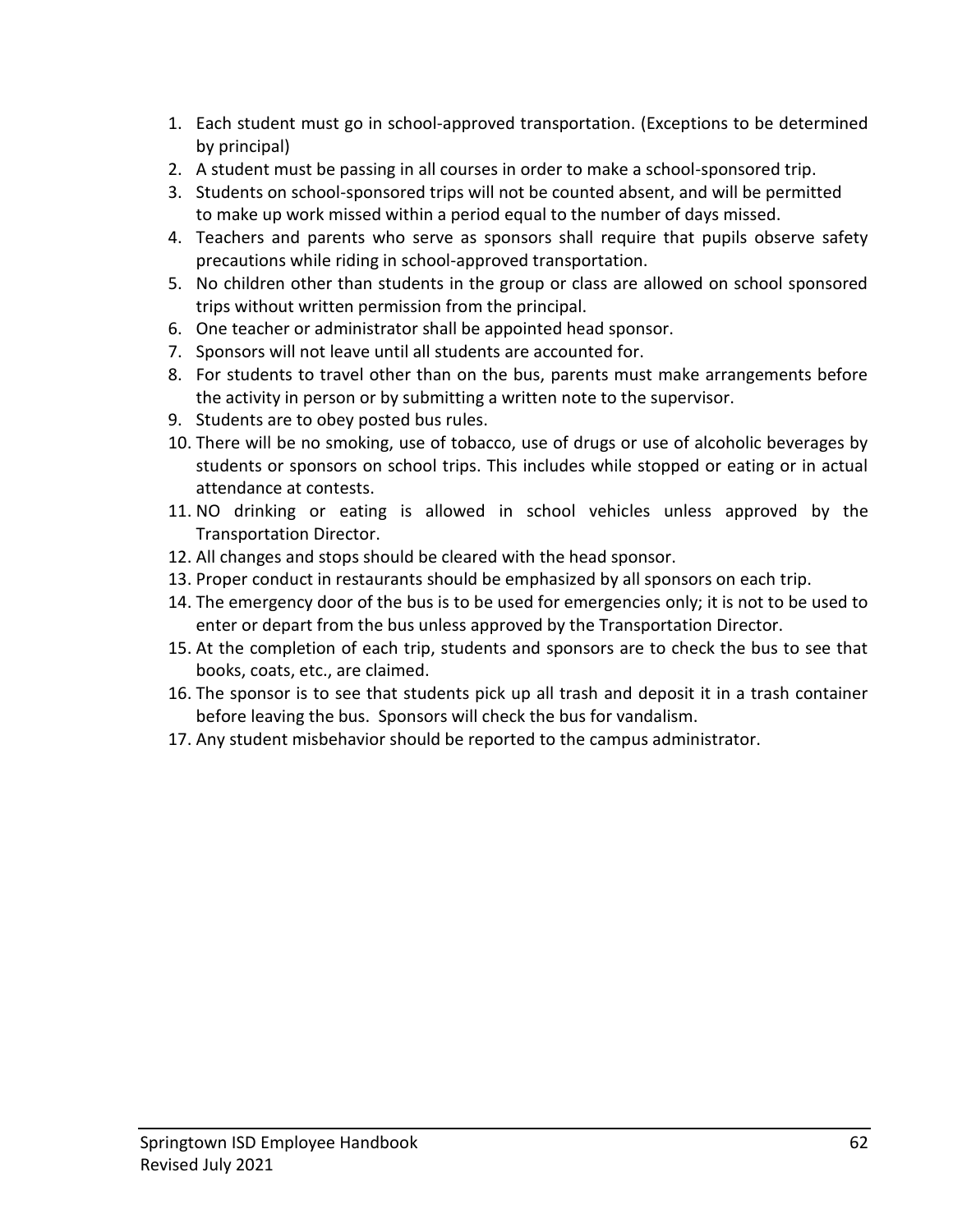1. Each student must go in school-approved transportation. (Exceptions to be determined by principal)
2. A student must be passing in all courses in order to make a school-sponsored trip.
3. Students on school-sponsored trips will not be counted absent, and will be permitted to make up work missed within a period equal to the number of days missed.
4. Teachers and parents who serve as sponsors shall require that pupils observe safety precautions while riding in school-approved transportation.
5. No children other than students in the group or class are allowed on school sponsored trips without written permission from the principal.
6. One teacher or administrator shall be appointed head sponsor.
7. Sponsors will not leave until all students are accounted for.
8. For students to travel other than on the bus, parents must make arrangements before the activity in person or by submitting a written note to the supervisor.
9. Students are to obey posted bus rules.
10. There will be no smoking, use of tobacco, use of drugs or use of alcoholic beverages by students or sponsors on school trips. This includes while stopped or eating or in actual attendance at contests.
11. NO drinking or eating is allowed in school vehicles unless approved by the Transportation Director.
12. All changes and stops should be cleared with the head sponsor.
13. Proper conduct in restaurants should be emphasized by all sponsors on each trip.
14. The emergency door of the bus is to be used for emergencies only; it is not to be used to enter or depart from the bus unless approved by the Transportation Director.
15. At the completion of each trip, students and sponsors are to check the bus to see that books, coats, etc., are claimed.
16. The sponsor is to see that students pick up all trash and deposit it in a trash container before leaving the bus. Sponsors will check the bus for vandalism.
17. Any student misbehavior should be reported to the campus administrator.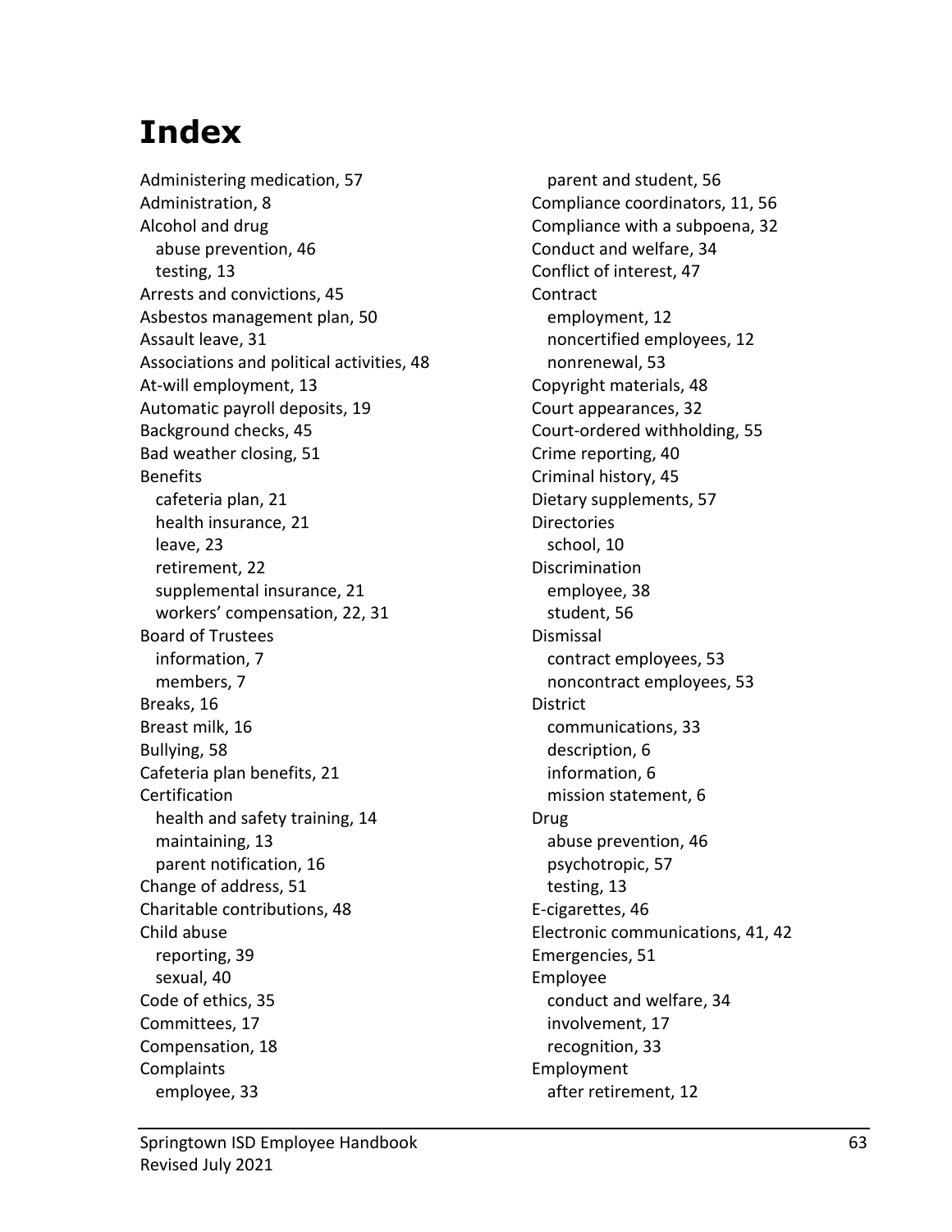# Index

Administering medication, 57
Administration, 8
Alcohol and drug
  abuse prevention, 46
  testing, 13
Arrests and convictions, 45
Asbestos management plan, 50
Assault leave, 31
Associations and political activities, 48
At-will employment, 13
Automatic payroll deposits, 19
Background checks, 45
Bad weather closing, 51
Benefits
  cafeteria plan, 21
  health insurance, 21
  leave, 23
  retirement, 22
  supplemental insurance, 21
  workers' compensation, 22, 31
Board of Trustees
  information, 7
  members, 7
Breaks, 16
Breast milk, 16
Bullying, 58
Cafeteria plan benefits, 21
Certification
  health and safety training, 14
  maintaining, 13
  parent notification, 16
Change of address, 51
Charitable contributions, 48
Child abuse
  reporting, 39
  sexual, 40
Code of ethics, 35
Committees, 17
Compensation, 18
Complaints
  employee, 33
  parent and student, 56
Compliance coordinators, 11, 56
Compliance with a subpoena, 32
Conduct and welfare, 34
Conflict of interest, 47
Contract
  employment, 12
  noncertified employees, 12
  nonrenewal, 53
Copyright materials, 48
Court appearances, 32
Court-ordered withholding, 55
Crime reporting, 40
Criminal history, 45
Dietary supplements, 57
Directories
  school, 10
Discrimination
  employee, 38
  student, 56
Dismissal
  contract employees, 53
  noncontract employees, 53
District
  communications, 33
  description, 6
  information, 6
  mission statement, 6
Drug
  abuse prevention, 46
  psychotropic, 57
  testing, 13
E-cigarettes, 46
Electronic communications, 41, 42
Emergencies, 51
Employee
  conduct and welfare, 34
  involvement, 17
  recognition, 33
Employment
  after retirement, 12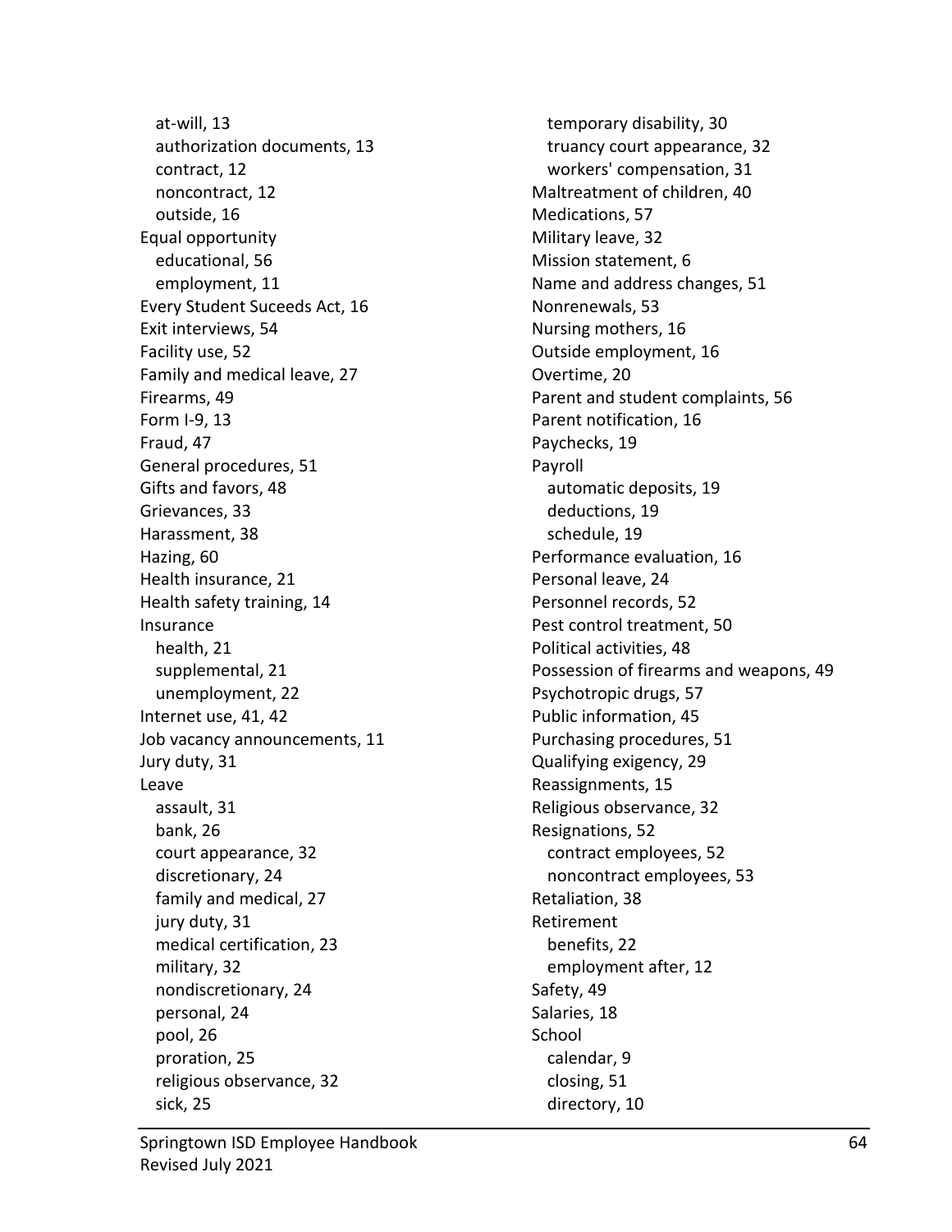- at-will, 13
  - authorization documents, 13
  - contract, 12
  - noncontract, 12
  - outside, 16
- Equal opportunity
  - educational, 56
  - employment, 11
- Every Student Suceeds Act, 16
- Exit interviews, 54
- Facility use, 52
- Family and medical leave, 27
- Firearms, 49
- Form I-9, 13
- Fraud, 47
- General procedures, 51
- Gifts and favors, 48
- Grievances, 33
- Harassment, 38
- Hazing, 60
- Health insurance, 21
- Health safety training, 14
- Insurance
  - health, 21
  - supplemental, 21
  - unemployment, 22
- Internet use, 41, 42
- Job vacancy announcements, 11
- Jury duty, 31
- Leave
  - assault, 31
  - bank, 26
  - court appearance, 32
  - discretionary, 24
  - family and medical, 27
  - jury duty, 31
  - medical certification, 23
  - military, 32
  - nondiscretionary, 24
  - personal, 24
  - pool, 26
  - proration, 25
  - religious observance, 32
  - sick, 25
  - temporary disability, 30
  - truancy court appearance, 32
  - workers' compensation, 31
- Maltreatment of children, 40
- Medications, 57
- Military leave, 32
- Mission statement, 6
- Name and address changes, 51
- Nonrenewals, 53
- Nursing mothers, 16
- Outside employment, 16
- Overtime, 20
- Parent and student complaints, 56
- Parent notification, 16
- Paychecks, 19
- Payroll
  - automatic deposits, 19
  - deductions, 19
  - schedule, 19
- Performance evaluation, 16
- Personal leave, 24
- Personnel records, 52
- Pest control treatment, 50
- Political activities, 48
- Possession of firearms and weapons, 49
- Psychotropic drugs, 57
- Public information, 45
- Purchasing procedures, 51
- Qualifying exigency, 29
- Reassignments, 15
- Religious observance, 32
- Resignations, 52
  - contract employees, 52
  - noncontract employees, 53
- Retaliation, 38
- Retirement
  - benefits, 22
  - employment after, 12
- Safety, 49
- Salaries, 18
- School
  - calendar, 9
  - closing, 51
  - directory, 10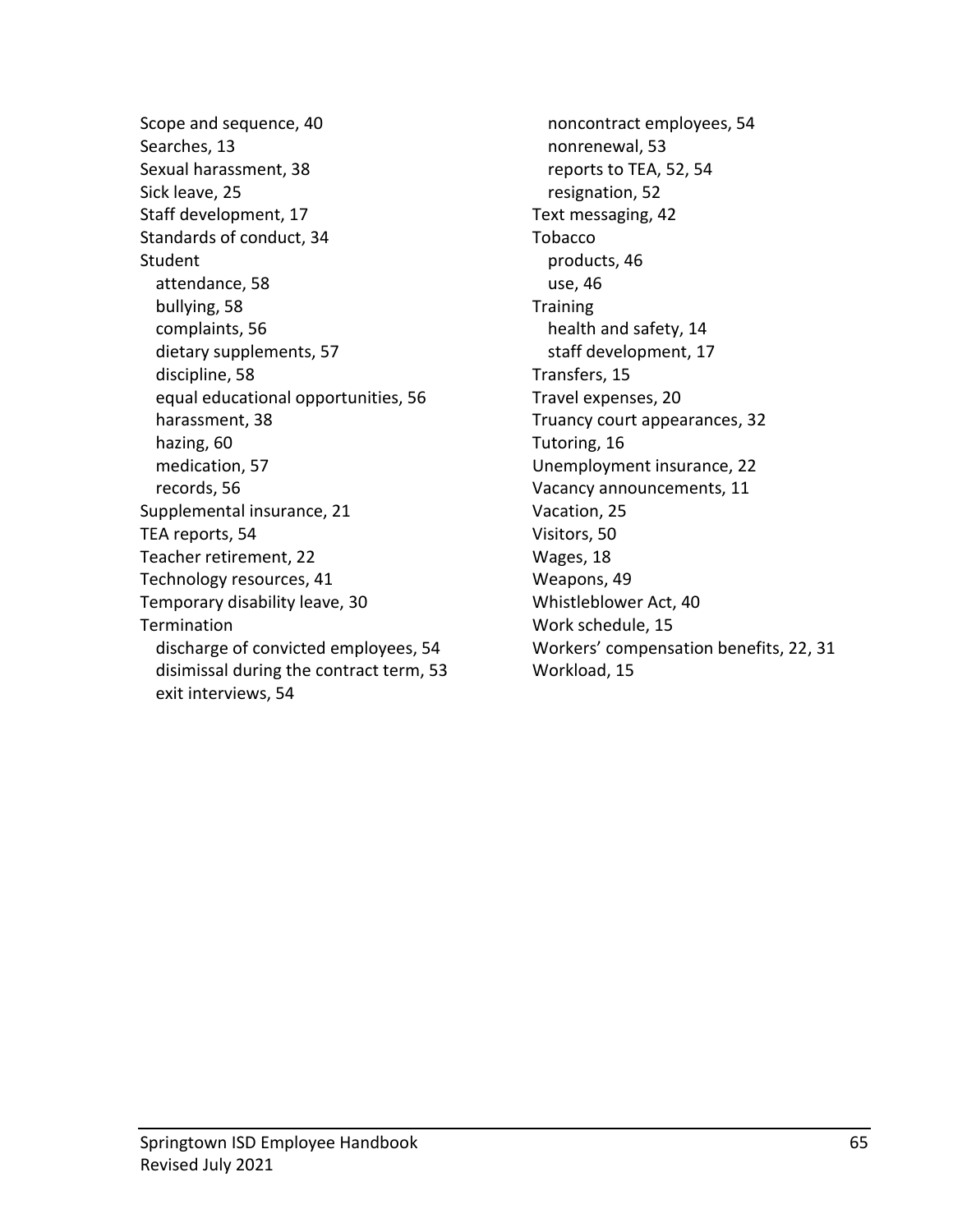Scope and sequence, 40
Searches, 13
Sexual harassment, 38
Sick leave, 25
Staff development, 17
Standards of conduct, 34
Student
  attendance, 58
  bullying, 58
  complaints, 56
  dietary supplements, 57
  discipline, 58
  equal educational opportunities, 56
  harassment, 38
  hazing, 60
  medication, 57
  records, 56
Supplemental insurance, 21
TEA reports, 54
Teacher retirement, 22
Technology resources, 41
Temporary disability leave, 30
Termination
  discharge of convicted employees, 54
  disimissal during the contract term, 53
  exit interviews, 54
  noncontract employees, 54
  nonrenewal, 53
  reports to TEA, 52, 54
  resignation, 52
Text messaging, 42
Tobacco
  products, 46
  use, 46
Training
  health and safety, 14
  staff development, 17
Transfers, 15
Travel expenses, 20
Truancy court appearances, 32
Tutoring, 16
Unemployment insurance, 22
Vacancy announcements, 11
Vacation, 25
Visitors, 50
Wages, 18
Weapons, 49
Whistleblower Act, 40
Work schedule, 15
Workers' compensation benefits, 22, 31
Workload, 15